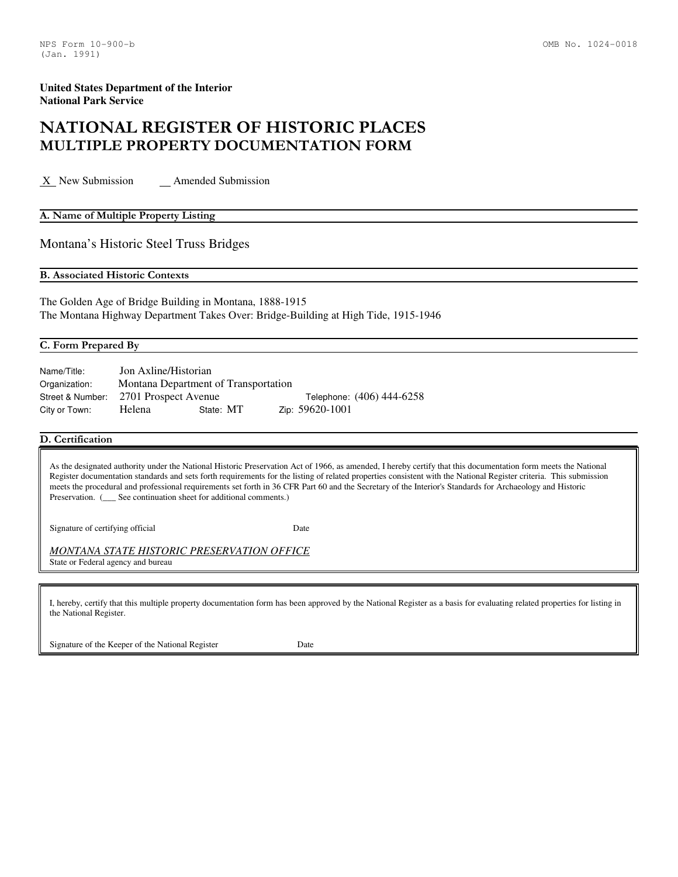NPS Form 10-900-b
(Jan. 1991)

OMB No. 1024-0018

**United States Department of the Interior**
**National Park Service**

# NATIONAL REGISTER OF HISTORIC PLACES
## MULTIPLE PROPERTY DOCUMENTATION FORM

X New Submission    __ Amended Submission

### A. Name of Multiple Property Listing

Montana's Historic Steel Truss Bridges

### B. Associated Historic Contexts

The Golden Age of Bridge Building in Montana, 1888-1915
The Montana Highway Department Takes Over: Bridge-Building at High Tide, 1915-1946

### C. Form Prepared By

Name/Title: Jon Axline/Historian
Organization: Montana Department of Transportation
Street & Number: 2701 Prospect Avenue    Telephone: (406) 444-6258
City or Town: Helena    State: MT    Zip: 59620-1001

### D. Certification

As the designated authority under the National Historic Preservation Act of 1966, as amended, I hereby certify that this documentation form meets the National Register documentation standards and sets forth requirements for the listing of related properties consistent with the National Register criteria. This submission meets the procedural and professional requirements set forth in 36 CFR Part 60 and the Secretary of the Interior's Standards for Archaeology and Historic Preservation. (___ See continuation sheet for additional comments.)

Signature of certifying official    Date

*MONTANA STATE HISTORIC PRESERVATION OFFICE*
State or Federal agency and bureau

I, hereby, certify that this multiple property documentation form has been approved by the National Register as a basis for evaluating related properties for listing in the National Register.

Signature of the Keeper of the National Register    Date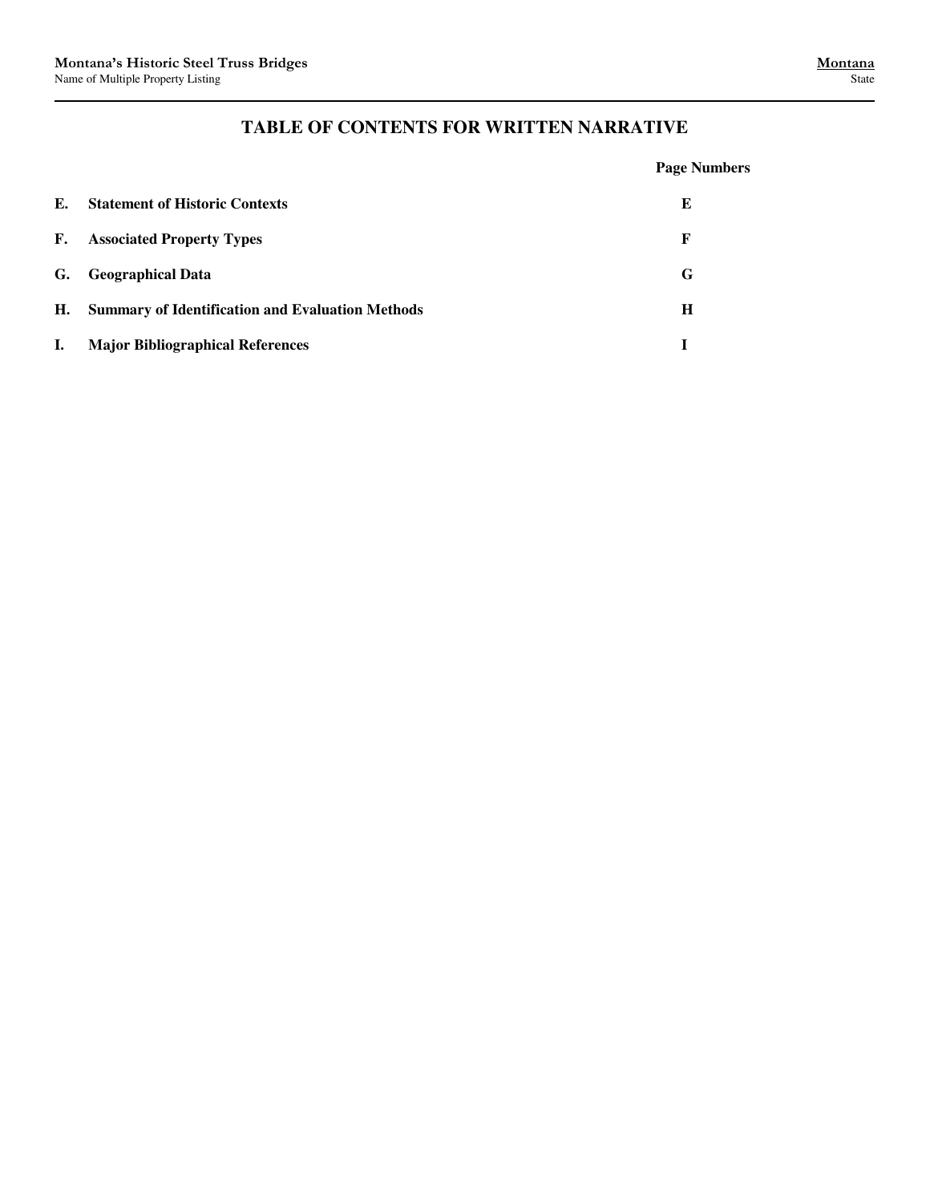# TABLE OF CONTENTS FOR WRITTEN NARRATIVE

| | | Page Numbers |
|---|---|---|
| **E.** | **Statement of Historic Contexts** | **E** |
| **F.** | **Associated Property Types** | **F** |
| **G.** | **Geographical Data** | **G** |
| **H.** | **Summary of Identification and Evaluation Methods** | **H** |
| **I.** | **Major Bibliographical References** | **I** |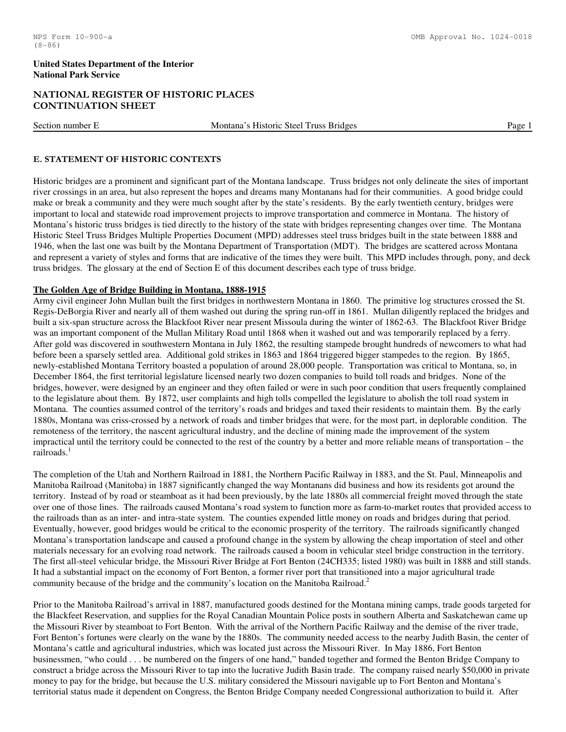## E. STATEMENT OF HISTORIC CONTEXTS

Historic bridges are a prominent and significant part of the Montana landscape. Truss bridges not only delineate the sites of important river crossings in an area, but also represent the hopes and dreams many Montanans had for their communities. A good bridge could make or break a community and they were much sought after by the state's residents. By the early twentieth century, bridges were important to local and statewide road improvement projects to improve transportation and commerce in Montana. The history of Montana's historic truss bridges is tied directly to the history of the state with bridges representing changes over time. The Montana Historic Steel Truss Bridges Multiple Properties Document (MPD) addresses steel truss bridges built in the state between 1888 and 1946, when the last one was built by the Montana Department of Transportation (MDT). The bridges are scattered across Montana and represent a variety of styles and forms that are indicative of the times they were built. This MPD includes through, pony, and deck truss bridges. The glossary at the end of Section E of this document describes each type of truss bridge.

### The Golden Age of Bridge Building in Montana, 1888-1915

Army civil engineer John Mullan built the first bridges in northwestern Montana in 1860. The primitive log structures crossed the St. Regis-DeBorgia River and nearly all of them washed out during the spring run-off in 1861. Mullan diligently replaced the bridges and built a six-span structure across the Blackfoot River near present Missoula during the winter of 1862-63. The Blackfoot River Bridge was an important component of the Mullan Military Road until 1868 when it washed out and was temporarily replaced by a ferry. After gold was discovered in southwestern Montana in July 1862, the resulting stampede brought hundreds of newcomers to what had before been a sparsely settled area. Additional gold strikes in 1863 and 1864 triggered bigger stampedes to the region. By 1865, newly-established Montana Territory boasted a population of around 28,000 people. Transportation was critical to Montana, so, in December 1864, the first territorial legislature licensed nearly two dozen companies to build toll roads and bridges. None of the bridges, however, were designed by an engineer and they often failed or were in such poor condition that users frequently complained to the legislature about them. By 1872, user complaints and high tolls compelled the legislature to abolish the toll road system in Montana. The counties assumed control of the territory's roads and bridges and taxed their residents to maintain them. By the early 1880s, Montana was criss-crossed by a network of roads and timber bridges that were, for the most part, in deplorable condition. The remoteness of the territory, the nascent agricultural industry, and the decline of mining made the improvement of the system impractical until the territory could be connected to the rest of the country by a better and more reliable means of transportation – the railroads.[1]

The completion of the Utah and Northern Railroad in 1881, the Northern Pacific Railway in 1883, and the St. Paul, Minneapolis and Manitoba Railroad (Manitoba) in 1887 significantly changed the way Montanans did business and how its residents got around the territory. Instead of by road or steamboat as it had been previously, by the late 1880s all commercial freight moved through the state over one of those lines. The railroads caused Montana's road system to function more as farm-to-market routes that provided access to the railroads than as an inter- and intra-state system. The counties expended little money on roads and bridges during that period. Eventually, however, good bridges would be critical to the economic prosperity of the territory. The railroads significantly changed Montana's transportation landscape and caused a profound change in the system by allowing the cheap importation of steel and other materials necessary for an evolving road network. The railroads caused a boom in vehicular steel bridge construction in the territory. The first all-steel vehicular bridge, the Missouri River Bridge at Fort Benton (24CH335; listed 1980) was built in 1888 and still stands. It had a substantial impact on the economy of Fort Benton, a former river port that transitioned into a major agricultural trade community because of the bridge and the community's location on the Manitoba Railroad.[2]

Prior to the Manitoba Railroad's arrival in 1887, manufactured goods destined for the Montana mining camps, trade goods targeted for the Blackfeet Reservation, and supplies for the Royal Canadian Mountain Police posts in southern Alberta and Saskatchewan came up the Missouri River by steamboat to Fort Benton. With the arrival of the Northern Pacific Railway and the demise of the river trade, Fort Benton's fortunes were clearly on the wane by the 1880s. The community needed access to the nearby Judith Basin, the center of Montana's cattle and agricultural industries, which was located just across the Missouri River. In May 1886, Fort Benton businessmen, "who could . . . be numbered on the fingers of one hand," banded together and formed the Benton Bridge Company to construct a bridge across the Missouri River to tap into the lucrative Judith Basin trade. The company raised nearly $50,000 in private money to pay for the bridge, but because the U.S. military considered the Missouri navigable up to Fort Benton and Montana's territorial status made it dependent on Congress, the Benton Bridge Company needed Congressional authorization to build it. After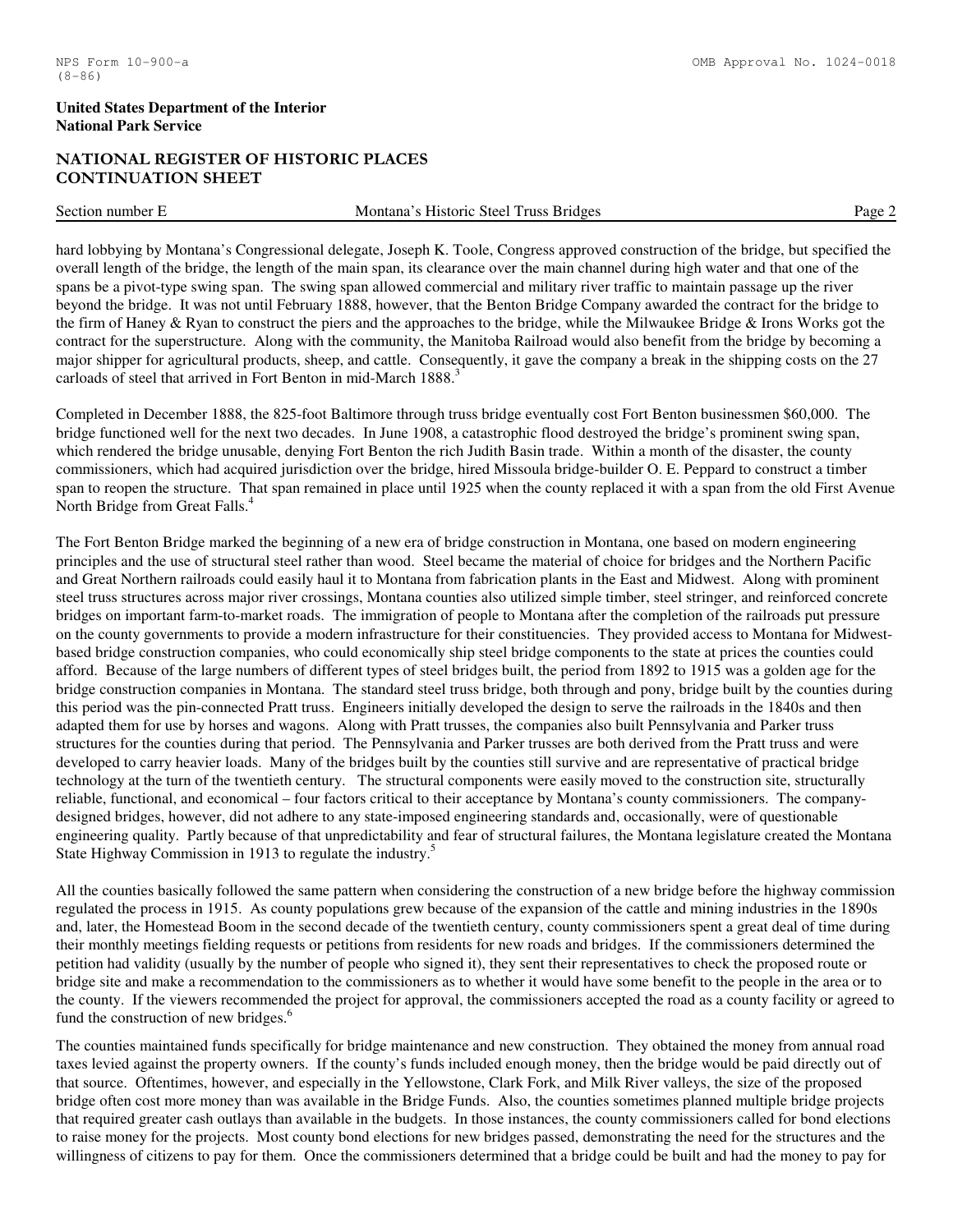hard lobbying by Montana's Congressional delegate, Joseph K. Toole, Congress approved construction of the bridge, but specified the overall length of the bridge, the length of the main span, its clearance over the main channel during high water and that one of the spans be a pivot-type swing span. The swing span allowed commercial and military river traffic to maintain passage up the river beyond the bridge. It was not until February 1888, however, that the Benton Bridge Company awarded the contract for the bridge to the firm of Haney & Ryan to construct the piers and the approaches to the bridge, while the Milwaukee Bridge & Irons Works got the contract for the superstructure. Along with the community, the Manitoba Railroad would also benefit from the bridge by becoming a major shipper for agricultural products, sheep, and cattle. Consequently, it gave the company a break in the shipping costs on the 27 carloads of steel that arrived in Fort Benton in mid-March 1888.[3]

Completed in December 1888, the 825-foot Baltimore through truss bridge eventually cost Fort Benton businessmen $60,000. The bridge functioned well for the next two decades. In June 1908, a catastrophic flood destroyed the bridge's prominent swing span, which rendered the bridge unusable, denying Fort Benton the rich Judith Basin trade. Within a month of the disaster, the county commissioners, which had acquired jurisdiction over the bridge, hired Missoula bridge-builder O. E. Peppard to construct a timber span to reopen the structure. That span remained in place until 1925 when the county replaced it with a span from the old First Avenue North Bridge from Great Falls.[4]

The Fort Benton Bridge marked the beginning of a new era of bridge construction in Montana, one based on modern engineering principles and the use of structural steel rather than wood. Steel became the material of choice for bridges and the Northern Pacific and Great Northern railroads could easily haul it to Montana from fabrication plants in the East and Midwest. Along with prominent steel truss structures across major river crossings, Montana counties also utilized simple timber, steel stringer, and reinforced concrete bridges on important farm-to-market roads. The immigration of people to Montana after the completion of the railroads put pressure on the county governments to provide a modern infrastructure for their constituencies. They provided access to Montana for Midwest-based bridge construction companies, who could economically ship steel bridge components to the state at prices the counties could afford. Because of the large numbers of different types of steel bridges built, the period from 1892 to 1915 was a golden age for the bridge construction companies in Montana. The standard steel truss bridge, both through and pony, bridge built by the counties during this period was the pin-connected Pratt truss. Engineers initially developed the design to serve the railroads in the 1840s and then adapted them for use by horses and wagons. Along with Pratt trusses, the companies also built Pennsylvania and Parker truss structures for the counties during that period. The Pennsylvania and Parker trusses are both derived from the Pratt truss and were developed to carry heavier loads. Many of the bridges built by the counties still survive and are representative of practical bridge technology at the turn of the twentieth century. The structural components were easily moved to the construction site, structurally reliable, functional, and economical – four factors critical to their acceptance by Montana's county commissioners. The company-designed bridges, however, did not adhere to any state-imposed engineering standards and, occasionally, were of questionable engineering quality. Partly because of that unpredictability and fear of structural failures, the Montana legislature created the Montana State Highway Commission in 1913 to regulate the industry.[5]

All the counties basically followed the same pattern when considering the construction of a new bridge before the highway commission regulated the process in 1915. As county populations grew because of the expansion of the cattle and mining industries in the 1890s and, later, the Homestead Boom in the second decade of the twentieth century, county commissioners spent a great deal of time during their monthly meetings fielding requests or petitions from residents for new roads and bridges. If the commissioners determined the petition had validity (usually by the number of people who signed it), they sent their representatives to check the proposed route or bridge site and make a recommendation to the commissioners as to whether it would have some benefit to the people in the area or to the county. If the viewers recommended the project for approval, the commissioners accepted the road as a county facility or agreed to fund the construction of new bridges.[6]

The counties maintained funds specifically for bridge maintenance and new construction. They obtained the money from annual road taxes levied against the property owners. If the county's funds included enough money, then the bridge would be paid directly out of that source. Oftentimes, however, and especially in the Yellowstone, Clark Fork, and Milk River valleys, the size of the proposed bridge often cost more money than was available in the Bridge Funds. Also, the counties sometimes planned multiple bridge projects that required greater cash outlays than available in the budgets. In those instances, the county commissioners called for bond elections to raise money for the projects. Most county bond elections for new bridges passed, demonstrating the need for the structures and the willingness of citizens to pay for them. Once the commissioners determined that a bridge could be built and had the money to pay for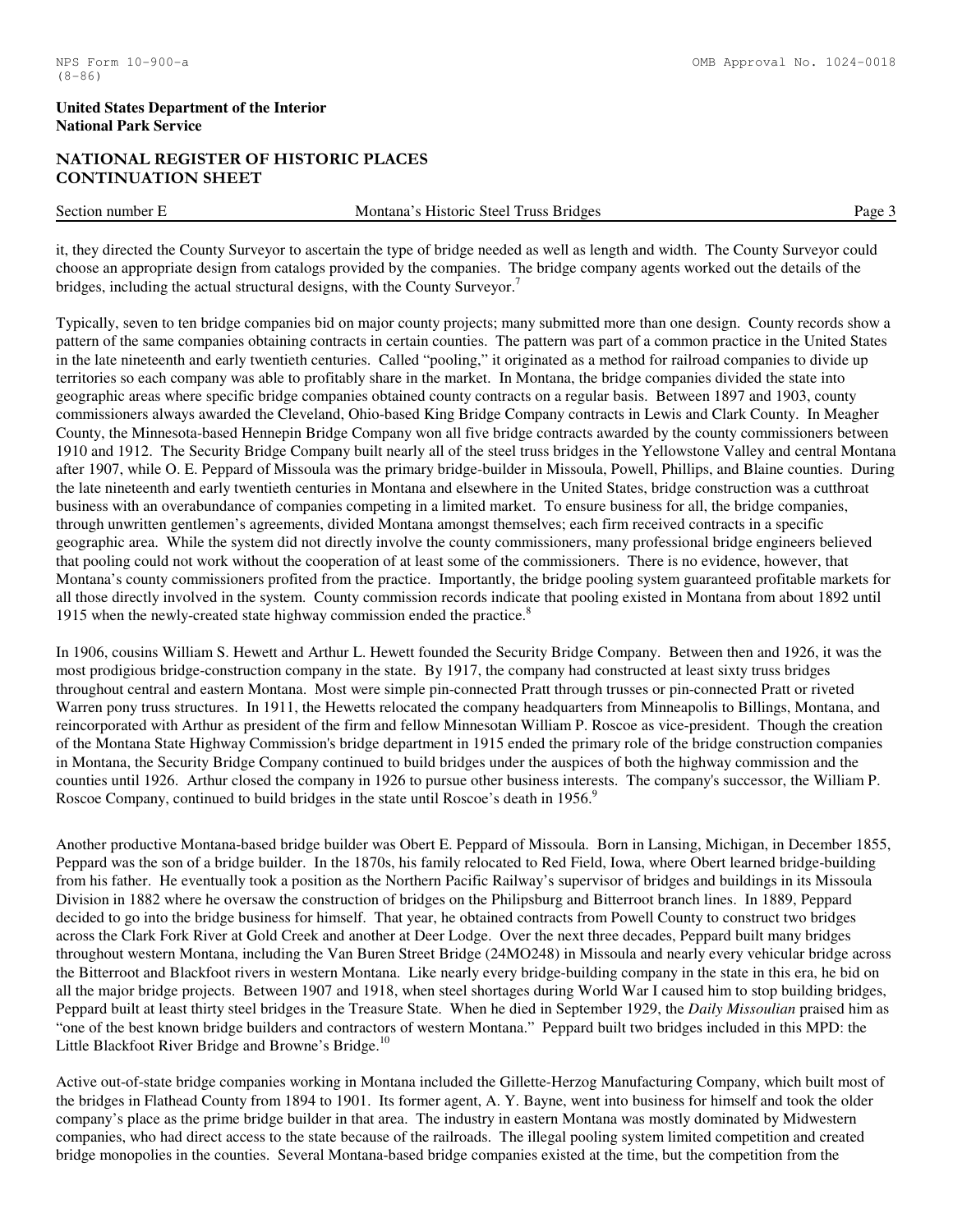it, they directed the County Surveyor to ascertain the type of bridge needed as well as length and width. The County Surveyor could choose an appropriate design from catalogs provided by the companies. The bridge company agents worked out the details of the bridges, including the actual structural designs, with the County Surveyor.[7]

Typically, seven to ten bridge companies bid on major county projects; many submitted more than one design. County records show a pattern of the same companies obtaining contracts in certain counties. The pattern was part of a common practice in the United States in the late nineteenth and early twentieth centuries. Called "pooling," it originated as a method for railroad companies to divide up territories so each company was able to profitably share in the market. In Montana, the bridge companies divided the state into geographic areas where specific bridge companies obtained county contracts on a regular basis. Between 1897 and 1903, county commissioners always awarded the Cleveland, Ohio-based King Bridge Company contracts in Lewis and Clark County. In Meagher County, the Minnesota-based Hennepin Bridge Company won all five bridge contracts awarded by the county commissioners between 1910 and 1912. The Security Bridge Company built nearly all of the steel truss bridges in the Yellowstone Valley and central Montana after 1907, while O. E. Peppard of Missoula was the primary bridge-builder in Missoula, Powell, Phillips, and Blaine counties. During the late nineteenth and early twentieth centuries in Montana and elsewhere in the United States, bridge construction was a cutthroat business with an overabundance of companies competing in a limited market. To ensure business for all, the bridge companies, through unwritten gentlemen's agreements, divided Montana amongst themselves; each firm received contracts in a specific geographic area. While the system did not directly involve the county commissioners, many professional bridge engineers believed that pooling could not work without the cooperation of at least some of the commissioners. There is no evidence, however, that Montana's county commissioners profited from the practice. Importantly, the bridge pooling system guaranteed profitable markets for all those directly involved in the system. County commission records indicate that pooling existed in Montana from about 1892 until 1915 when the newly-created state highway commission ended the practice.[8]

In 1906, cousins William S. Hewett and Arthur L. Hewett founded the Security Bridge Company. Between then and 1926, it was the most prodigious bridge-construction company in the state. By 1917, the company had constructed at least sixty truss bridges throughout central and eastern Montana. Most were simple pin-connected Pratt through trusses or pin-connected Pratt or riveted Warren pony truss structures. In 1911, the Hewetts relocated the company headquarters from Minneapolis to Billings, Montana, and reincorporated with Arthur as president of the firm and fellow Minnesotan William P. Roscoe as vice-president. Though the creation of the Montana State Highway Commission's bridge department in 1915 ended the primary role of the bridge construction companies in Montana, the Security Bridge Company continued to build bridges under the auspices of both the highway commission and the counties until 1926. Arthur closed the company in 1926 to pursue other business interests. The company's successor, the William P. Roscoe Company, continued to build bridges in the state until Roscoe's death in 1956.[9]

Another productive Montana-based bridge builder was Obert E. Peppard of Missoula. Born in Lansing, Michigan, in December 1855, Peppard was the son of a bridge builder. In the 1870s, his family relocated to Red Field, Iowa, where Obert learned bridge-building from his father. He eventually took a position as the Northern Pacific Railway's supervisor of bridges and buildings in its Missoula Division in 1882 where he oversaw the construction of bridges on the Philipsburg and Bitterroot branch lines. In 1889, Peppard decided to go into the bridge business for himself. That year, he obtained contracts from Powell County to construct two bridges across the Clark Fork River at Gold Creek and another at Deer Lodge. Over the next three decades, Peppard built many bridges throughout western Montana, including the Van Buren Street Bridge (24MO248) in Missoula and nearly every vehicular bridge across the Bitterroot and Blackfoot rivers in western Montana. Like nearly every bridge-building company in the state in this era, he bid on all the major bridge projects. Between 1907 and 1918, when steel shortages during World War I caused him to stop building bridges, Peppard built at least thirty steel bridges in the Treasure State. When he died in September 1929, the *Daily Missoulian* praised him as "one of the best known bridge builders and contractors of western Montana." Peppard built two bridges included in this MPD: the Little Blackfoot River Bridge and Browne's Bridge.[10]

Active out-of-state bridge companies working in Montana included the Gillette-Herzog Manufacturing Company, which built most of the bridges in Flathead County from 1894 to 1901. Its former agent, A. Y. Bayne, went into business for himself and took the older company's place as the prime bridge builder in that area. The industry in eastern Montana was mostly dominated by Midwestern companies, who had direct access to the state because of the railroads. The illegal pooling system limited competition and created bridge monopolies in the counties. Several Montana-based bridge companies existed at the time, but the competition from the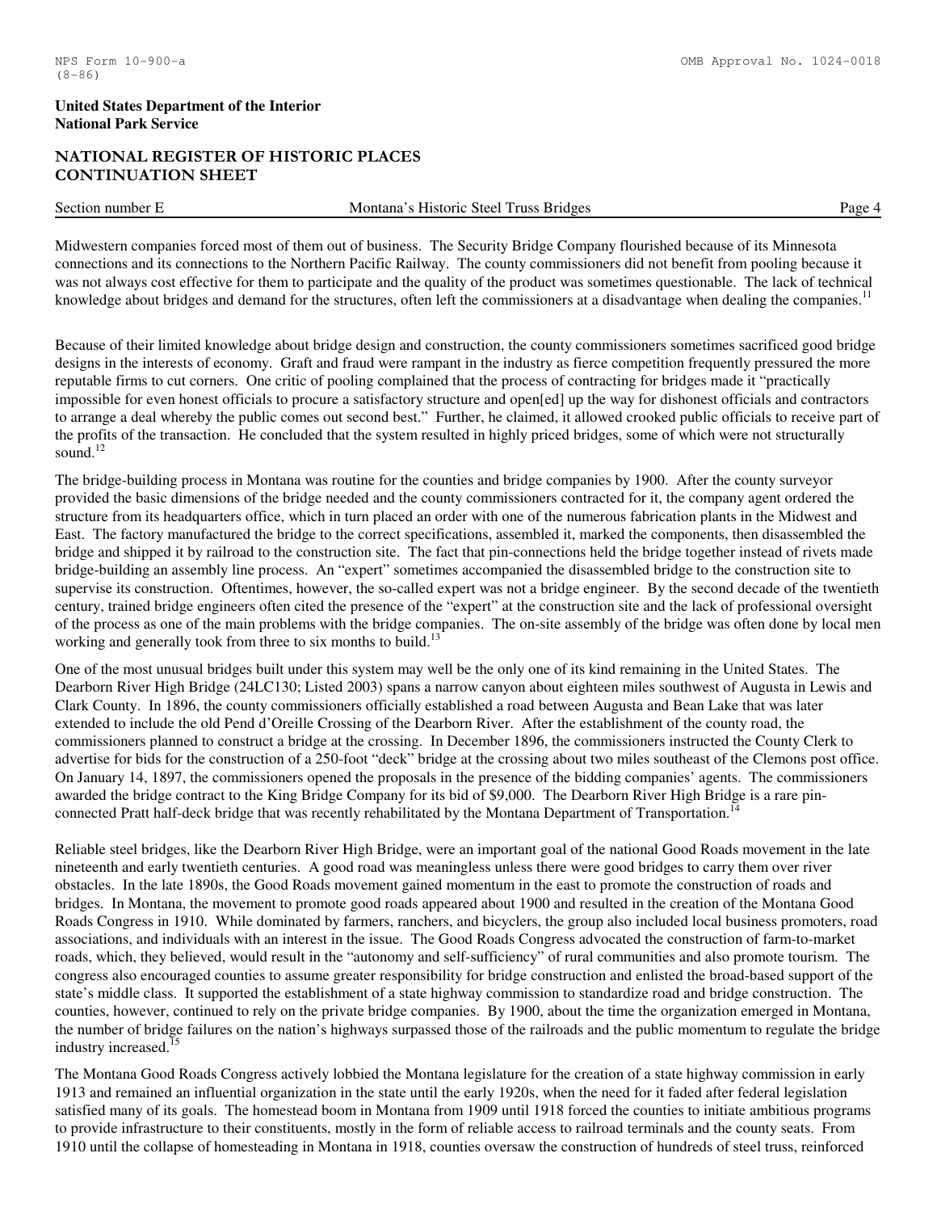Midwestern companies forced most of them out of business. The Security Bridge Company flourished because of its Minnesota connections and its connections to the Northern Pacific Railway. The county commissioners did not benefit from pooling because it was not always cost effective for them to participate and the quality of the product was sometimes questionable. The lack of technical knowledge about bridges and demand for the structures, often left the commissioners at a disadvantage when dealing the companies.[11]

Because of their limited knowledge about bridge design and construction, the county commissioners sometimes sacrificed good bridge designs in the interests of economy. Graft and fraud were rampant in the industry as fierce competition frequently pressured the more reputable firms to cut corners. One critic of pooling complained that the process of contracting for bridges made it "practically impossible for even honest officials to procure a satisfactory structure and open[ed] up the way for dishonest officials and contractors to arrange a deal whereby the public comes out second best." Further, he claimed, it allowed crooked public officials to receive part of the profits of the transaction. He concluded that the system resulted in highly priced bridges, some of which were not structurally sound.[12]

The bridge-building process in Montana was routine for the counties and bridge companies by 1900. After the county surveyor provided the basic dimensions of the bridge needed and the county commissioners contracted for it, the company agent ordered the structure from its headquarters office, which in turn placed an order with one of the numerous fabrication plants in the Midwest and East. The factory manufactured the bridge to the correct specifications, assembled it, marked the components, then disassembled the bridge and shipped it by railroad to the construction site. The fact that pin-connections held the bridge together instead of rivets made bridge-building an assembly line process. An "expert" sometimes accompanied the disassembled bridge to the construction site to supervise its construction. Oftentimes, however, the so-called expert was not a bridge engineer. By the second decade of the twentieth century, trained bridge engineers often cited the presence of the "expert" at the construction site and the lack of professional oversight of the process as one of the main problems with the bridge companies. The on-site assembly of the bridge was often done by local men working and generally took from three to six months to build.[13]

One of the most unusual bridges built under this system may well be the only one of its kind remaining in the United States. The Dearborn River High Bridge (24LC130; Listed 2003) spans a narrow canyon about eighteen miles southwest of Augusta in Lewis and Clark County. In 1896, the county commissioners officially established a road between Augusta and Bean Lake that was later extended to include the old Pend d'Oreille Crossing of the Dearborn River. After the establishment of the county road, the commissioners planned to construct a bridge at the crossing. In December 1896, the commissioners instructed the County Clerk to advertise for bids for the construction of a 250-foot "deck" bridge at the crossing about two miles southeast of the Clemons post office. On January 14, 1897, the commissioners opened the proposals in the presence of the bidding companies' agents. The commissioners awarded the bridge contract to the King Bridge Company for its bid of $9,000. The Dearborn River High Bridge is a rare pin-connected Pratt half-deck bridge that was recently rehabilitated by the Montana Department of Transportation.[14]

Reliable steel bridges, like the Dearborn River High Bridge, were an important goal of the national Good Roads movement in the late nineteenth and early twentieth centuries. A good road was meaningless unless there were good bridges to carry them over river obstacles. In the late 1890s, the Good Roads movement gained momentum in the east to promote the construction of roads and bridges. In Montana, the movement to promote good roads appeared about 1900 and resulted in the creation of the Montana Good Roads Congress in 1910. While dominated by farmers, ranchers, and bicyclers, the group also included local business promoters, road associations, and individuals with an interest in the issue. The Good Roads Congress advocated the construction of farm-to-market roads, which, they believed, would result in the "autonomy and self-sufficiency" of rural communities and also promote tourism. The congress also encouraged counties to assume greater responsibility for bridge construction and enlisted the broad-based support of the state's middle class. It supported the establishment of a state highway commission to standardize road and bridge construction. The counties, however, continued to rely on the private bridge companies. By 1900, about the time the organization emerged in Montana, the number of bridge failures on the nation's highways surpassed those of the railroads and the public momentum to regulate the bridge industry increased.[15]

The Montana Good Roads Congress actively lobbied the Montana legislature for the creation of a state highway commission in early 1913 and remained an influential organization in the state until the early 1920s, when the need for it faded after federal legislation satisfied many of its goals. The homestead boom in Montana from 1909 until 1918 forced the counties to initiate ambitious programs to provide infrastructure to their constituents, mostly in the form of reliable access to railroad terminals and the county seats. From 1910 until the collapse of homesteading in Montana in 1918, counties oversaw the construction of hundreds of steel truss, reinforced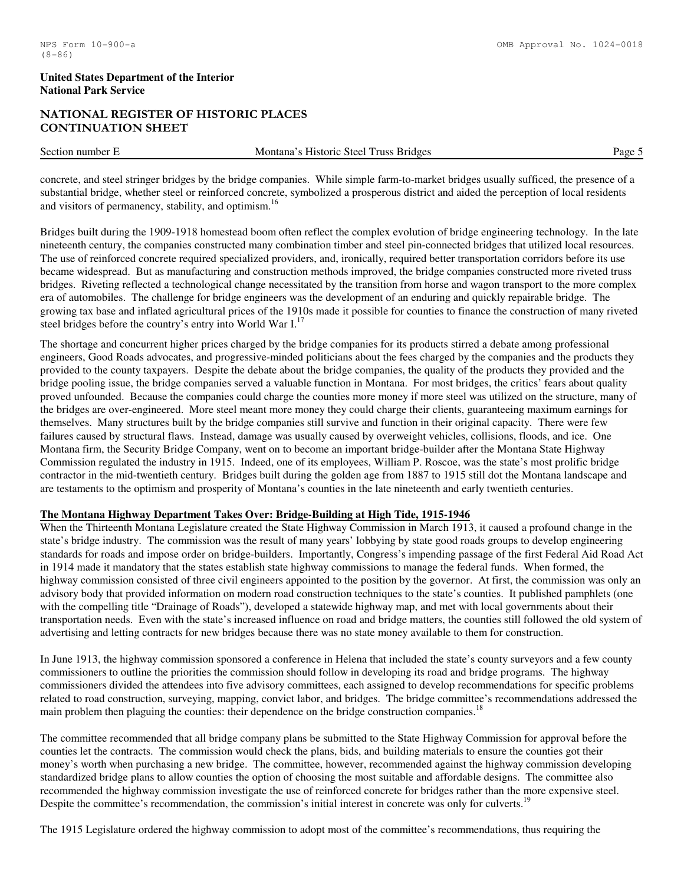concrete, and steel stringer bridges by the bridge companies. While simple farm-to-market bridges usually sufficed, the presence of a substantial bridge, whether steel or reinforced concrete, symbolized a prosperous district and aided the perception of local residents and visitors of permanency, stability, and optimism.[16]

Bridges built during the 1909-1918 homestead boom often reflect the complex evolution of bridge engineering technology. In the late nineteenth century, the companies constructed many combination timber and steel pin-connected bridges that utilized local resources. The use of reinforced concrete required specialized providers, and, ironically, required better transportation corridors before its use became widespread. But as manufacturing and construction methods improved, the bridge companies constructed more riveted truss bridges. Riveting reflected a technological change necessitated by the transition from horse and wagon transport to the more complex era of automobiles. The challenge for bridge engineers was the development of an enduring and quickly repairable bridge. The growing tax base and inflated agricultural prices of the 1910s made it possible for counties to finance the construction of many riveted steel bridges before the country's entry into World War I.[17]

The shortage and concurrent higher prices charged by the bridge companies for its products stirred a debate among professional engineers, Good Roads advocates, and progressive-minded politicians about the fees charged by the companies and the products they provided to the county taxpayers. Despite the debate about the bridge companies, the quality of the products they provided and the bridge pooling issue, the bridge companies served a valuable function in Montana. For most bridges, the critics' fears about quality proved unfounded. Because the companies could charge the counties more money if more steel was utilized on the structure, many of the bridges are over-engineered. More steel meant more money they could charge their clients, guaranteeing maximum earnings for themselves. Many structures built by the bridge companies still survive and function in their original capacity. There were few failures caused by structural flaws. Instead, damage was usually caused by overweight vehicles, collisions, floods, and ice. One Montana firm, the Security Bridge Company, went on to become an important bridge-builder after the Montana State Highway Commission regulated the industry in 1915. Indeed, one of its employees, William P. Roscoe, was the state's most prolific bridge contractor in the mid-twentieth century. Bridges built during the golden age from 1887 to 1915 still dot the Montana landscape and are testaments to the optimism and prosperity of Montana's counties in the late nineteenth and early twentieth centuries.

## The Montana Highway Department Takes Over: Bridge-Building at High Tide, 1915-1946

When the Thirteenth Montana Legislature created the State Highway Commission in March 1913, it caused a profound change in the state's bridge industry. The commission was the result of many years' lobbying by state good roads groups to develop engineering standards for roads and impose order on bridge-builders. Importantly, Congress's impending passage of the first Federal Aid Road Act in 1914 made it mandatory that the states establish state highway commissions to manage the federal funds. When formed, the highway commission consisted of three civil engineers appointed to the position by the governor. At first, the commission was only an advisory body that provided information on modern road construction techniques to the state's counties. It published pamphlets (one with the compelling title "Drainage of Roads"), developed a statewide highway map, and met with local governments about their transportation needs. Even with the state's increased influence on road and bridge matters, the counties still followed the old system of advertising and letting contracts for new bridges because there was no state money available to them for construction.

In June 1913, the highway commission sponsored a conference in Helena that included the state's county surveyors and a few county commissioners to outline the priorities the commission should follow in developing its road and bridge programs. The highway commissioners divided the attendees into five advisory committees, each assigned to develop recommendations for specific problems related to road construction, surveying, mapping, convict labor, and bridges. The bridge committee's recommendations addressed the main problem then plaguing the counties: their dependence on the bridge construction companies.[18]

The committee recommended that all bridge company plans be submitted to the State Highway Commission for approval before the counties let the contracts. The commission would check the plans, bids, and building materials to ensure the counties got their money's worth when purchasing a new bridge. The committee, however, recommended against the highway commission developing standardized bridge plans to allow counties the option of choosing the most suitable and affordable designs. The committee also recommended the highway commission investigate the use of reinforced concrete for bridges rather than the more expensive steel. Despite the committee's recommendation, the commission's initial interest in concrete was only for culverts.[19]

The 1915 Legislature ordered the highway commission to adopt most of the committee's recommendations, thus requiring the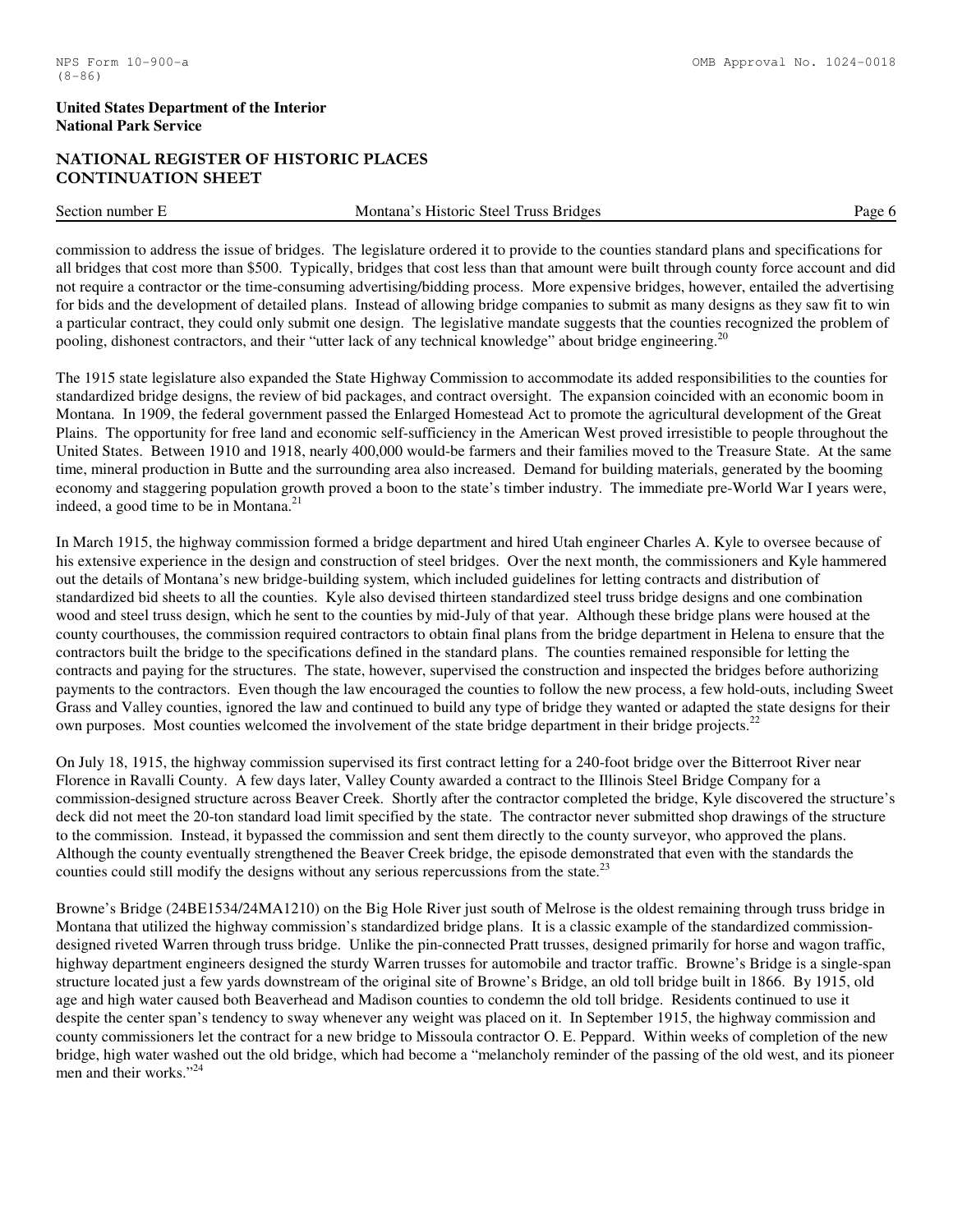commission to address the issue of bridges. The legislature ordered it to provide to the counties standard plans and specifications for all bridges that cost more than $500. Typically, bridges that cost less than that amount were built through county force account and did not require a contractor or the time-consuming advertising/bidding process. More expensive bridges, however, entailed the advertising for bids and the development of detailed plans. Instead of allowing bridge companies to submit as many designs as they saw fit to win a particular contract, they could only submit one design. The legislative mandate suggests that the counties recognized the problem of pooling, dishonest contractors, and their "utter lack of any technical knowledge" about bridge engineering.[20]

The 1915 state legislature also expanded the State Highway Commission to accommodate its added responsibilities to the counties for standardized bridge designs, the review of bid packages, and contract oversight. The expansion coincided with an economic boom in Montana. In 1909, the federal government passed the Enlarged Homestead Act to promote the agricultural development of the Great Plains. The opportunity for free land and economic self-sufficiency in the American West proved irresistible to people throughout the United States. Between 1910 and 1918, nearly 400,000 would-be farmers and their families moved to the Treasure State. At the same time, mineral production in Butte and the surrounding area also increased. Demand for building materials, generated by the booming economy and staggering population growth proved a boon to the state's timber industry. The immediate pre-World War I years were, indeed, a good time to be in Montana.[21]

In March 1915, the highway commission formed a bridge department and hired Utah engineer Charles A. Kyle to oversee because of his extensive experience in the design and construction of steel bridges. Over the next month, the commissioners and Kyle hammered out the details of Montana's new bridge-building system, which included guidelines for letting contracts and distribution of standardized bid sheets to all the counties. Kyle also devised thirteen standardized steel truss bridge designs and one combination wood and steel truss design, which he sent to the counties by mid-July of that year. Although these bridge plans were housed at the county courthouses, the commission required contractors to obtain final plans from the bridge department in Helena to ensure that the contractors built the bridge to the specifications defined in the standard plans. The counties remained responsible for letting the contracts and paying for the structures. The state, however, supervised the construction and inspected the bridges before authorizing payments to the contractors. Even though the law encouraged the counties to follow the new process, a few hold-outs, including Sweet Grass and Valley counties, ignored the law and continued to build any type of bridge they wanted or adapted the state designs for their own purposes. Most counties welcomed the involvement of the state bridge department in their bridge projects.[22]

On July 18, 1915, the highway commission supervised its first contract letting for a 240-foot bridge over the Bitterroot River near Florence in Ravalli County. A few days later, Valley County awarded a contract to the Illinois Steel Bridge Company for a commission-designed structure across Beaver Creek. Shortly after the contractor completed the bridge, Kyle discovered the structure's deck did not meet the 20-ton standard load limit specified by the state. The contractor never submitted shop drawings of the structure to the commission. Instead, it bypassed the commission and sent them directly to the county surveyor, who approved the plans. Although the county eventually strengthened the Beaver Creek bridge, the episode demonstrated that even with the standards the counties could still modify the designs without any serious repercussions from the state.[23]

Browne's Bridge (24BE1534/24MA1210) on the Big Hole River just south of Melrose is the oldest remaining through truss bridge in Montana that utilized the highway commission's standardized bridge plans. It is a classic example of the standardized commission-designed riveted Warren through truss bridge. Unlike the pin-connected Pratt trusses, designed primarily for horse and wagon traffic, highway department engineers designed the sturdy Warren trusses for automobile and tractor traffic. Browne's Bridge is a single-span structure located just a few yards downstream of the original site of Browne's Bridge, an old toll bridge built in 1866. By 1915, old age and high water caused both Beaverhead and Madison counties to condemn the old toll bridge. Residents continued to use it despite the center span's tendency to sway whenever any weight was placed on it. In September 1915, the highway commission and county commissioners let the contract for a new bridge to Missoula contractor O. E. Peppard. Within weeks of completion of the new bridge, high water washed out the old bridge, which had become a "melancholy reminder of the passing of the old west, and its pioneer men and their works."[24]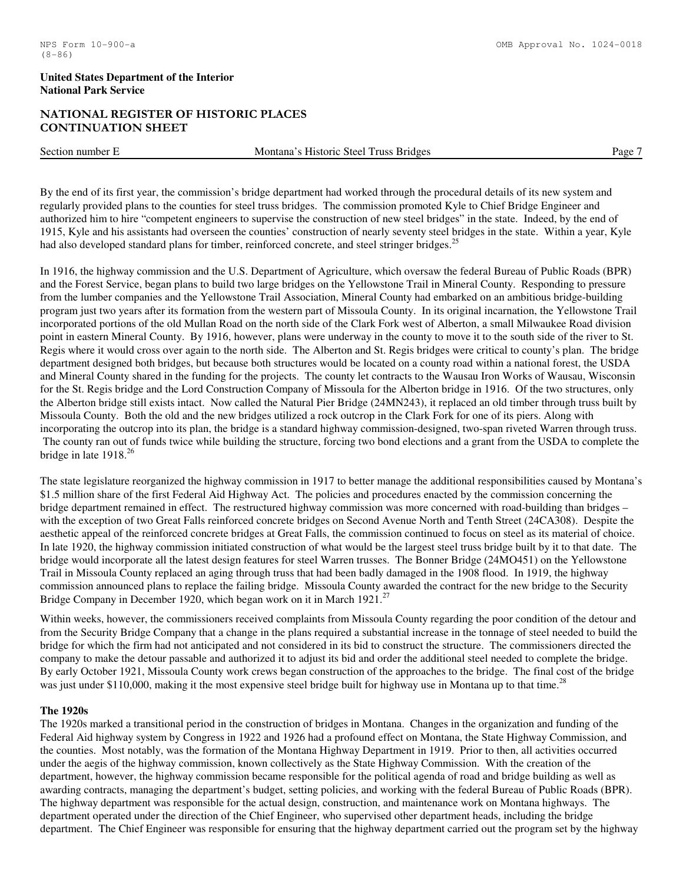By the end of its first year, the commission's bridge department had worked through the procedural details of its new system and regularly provided plans to the counties for steel truss bridges. The commission promoted Kyle to Chief Bridge Engineer and authorized him to hire "competent engineers to supervise the construction of new steel bridges" in the state. Indeed, by the end of 1915, Kyle and his assistants had overseen the counties' construction of nearly seventy steel bridges in the state. Within a year, Kyle had also developed standard plans for timber, reinforced concrete, and steel stringer bridges.[25]

In 1916, the highway commission and the U.S. Department of Agriculture, which oversaw the federal Bureau of Public Roads (BPR) and the Forest Service, began plans to build two large bridges on the Yellowstone Trail in Mineral County. Responding to pressure from the lumber companies and the Yellowstone Trail Association, Mineral County had embarked on an ambitious bridge-building program just two years after its formation from the western part of Missoula County. In its original incarnation, the Yellowstone Trail incorporated portions of the old Mullan Road on the north side of the Clark Fork west of Alberton, a small Milwaukee Road division point in eastern Mineral County. By 1916, however, plans were underway in the county to move it to the south side of the river to St. Regis where it would cross over again to the north side. The Alberton and St. Regis bridges were critical to county's plan. The bridge department designed both bridges, but because both structures would be located on a county road within a national forest, the USDA and Mineral County shared in the funding for the projects. The county let contracts to the Wausau Iron Works of Wausau, Wisconsin for the St. Regis bridge and the Lord Construction Company of Missoula for the Alberton bridge in 1916. Of the two structures, only the Alberton bridge still exists intact. Now called the Natural Pier Bridge (24MN243), it replaced an old timber through truss built by Missoula County. Both the old and the new bridges utilized a rock outcrop in the Clark Fork for one of its piers. Along with incorporating the outcrop into its plan, the bridge is a standard highway commission-designed, two-span riveted Warren through truss. The county ran out of funds twice while building the structure, forcing two bond elections and a grant from the USDA to complete the bridge in late 1918.[26]

The state legislature reorganized the highway commission in 1917 to better manage the additional responsibilities caused by Montana's $1.5 million share of the first Federal Aid Highway Act. The policies and procedures enacted by the commission concerning the bridge department remained in effect. The restructured highway commission was more concerned with road-building than bridges – with the exception of two Great Falls reinforced concrete bridges on Second Avenue North and Tenth Street (24CA308). Despite the aesthetic appeal of the reinforced concrete bridges at Great Falls, the commission continued to focus on steel as its material of choice. In late 1920, the highway commission initiated construction of what would be the largest steel truss bridge built by it to that date. The bridge would incorporate all the latest design features for steel Warren trusses. The Bonner Bridge (24MO451) on the Yellowstone Trail in Missoula County replaced an aging through truss that had been badly damaged in the 1908 flood. In 1919, the highway commission announced plans to replace the failing bridge. Missoula County awarded the contract for the new bridge to the Security Bridge Company in December 1920, which began work on it in March 1921.[27]

Within weeks, however, the commissioners received complaints from Missoula County regarding the poor condition of the detour and from the Security Bridge Company that a change in the plans required a substantial increase in the tonnage of steel needed to build the bridge for which the firm had not anticipated and not considered in its bid to construct the structure. The commissioners directed the company to make the detour passable and authorized it to adjust its bid and order the additional steel needed to complete the bridge. By early October 1921, Missoula County work crews began construction of the approaches to the bridge. The final cost of the bridge was just under $110,000, making it the most expensive steel bridge built for highway use in Montana up to that time.[28]

**The 1920s**

The 1920s marked a transitional period in the construction of bridges in Montana. Changes in the organization and funding of the Federal Aid highway system by Congress in 1922 and 1926 had a profound effect on Montana, the State Highway Commission, and the counties. Most notably, was the formation of the Montana Highway Department in 1919. Prior to then, all activities occurred under the aegis of the highway commission, known collectively as the State Highway Commission. With the creation of the department, however, the highway commission became responsible for the political agenda of road and bridge building as well as awarding contracts, managing the department's budget, setting policies, and working with the federal Bureau of Public Roads (BPR). The highway department was responsible for the actual design, construction, and maintenance work on Montana highways. The department operated under the direction of the Chief Engineer, who supervised other department heads, including the bridge department. The Chief Engineer was responsible for ensuring that the highway department carried out the program set by the highway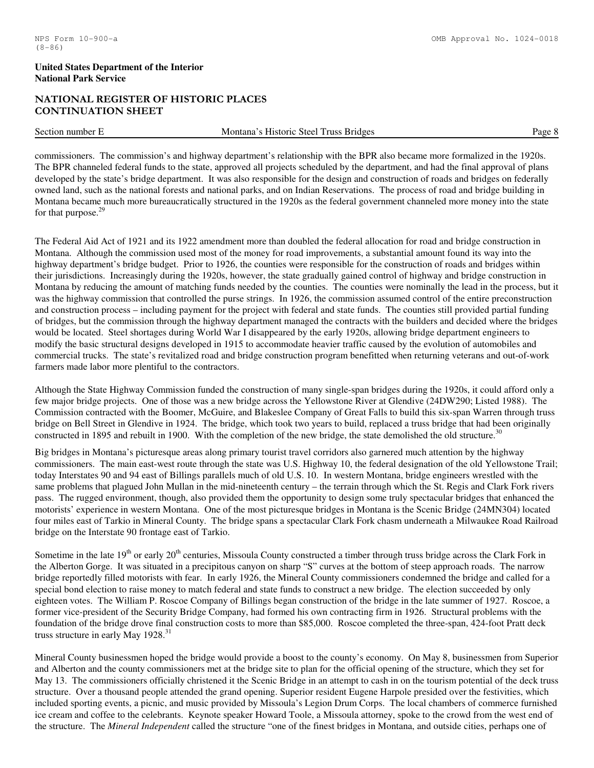commissioners. The commission's and highway department's relationship with the BPR also became more formalized in the 1920s. The BPR channeled federal funds to the state, approved all projects scheduled by the department, and had the final approval of plans developed by the state's bridge department. It was also responsible for the design and construction of roads and bridges on federally owned land, such as the national forests and national parks, and on Indian Reservations. The process of road and bridge building in Montana became much more bureaucratically structured in the 1920s as the federal government channeled more money into the state for that purpose.[29]

The Federal Aid Act of 1921 and its 1922 amendment more than doubled the federal allocation for road and bridge construction in Montana. Although the commission used most of the money for road improvements, a substantial amount found its way into the highway department's bridge budget. Prior to 1926, the counties were responsible for the construction of roads and bridges within their jurisdictions. Increasingly during the 1920s, however, the state gradually gained control of highway and bridge construction in Montana by reducing the amount of matching funds needed by the counties. The counties were nominally the lead in the process, but it was the highway commission that controlled the purse strings. In 1926, the commission assumed control of the entire preconstruction and construction process – including payment for the project with federal and state funds. The counties still provided partial funding of bridges, but the commission through the highway department managed the contracts with the builders and decided where the bridges would be located. Steel shortages during World War I disappeared by the early 1920s, allowing bridge department engineers to modify the basic structural designs developed in 1915 to accommodate heavier traffic caused by the evolution of automobiles and commercial trucks. The state's revitalized road and bridge construction program benefitted when returning veterans and out-of-work farmers made labor more plentiful to the contractors.

Although the State Highway Commission funded the construction of many single-span bridges during the 1920s, it could afford only a few major bridge projects. One of those was a new bridge across the Yellowstone River at Glendive (24DW290; Listed 1988). The Commission contracted with the Boomer, McGuire, and Blakeslee Company of Great Falls to build this six-span Warren through truss bridge on Bell Street in Glendive in 1924. The bridge, which took two years to build, replaced a truss bridge that had been originally constructed in 1895 and rebuilt in 1900. With the completion of the new bridge, the state demolished the old structure.[30]

Big bridges in Montana's picturesque areas along primary tourist travel corridors also garnered much attention by the highway commissioners. The main east-west route through the state was U.S. Highway 10, the federal designation of the old Yellowstone Trail; today Interstates 90 and 94 east of Billings parallels much of old U.S. 10. In western Montana, bridge engineers wrestled with the same problems that plagued John Mullan in the mid-nineteenth century – the terrain through which the St. Regis and Clark Fork rivers pass. The rugged environment, though, also provided them the opportunity to design some truly spectacular bridges that enhanced the motorists' experience in western Montana. One of the most picturesque bridges in Montana is the Scenic Bridge (24MN304) located four miles east of Tarkio in Mineral County. The bridge spans a spectacular Clark Fork chasm underneath a Milwaukee Road Railroad bridge on the Interstate 90 frontage east of Tarkio.

Sometime in the late 19th or early 20th centuries, Missoula County constructed a timber through truss bridge across the Clark Fork in the Alberton Gorge. It was situated in a precipitous canyon on sharp "S" curves at the bottom of steep approach roads. The narrow bridge reportedly filled motorists with fear. In early 1926, the Mineral County commissioners condemned the bridge and called for a special bond election to raise money to match federal and state funds to construct a new bridge. The election succeeded by only eighteen votes. The William P. Roscoe Company of Billings began construction of the bridge in the late summer of 1927. Roscoe, a former vice-president of the Security Bridge Company, had formed his own contracting firm in 1926. Structural problems with the foundation of the bridge drove final construction costs to more than $85,000. Roscoe completed the three-span, 424-foot Pratt deck truss structure in early May 1928.[31]

Mineral County businessmen hoped the bridge would provide a boost to the county's economy. On May 8, businessmen from Superior and Alberton and the county commissioners met at the bridge site to plan for the official opening of the structure, which they set for May 13. The commissioners officially christened it the Scenic Bridge in an attempt to cash in on the tourism potential of the deck truss structure. Over a thousand people attended the grand opening. Superior resident Eugene Harpole presided over the festivities, which included sporting events, a picnic, and music provided by Missoula's Legion Drum Corps. The local chambers of commerce furnished ice cream and coffee to the celebrants. Keynote speaker Howard Toole, a Missoula attorney, spoke to the crowd from the west end of the structure. The *Mineral Independent* called the structure "one of the finest bridges in Montana, and outside cities, perhaps one of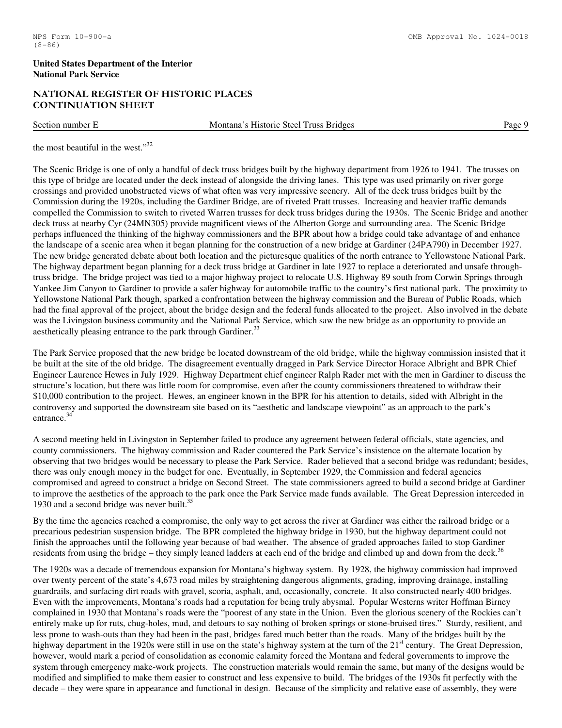the most beautiful in the west."[32]

The Scenic Bridge is one of only a handful of deck truss bridges built by the highway department from 1926 to 1941. The trusses on this type of bridge are located under the deck instead of alongside the driving lanes. This type was used primarily on river gorge crossings and provided unobstructed views of what often was very impressive scenery. All of the deck truss bridges built by the Commission during the 1920s, including the Gardiner Bridge, are of riveted Pratt trusses. Increasing and heavier traffic demands compelled the Commission to switch to riveted Warren trusses for deck truss bridges during the 1930s. The Scenic Bridge and another deck truss at nearby Cyr (24MN305) provide magnificent views of the Alberton Gorge and surrounding area. The Scenic Bridge perhaps influenced the thinking of the highway commissioners and the BPR about how a bridge could take advantage of and enhance the landscape of a scenic area when it began planning for the construction of a new bridge at Gardiner (24PA790) in December 1927. The new bridge generated debate about both location and the picturesque qualities of the north entrance to Yellowstone National Park. The highway department began planning for a deck truss bridge at Gardiner in late 1927 to replace a deteriorated and unsafe through-truss bridge. The bridge project was tied to a major highway project to relocate U.S. Highway 89 south from Corwin Springs through Yankee Jim Canyon to Gardiner to provide a safer highway for automobile traffic to the country's first national park. The proximity to Yellowstone National Park though, sparked a confrontation between the highway commission and the Bureau of Public Roads, which had the final approval of the project, about the bridge design and the federal funds allocated to the project. Also involved in the debate was the Livingston business community and the National Park Service, which saw the new bridge as an opportunity to provide an aesthetically pleasing entrance to the park through Gardiner.[33]

The Park Service proposed that the new bridge be located downstream of the old bridge, while the highway commission insisted that it be built at the site of the old bridge. The disagreement eventually dragged in Park Service Director Horace Albright and BPR Chief Engineer Laurence Hewes in July 1929. Highway Department chief engineer Ralph Rader met with the men in Gardiner to discuss the structure's location, but there was little room for compromise, even after the county commissioners threatened to withdraw their $10,000 contribution to the project. Hewes, an engineer known in the BPR for his attention to details, sided with Albright in the controversy and supported the downstream site based on its "aesthetic and landscape viewpoint" as an approach to the park's entrance.[34]

A second meeting held in Livingston in September failed to produce any agreement between federal officials, state agencies, and county commissioners. The highway commission and Rader countered the Park Service's insistence on the alternate location by observing that two bridges would be necessary to please the Park Service. Rader believed that a second bridge was redundant; besides, there was only enough money in the budget for one. Eventually, in September 1929, the Commission and federal agencies compromised and agreed to construct a bridge on Second Street. The state commissioners agreed to build a second bridge at Gardiner to improve the aesthetics of the approach to the park once the Park Service made funds available. The Great Depression interceded in 1930 and a second bridge was never built.[35]

By the time the agencies reached a compromise, the only way to get across the river at Gardiner was either the railroad bridge or a precarious pedestrian suspension bridge. The BPR completed the highway bridge in 1930, but the highway department could not finish the approaches until the following year because of bad weather. The absence of graded approaches failed to stop Gardiner residents from using the bridge – they simply leaned ladders at each end of the bridge and climbed up and down from the deck.[36]

The 1920s was a decade of tremendous expansion for Montana's highway system. By 1928, the highway commission had improved over twenty percent of the state's 4,673 road miles by straightening dangerous alignments, grading, improving drainage, installing guardrails, and surfacing dirt roads with gravel, scoria, asphalt, and, occasionally, concrete. It also constructed nearly 400 bridges. Even with the improvements, Montana's roads had a reputation for being truly abysmal. Popular Westerns writer Hoffman Birney complained in 1930 that Montana's roads were the "poorest of any state in the Union. Even the glorious scenery of the Rockies can't entirely make up for ruts, chug-holes, mud, and detours to say nothing of broken springs or stone-bruised tires." Sturdy, resilient, and less prone to wash-outs than they had been in the past, bridges fared much better than the roads. Many of the bridges built by the highway department in the 1920s were still in use on the state's highway system at the turn of the 21st century. The Great Depression, however, would mark a period of consolidation as economic calamity forced the Montana and federal governments to improve the system through emergency make-work projects. The construction materials would remain the same, but many of the designs would be modified and simplified to make them easier to construct and less expensive to build. The bridges of the 1930s fit perfectly with the decade – they were spare in appearance and functional in design. Because of the simplicity and relative ease of assembly, they were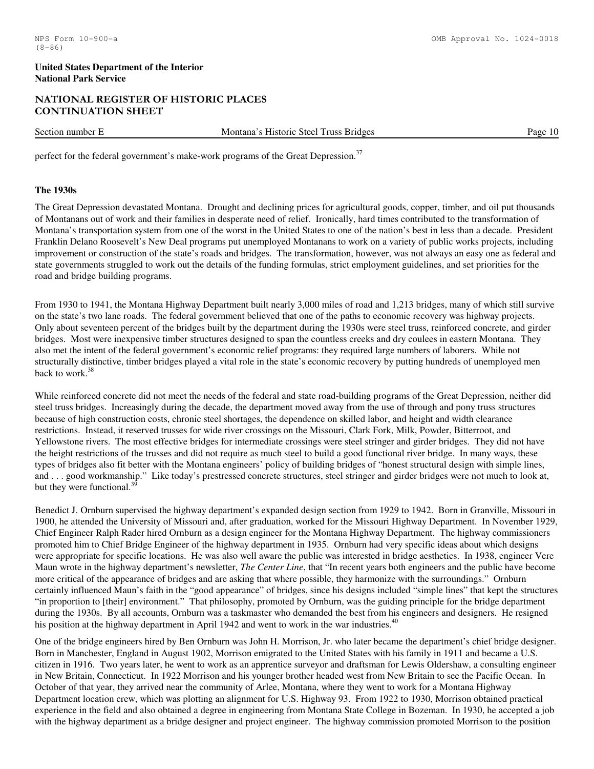perfect for the federal government's make-work programs of the Great Depression.[37]

### The 1930s

The Great Depression devastated Montana. Drought and declining prices for agricultural goods, copper, timber, and oil put thousands of Montanans out of work and their families in desperate need of relief. Ironically, hard times contributed to the transformation of Montana's transportation system from one of the worst in the United States to one of the nation's best in less than a decade. President Franklin Delano Roosevelt's New Deal programs put unemployed Montanans to work on a variety of public works projects, including improvement or construction of the state's roads and bridges. The transformation, however, was not always an easy one as federal and state governments struggled to work out the details of the funding formulas, strict employment guidelines, and set priorities for the road and bridge building programs.

From 1930 to 1941, the Montana Highway Department built nearly 3,000 miles of road and 1,213 bridges, many of which still survive on the state's two lane roads. The federal government believed that one of the paths to economic recovery was highway projects. Only about seventeen percent of the bridges built by the department during the 1930s were steel truss, reinforced concrete, and girder bridges. Most were inexpensive timber structures designed to span the countless creeks and dry coulees in eastern Montana. They also met the intent of the federal government's economic relief programs: they required large numbers of laborers. While not structurally distinctive, timber bridges played a vital role in the state's economic recovery by putting hundreds of unemployed men back to work.[38]

While reinforced concrete did not meet the needs of the federal and state road-building programs of the Great Depression, neither did steel truss bridges. Increasingly during the decade, the department moved away from the use of through and pony truss structures because of high construction costs, chronic steel shortages, the dependence on skilled labor, and height and width clearance restrictions. Instead, it reserved trusses for wide river crossings on the Missouri, Clark Fork, Milk, Powder, Bitterroot, and Yellowstone rivers. The most effective bridges for intermediate crossings were steel stringer and girder bridges. They did not have the height restrictions of the trusses and did not require as much steel to build a good functional river bridge. In many ways, these types of bridges also fit better with the Montana engineers' policy of building bridges of "honest structural design with simple lines, and . . . good workmanship." Like today's prestressed concrete structures, steel stringer and girder bridges were not much to look at, but they were functional.[39]

Benedict J. Ornburn supervised the highway department's expanded design section from 1929 to 1942. Born in Granville, Missouri in 1900, he attended the University of Missouri and, after graduation, worked for the Missouri Highway Department. In November 1929, Chief Engineer Ralph Rader hired Ornburn as a design engineer for the Montana Highway Department. The highway commissioners promoted him to Chief Bridge Engineer of the highway department in 1935. Ornburn had very specific ideas about which designs were appropriate for specific locations. He was also well aware the public was interested in bridge aesthetics. In 1938, engineer Vere Maun wrote in the highway department's newsletter, *The Center Line*, that "In recent years both engineers and the public have become more critical of the appearance of bridges and are asking that where possible, they harmonize with the surroundings." Ornburn certainly influenced Maun's faith in the "good appearance" of bridges, since his designs included "simple lines" that kept the structures "in proportion to [their] environment." That philosophy, promoted by Ornburn, was the guiding principle for the bridge department during the 1930s. By all accounts, Ornburn was a taskmaster who demanded the best from his engineers and designers. He resigned his position at the highway department in April 1942 and went to work in the war industries.[40]

One of the bridge engineers hired by Ben Ornburn was John H. Morrison, Jr. who later became the department's chief bridge designer. Born in Manchester, England in August 1902, Morrison emigrated to the United States with his family in 1911 and became a U.S. citizen in 1916. Two years later, he went to work as an apprentice surveyor and draftsman for Lewis Oldershaw, a consulting engineer in New Britain, Connecticut. In 1922 Morrison and his younger brother headed west from New Britain to see the Pacific Ocean. In October of that year, they arrived near the community of Arlee, Montana, where they went to work for a Montana Highway Department location crew, which was plotting an alignment for U.S. Highway 93. From 1922 to 1930, Morrison obtained practical experience in the field and also obtained a degree in engineering from Montana State College in Bozeman. In 1930, he accepted a job with the highway department as a bridge designer and project engineer. The highway commission promoted Morrison to the position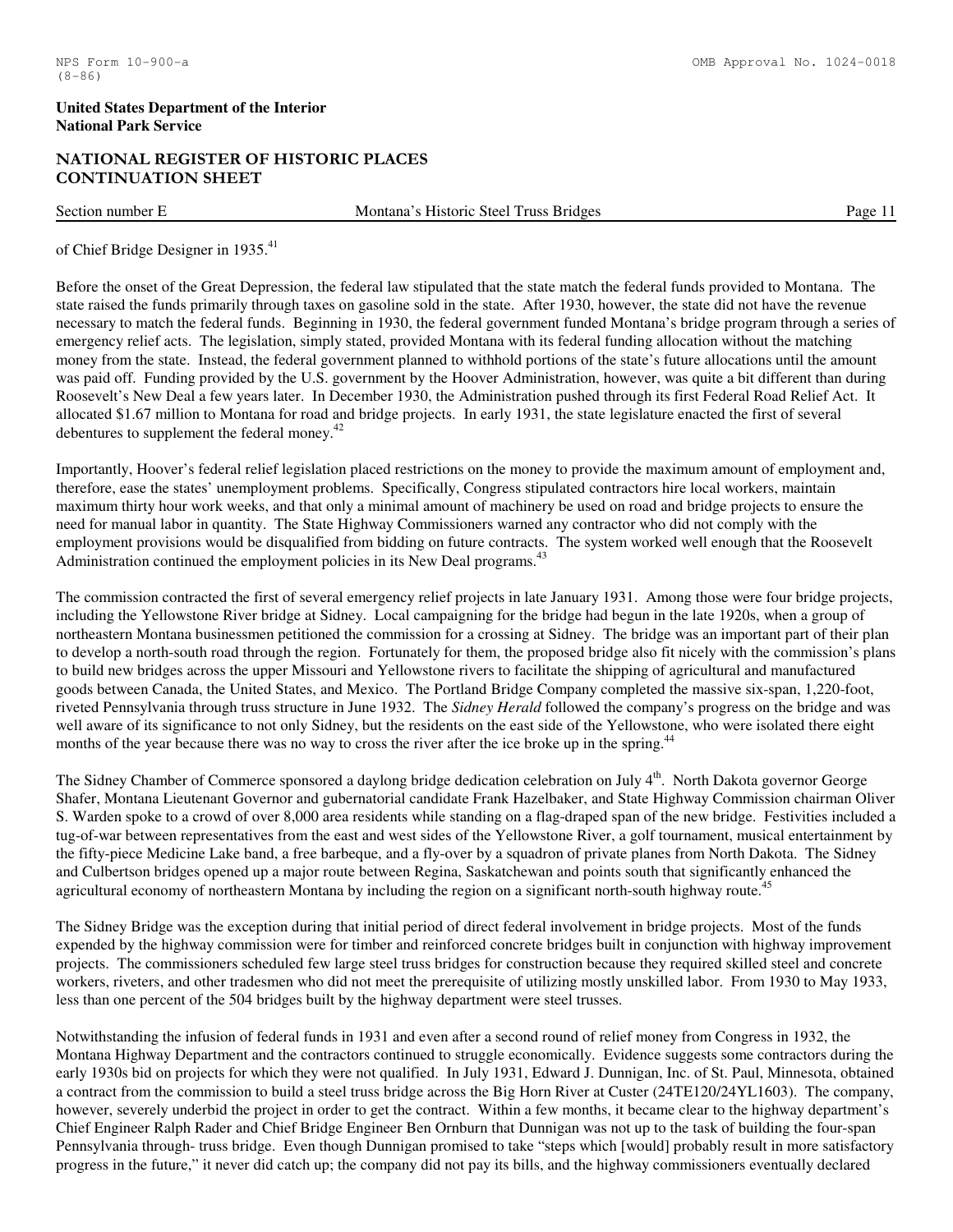of Chief Bridge Designer in 1935.[41]

Before the onset of the Great Depression, the federal law stipulated that the state match the federal funds provided to Montana. The state raised the funds primarily through taxes on gasoline sold in the state. After 1930, however, the state did not have the revenue necessary to match the federal funds. Beginning in 1930, the federal government funded Montana's bridge program through a series of emergency relief acts. The legislation, simply stated, provided Montana with its federal funding allocation without the matching money from the state. Instead, the federal government planned to withhold portions of the state's future allocations until the amount was paid off. Funding provided by the U.S. government by the Hoover Administration, however, was quite a bit different than during Roosevelt's New Deal a few years later. In December 1930, the Administration pushed through its first Federal Road Relief Act. It allocated $1.67 million to Montana for road and bridge projects. In early 1931, the state legislature enacted the first of several debentures to supplement the federal money.[42]

Importantly, Hoover's federal relief legislation placed restrictions on the money to provide the maximum amount of employment and, therefore, ease the states' unemployment problems. Specifically, Congress stipulated contractors hire local workers, maintain maximum thirty hour work weeks, and that only a minimal amount of machinery be used on road and bridge projects to ensure the need for manual labor in quantity. The State Highway Commissioners warned any contractor who did not comply with the employment provisions would be disqualified from bidding on future contracts. The system worked well enough that the Roosevelt Administration continued the employment policies in its New Deal programs.[43]

The commission contracted the first of several emergency relief projects in late January 1931. Among those were four bridge projects, including the Yellowstone River bridge at Sidney. Local campaigning for the bridge had begun in the late 1920s, when a group of northeastern Montana businessmen petitioned the commission for a crossing at Sidney. The bridge was an important part of their plan to develop a north-south road through the region. Fortunately for them, the proposed bridge also fit nicely with the commission's plans to build new bridges across the upper Missouri and Yellowstone rivers to facilitate the shipping of agricultural and manufactured goods between Canada, the United States, and Mexico. The Portland Bridge Company completed the massive six-span, 1,220-foot, riveted Pennsylvania through truss structure in June 1932. The *Sidney Herald* followed the company's progress on the bridge and was well aware of its significance to not only Sidney, but the residents on the east side of the Yellowstone, who were isolated there eight months of the year because there was no way to cross the river after the ice broke up in the spring.[44]

The Sidney Chamber of Commerce sponsored a daylong bridge dedication celebration on July 4th. North Dakota governor George Shafer, Montana Lieutenant Governor and gubernatorial candidate Frank Hazelbaker, and State Highway Commission chairman Oliver S. Warden spoke to a crowd of over 8,000 area residents while standing on a flag-draped span of the new bridge. Festivities included a tug-of-war between representatives from the east and west sides of the Yellowstone River, a golf tournament, musical entertainment by the fifty-piece Medicine Lake band, a free barbeque, and a fly-over by a squadron of private planes from North Dakota. The Sidney and Culbertson bridges opened up a major route between Regina, Saskatchewan and points south that significantly enhanced the agricultural economy of northeastern Montana by including the region on a significant north-south highway route.[45]

The Sidney Bridge was the exception during that initial period of direct federal involvement in bridge projects. Most of the funds expended by the highway commission were for timber and reinforced concrete bridges built in conjunction with highway improvement projects. The commissioners scheduled few large steel truss bridges for construction because they required skilled steel and concrete workers, riveters, and other tradesmen who did not meet the prerequisite of utilizing mostly unskilled labor. From 1930 to May 1933, less than one percent of the 504 bridges built by the highway department were steel trusses.

Notwithstanding the infusion of federal funds in 1931 and even after a second round of relief money from Congress in 1932, the Montana Highway Department and the contractors continued to struggle economically. Evidence suggests some contractors during the early 1930s bid on projects for which they were not qualified. In July 1931, Edward J. Dunnigan, Inc. of St. Paul, Minnesota, obtained a contract from the commission to build a steel truss bridge across the Big Horn River at Custer (24TE120/24YL1603). The company, however, severely underbid the project in order to get the contract. Within a few months, it became clear to the highway department's Chief Engineer Ralph Rader and Chief Bridge Engineer Ben Ornburn that Dunnigan was not up to the task of building the four-span Pennsylvania through- truss bridge. Even though Dunnigan promised to take "steps which [would] probably result in more satisfactory progress in the future," it never did catch up; the company did not pay its bills, and the highway commissioners eventually declared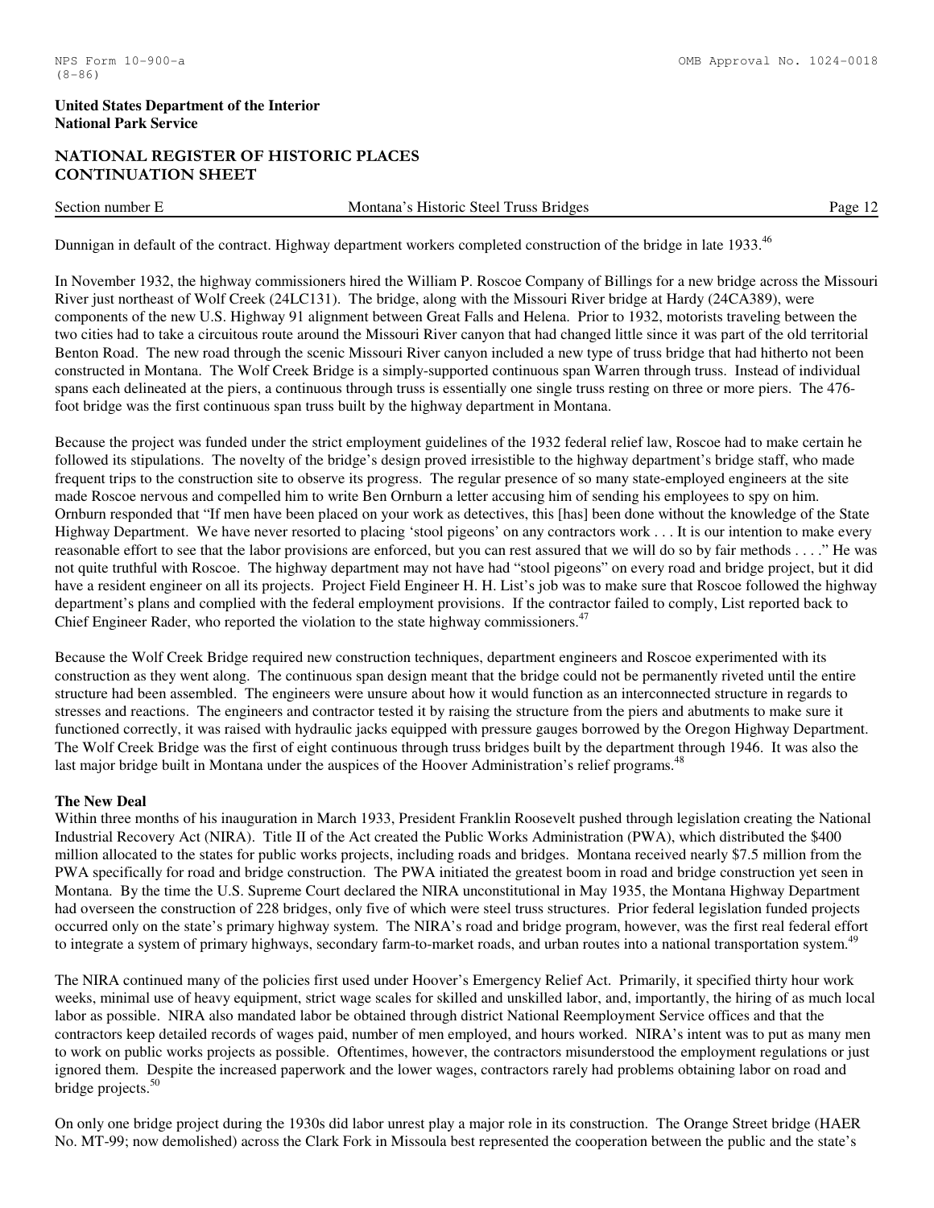Dunnigan in default of the contract. Highway department workers completed construction of the bridge in late 1933.[46]

In November 1932, the highway commissioners hired the William P. Roscoe Company of Billings for a new bridge across the Missouri River just northeast of Wolf Creek (24LC131). The bridge, along with the Missouri River bridge at Hardy (24CA389), were components of the new U.S. Highway 91 alignment between Great Falls and Helena. Prior to 1932, motorists traveling between the two cities had to take a circuitous route around the Missouri River canyon that had changed little since it was part of the old territorial Benton Road. The new road through the scenic Missouri River canyon included a new type of truss bridge that had hitherto not been constructed in Montana. The Wolf Creek Bridge is a simply-supported continuous span Warren through truss. Instead of individual spans each delineated at the piers, a continuous through truss is essentially one single truss resting on three or more piers. The 476-foot bridge was the first continuous span truss built by the highway department in Montana.

Because the project was funded under the strict employment guidelines of the 1932 federal relief law, Roscoe had to make certain he followed its stipulations. The novelty of the bridge's design proved irresistible to the highway department's bridge staff, who made frequent trips to the construction site to observe its progress. The regular presence of so many state-employed engineers at the site made Roscoe nervous and compelled him to write Ben Ornburn a letter accusing him of sending his employees to spy on him. Ornburn responded that "If men have been placed on your work as detectives, this [has] been done without the knowledge of the State Highway Department. We have never resorted to placing 'stool pigeons' on any contractors work . . . It is our intention to make every reasonable effort to see that the labor provisions are enforced, but you can rest assured that we will do so by fair methods . . . ." He was not quite truthful with Roscoe. The highway department may not have had "stool pigeons" on every road and bridge project, but it did have a resident engineer on all its projects. Project Field Engineer H. H. List's job was to make sure that Roscoe followed the highway department's plans and complied with the federal employment provisions. If the contractor failed to comply, List reported back to Chief Engineer Rader, who reported the violation to the state highway commissioners.[47]

Because the Wolf Creek Bridge required new construction techniques, department engineers and Roscoe experimented with its construction as they went along. The continuous span design meant that the bridge could not be permanently riveted until the entire structure had been assembled. The engineers were unsure about how it would function as an interconnected structure in regards to stresses and reactions. The engineers and contractor tested it by raising the structure from the piers and abutments to make sure it functioned correctly, it was raised with hydraulic jacks equipped with pressure gauges borrowed by the Oregon Highway Department. The Wolf Creek Bridge was the first of eight continuous through truss bridges built by the department through 1946. It was also the last major bridge built in Montana under the auspices of the Hoover Administration's relief programs.[48]

**The New Deal**

Within three months of his inauguration in March 1933, President Franklin Roosevelt pushed through legislation creating the National Industrial Recovery Act (NIRA). Title II of the Act created the Public Works Administration (PWA), which distributed the $400 million allocated to the states for public works projects, including roads and bridges. Montana received nearly $7.5 million from the PWA specifically for road and bridge construction. The PWA initiated the greatest boom in road and bridge construction yet seen in Montana. By the time the U.S. Supreme Court declared the NIRA unconstitutional in May 1935, the Montana Highway Department had overseen the construction of 228 bridges, only five of which were steel truss structures. Prior federal legislation funded projects occurred only on the state's primary highway system. The NIRA's road and bridge program, however, was the first real federal effort to integrate a system of primary highways, secondary farm-to-market roads, and urban routes into a national transportation system.[49]

The NIRA continued many of the policies first used under Hoover's Emergency Relief Act. Primarily, it specified thirty hour work weeks, minimal use of heavy equipment, strict wage scales for skilled and unskilled labor, and, importantly, the hiring of as much local labor as possible. NIRA also mandated labor be obtained through district National Reemployment Service offices and that the contractors keep detailed records of wages paid, number of men employed, and hours worked. NIRA's intent was to put as many men to work on public works projects as possible. Oftentimes, however, the contractors misunderstood the employment regulations or just ignored them. Despite the increased paperwork and the lower wages, contractors rarely had problems obtaining labor on road and bridge projects.[50]

On only one bridge project during the 1930s did labor unrest play a major role in its construction. The Orange Street bridge (HAER No. MT-99; now demolished) across the Clark Fork in Missoula best represented the cooperation between the public and the state's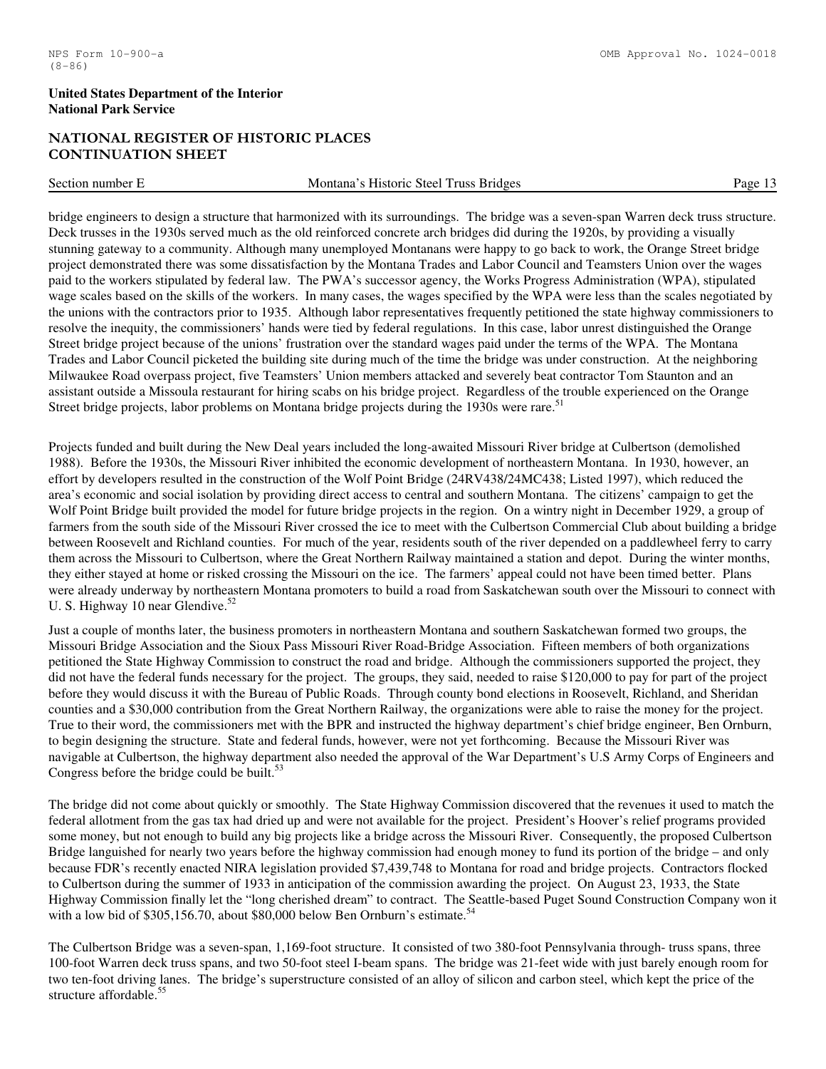bridge engineers to design a structure that harmonized with its surroundings. The bridge was a seven-span Warren deck truss structure. Deck trusses in the 1930s served much as the old reinforced concrete arch bridges did during the 1920s, by providing a visually stunning gateway to a community. Although many unemployed Montanans were happy to go back to work, the Orange Street bridge project demonstrated there was some dissatisfaction by the Montana Trades and Labor Council and Teamsters Union over the wages paid to the workers stipulated by federal law. The PWA's successor agency, the Works Progress Administration (WPA), stipulated wage scales based on the skills of the workers. In many cases, the wages specified by the WPA were less than the scales negotiated by the unions with the contractors prior to 1935. Although labor representatives frequently petitioned the state highway commissioners to resolve the inequity, the commissioners' hands were tied by federal regulations. In this case, labor unrest distinguished the Orange Street bridge project because of the unions' frustration over the standard wages paid under the terms of the WPA. The Montana Trades and Labor Council picketed the building site during much of the time the bridge was under construction. At the neighboring Milwaukee Road overpass project, five Teamsters' Union members attacked and severely beat contractor Tom Staunton and an assistant outside a Missoula restaurant for hiring scabs on his bridge project. Regardless of the trouble experienced on the Orange Street bridge projects, labor problems on Montana bridge projects during the 1930s were rare.[51]

Projects funded and built during the New Deal years included the long-awaited Missouri River bridge at Culbertson (demolished 1988). Before the 1930s, the Missouri River inhibited the economic development of northeastern Montana. In 1930, however, an effort by developers resulted in the construction of the Wolf Point Bridge (24RV438/24MC438; Listed 1997), which reduced the area's economic and social isolation by providing direct access to central and southern Montana. The citizens' campaign to get the Wolf Point Bridge built provided the model for future bridge projects in the region. On a wintry night in December 1929, a group of farmers from the south side of the Missouri River crossed the ice to meet with the Culbertson Commercial Club about building a bridge between Roosevelt and Richland counties. For much of the year, residents south of the river depended on a paddlewheel ferry to carry them across the Missouri to Culbertson, where the Great Northern Railway maintained a station and depot. During the winter months, they either stayed at home or risked crossing the Missouri on the ice. The farmers' appeal could not have been timed better. Plans were already underway by northeastern Montana promoters to build a road from Saskatchewan south over the Missouri to connect with U. S. Highway 10 near Glendive.[52]

Just a couple of months later, the business promoters in northeastern Montana and southern Saskatchewan formed two groups, the Missouri Bridge Association and the Sioux Pass Missouri River Road-Bridge Association. Fifteen members of both organizations petitioned the State Highway Commission to construct the road and bridge. Although the commissioners supported the project, they did not have the federal funds necessary for the project. The groups, they said, needed to raise $120,000 to pay for part of the project before they would discuss it with the Bureau of Public Roads. Through county bond elections in Roosevelt, Richland, and Sheridan counties and a $30,000 contribution from the Great Northern Railway, the organizations were able to raise the money for the project. True to their word, the commissioners met with the BPR and instructed the highway department's chief bridge engineer, Ben Ornburn, to begin designing the structure. State and federal funds, however, were not yet forthcoming. Because the Missouri River was navigable at Culbertson, the highway department also needed the approval of the War Department's U.S Army Corps of Engineers and Congress before the bridge could be built.[53]

The bridge did not come about quickly or smoothly. The State Highway Commission discovered that the revenues it used to match the federal allotment from the gas tax had dried up and were not available for the project. President's Hoover's relief programs provided some money, but not enough to build any big projects like a bridge across the Missouri River. Consequently, the proposed Culbertson Bridge languished for nearly two years before the highway commission had enough money to fund its portion of the bridge – and only because FDR's recently enacted NIRA legislation provided $7,439,748 to Montana for road and bridge projects. Contractors flocked to Culbertson during the summer of 1933 in anticipation of the commission awarding the project. On August 23, 1933, the State Highway Commission finally let the "long cherished dream" to contract. The Seattle-based Puget Sound Construction Company won it with a low bid of $305,156.70, about $80,000 below Ben Ornburn's estimate.[54]

The Culbertson Bridge was a seven-span, 1,169-foot structure. It consisted of two 380-foot Pennsylvania through- truss spans, three 100-foot Warren deck truss spans, and two 50-foot steel I-beam spans. The bridge was 21-feet wide with just barely enough room for two ten-foot driving lanes. The bridge's superstructure consisted of an alloy of silicon and carbon steel, which kept the price of the structure affordable.[55]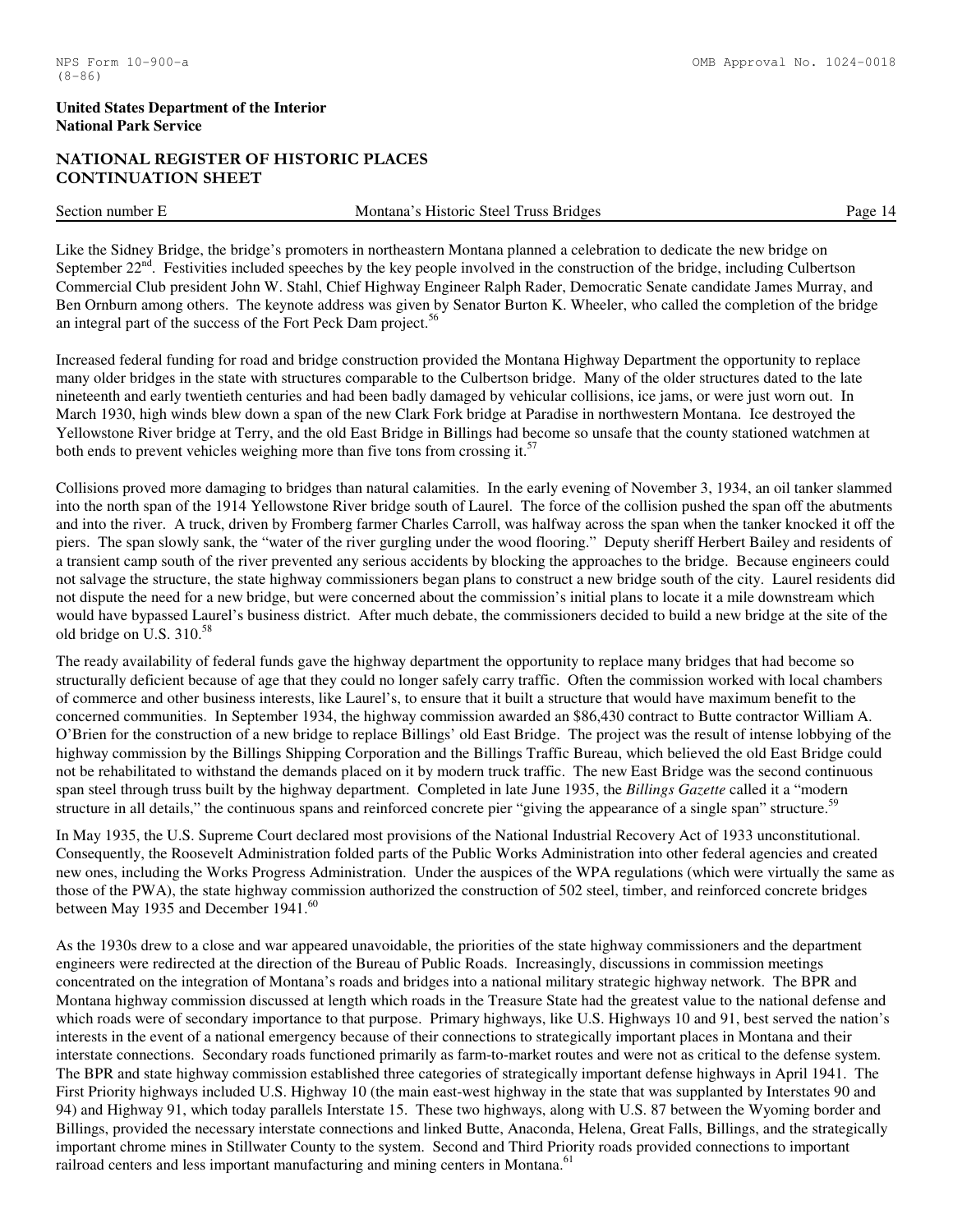Like the Sidney Bridge, the bridge's promoters in northeastern Montana planned a celebration to dedicate the new bridge on September 22nd. Festivities included speeches by the key people involved in the construction of the bridge, including Culbertson Commercial Club president John W. Stahl, Chief Highway Engineer Ralph Rader, Democratic Senate candidate James Murray, and Ben Ornburn among others. The keynote address was given by Senator Burton K. Wheeler, who called the completion of the bridge an integral part of the success of the Fort Peck Dam project.[56]

Increased federal funding for road and bridge construction provided the Montana Highway Department the opportunity to replace many older bridges in the state with structures comparable to the Culbertson bridge. Many of the older structures dated to the late nineteenth and early twentieth centuries and had been badly damaged by vehicular collisions, ice jams, or were just worn out. In March 1930, high winds blew down a span of the new Clark Fork bridge at Paradise in northwestern Montana. Ice destroyed the Yellowstone River bridge at Terry, and the old East Bridge in Billings had become so unsafe that the county stationed watchmen at both ends to prevent vehicles weighing more than five tons from crossing it.[57]

Collisions proved more damaging to bridges than natural calamities. In the early evening of November 3, 1934, an oil tanker slammed into the north span of the 1914 Yellowstone River bridge south of Laurel. The force of the collision pushed the span off the abutments and into the river. A truck, driven by Fromberg farmer Charles Carroll, was halfway across the span when the tanker knocked it off the piers. The span slowly sank, the "water of the river gurgling under the wood flooring." Deputy sheriff Herbert Bailey and residents of a transient camp south of the river prevented any serious accidents by blocking the approaches to the bridge. Because engineers could not salvage the structure, the state highway commissioners began plans to construct a new bridge south of the city. Laurel residents did not dispute the need for a new bridge, but were concerned about the commission's initial plans to locate it a mile downstream which would have bypassed Laurel's business district. After much debate, the commissioners decided to build a new bridge at the site of the old bridge on U.S. 310.[58]

The ready availability of federal funds gave the highway department the opportunity to replace many bridges that had become so structurally deficient because of age that they could no longer safely carry traffic. Often the commission worked with local chambers of commerce and other business interests, like Laurel's, to ensure that it built a structure that would have maximum benefit to the concerned communities. In September 1934, the highway commission awarded an $86,430 contract to Butte contractor William A. O'Brien for the construction of a new bridge to replace Billings' old East Bridge. The project was the result of intense lobbying of the highway commission by the Billings Shipping Corporation and the Billings Traffic Bureau, which believed the old East Bridge could not be rehabilitated to withstand the demands placed on it by modern truck traffic. The new East Bridge was the second continuous span steel through truss built by the highway department. Completed in late June 1935, the *Billings Gazette* called it a "modern structure in all details," the continuous spans and reinforced concrete pier "giving the appearance of a single span" structure.[59]

In May 1935, the U.S. Supreme Court declared most provisions of the National Industrial Recovery Act of 1933 unconstitutional. Consequently, the Roosevelt Administration folded parts of the Public Works Administration into other federal agencies and created new ones, including the Works Progress Administration. Under the auspices of the WPA regulations (which were virtually the same as those of the PWA), the state highway commission authorized the construction of 502 steel, timber, and reinforced concrete bridges between May 1935 and December 1941.[60]

As the 1930s drew to a close and war appeared unavoidable, the priorities of the state highway commissioners and the department engineers were redirected at the direction of the Bureau of Public Roads. Increasingly, discussions in commission meetings concentrated on the integration of Montana's roads and bridges into a national military strategic highway network. The BPR and Montana highway commission discussed at length which roads in the Treasure State had the greatest value to the national defense and which roads were of secondary importance to that purpose. Primary highways, like U.S. Highways 10 and 91, best served the nation's interests in the event of a national emergency because of their connections to strategically important places in Montana and their interstate connections. Secondary roads functioned primarily as farm-to-market routes and were not as critical to the defense system. The BPR and state highway commission established three categories of strategically important defense highways in April 1941. The First Priority highways included U.S. Highway 10 (the main east-west highway in the state that was supplanted by Interstates 90 and 94) and Highway 91, which today parallels Interstate 15. These two highways, along with U.S. 87 between the Wyoming border and Billings, provided the necessary interstate connections and linked Butte, Anaconda, Helena, Great Falls, Billings, and the strategically important chrome mines in Stillwater County to the system. Second and Third Priority roads provided connections to important railroad centers and less important manufacturing and mining centers in Montana.[61]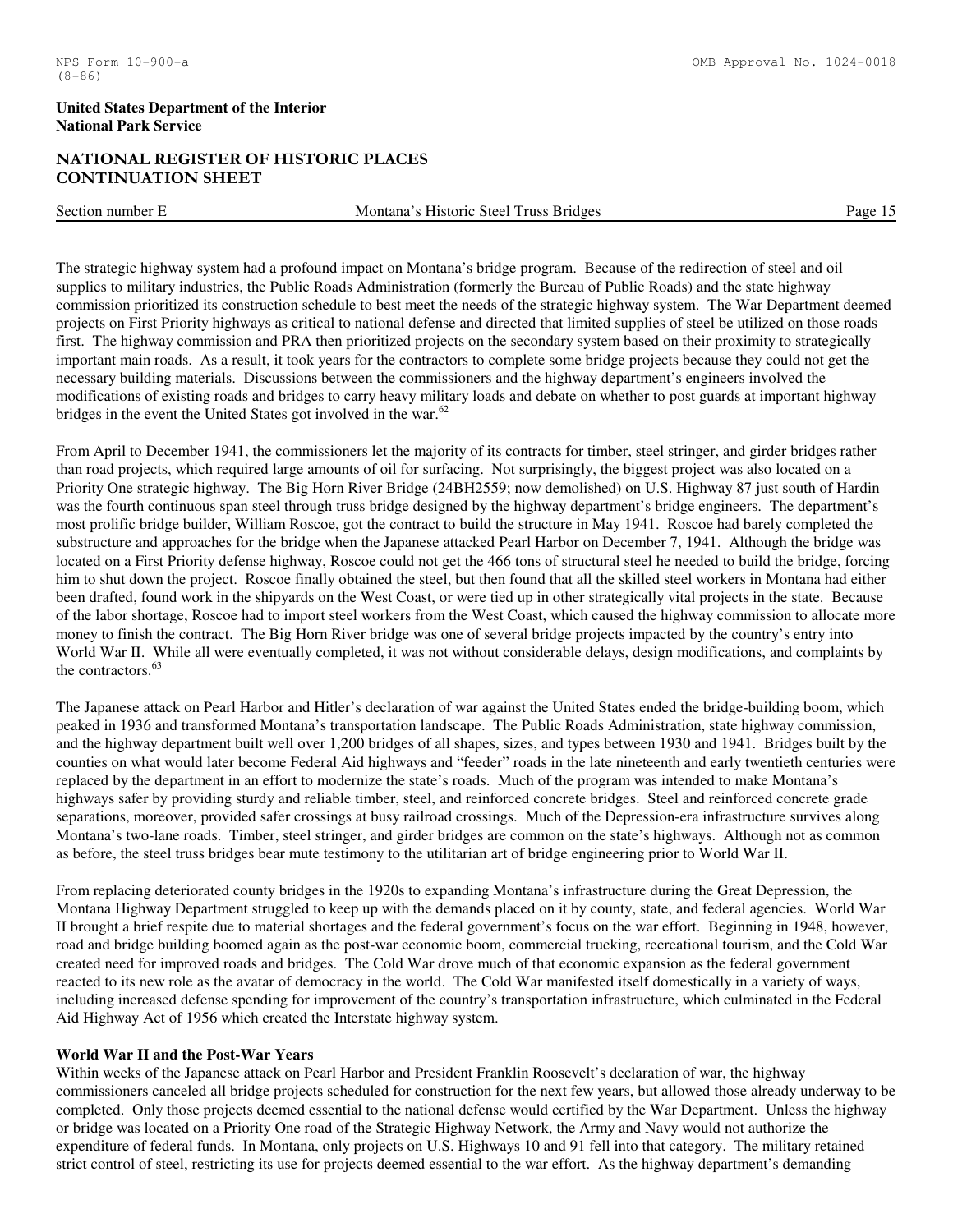The strategic highway system had a profound impact on Montana's bridge program. Because of the redirection of steel and oil supplies to military industries, the Public Roads Administration (formerly the Bureau of Public Roads) and the state highway commission prioritized its construction schedule to best meet the needs of the strategic highway system. The War Department deemed projects on First Priority highways as critical to national defense and directed that limited supplies of steel be utilized on those roads first. The highway commission and PRA then prioritized projects on the secondary system based on their proximity to strategically important main roads. As a result, it took years for the contractors to complete some bridge projects because they could not get the necessary building materials. Discussions between the commissioners and the highway department's engineers involved the modifications of existing roads and bridges to carry heavy military loads and debate on whether to post guards at important highway bridges in the event the United States got involved in the war.[62]

From April to December 1941, the commissioners let the majority of its contracts for timber, steel stringer, and girder bridges rather than road projects, which required large amounts of oil for surfacing. Not surprisingly, the biggest project was also located on a Priority One strategic highway. The Big Horn River Bridge (24BH2559; now demolished) on U.S. Highway 87 just south of Hardin was the fourth continuous span steel through truss bridge designed by the highway department's bridge engineers. The department's most prolific bridge builder, William Roscoe, got the contract to build the structure in May 1941. Roscoe had barely completed the substructure and approaches for the bridge when the Japanese attacked Pearl Harbor on December 7, 1941. Although the bridge was located on a First Priority defense highway, Roscoe could not get the 466 tons of structural steel he needed to build the bridge, forcing him to shut down the project. Roscoe finally obtained the steel, but then found that all the skilled steel workers in Montana had either been drafted, found work in the shipyards on the West Coast, or were tied up in other strategically vital projects in the state. Because of the labor shortage, Roscoe had to import steel workers from the West Coast, which caused the highway commission to allocate more money to finish the contract. The Big Horn River bridge was one of several bridge projects impacted by the country's entry into World War II. While all were eventually completed, it was not without considerable delays, design modifications, and complaints by the contractors.[63]

The Japanese attack on Pearl Harbor and Hitler's declaration of war against the United States ended the bridge-building boom, which peaked in 1936 and transformed Montana's transportation landscape. The Public Roads Administration, state highway commission, and the highway department built well over 1,200 bridges of all shapes, sizes, and types between 1930 and 1941. Bridges built by the counties on what would later become Federal Aid highways and "feeder" roads in the late nineteenth and early twentieth centuries were replaced by the department in an effort to modernize the state's roads. Much of the program was intended to make Montana's highways safer by providing sturdy and reliable timber, steel, and reinforced concrete bridges. Steel and reinforced concrete grade separations, moreover, provided safer crossings at busy railroad crossings. Much of the Depression-era infrastructure survives along Montana's two-lane roads. Timber, steel stringer, and girder bridges are common on the state's highways. Although not as common as before, the steel truss bridges bear mute testimony to the utilitarian art of bridge engineering prior to World War II.

From replacing deteriorated county bridges in the 1920s to expanding Montana's infrastructure during the Great Depression, the Montana Highway Department struggled to keep up with the demands placed on it by county, state, and federal agencies. World War II brought a brief respite due to material shortages and the federal government's focus on the war effort. Beginning in 1948, however, road and bridge building boomed again as the post-war economic boom, commercial trucking, recreational tourism, and the Cold War created need for improved roads and bridges. The Cold War drove much of that economic expansion as the federal government reacted to its new role as the avatar of democracy in the world. The Cold War manifested itself domestically in a variety of ways, including increased defense spending for improvement of the country's transportation infrastructure, which culminated in the Federal Aid Highway Act of 1956 which created the Interstate highway system.

**World War II and the Post-War Years**

Within weeks of the Japanese attack on Pearl Harbor and President Franklin Roosevelt's declaration of war, the highway commissioners canceled all bridge projects scheduled for construction for the next few years, but allowed those already underway to be completed. Only those projects deemed essential to the national defense would certified by the War Department. Unless the highway or bridge was located on a Priority One road of the Strategic Highway Network, the Army and Navy would not authorize the expenditure of federal funds. In Montana, only projects on U.S. Highways 10 and 91 fell into that category. The military retained strict control of steel, restricting its use for projects deemed essential to the war effort. As the highway department's demanding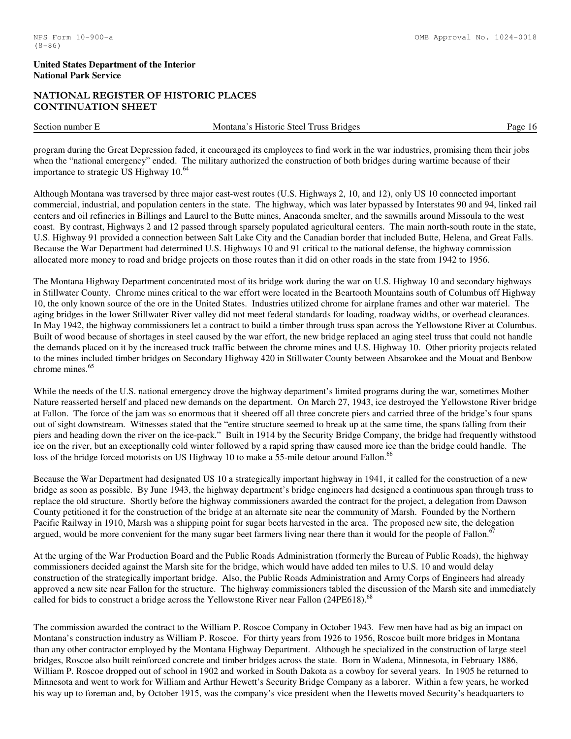program during the Great Depression faded, it encouraged its employees to find work in the war industries, promising them their jobs when the "national emergency" ended. The military authorized the construction of both bridges during wartime because of their importance to strategic US Highway 10.[64]

Although Montana was traversed by three major east-west routes (U.S. Highways 2, 10, and 12), only US 10 connected important commercial, industrial, and population centers in the state. The highway, which was later bypassed by Interstates 90 and 94, linked rail centers and oil refineries in Billings and Laurel to the Butte mines, Anaconda smelter, and the sawmills around Missoula to the west coast. By contrast, Highways 2 and 12 passed through sparsely populated agricultural centers. The main north-south route in the state, U.S. Highway 91 provided a connection between Salt Lake City and the Canadian border that included Butte, Helena, and Great Falls. Because the War Department had determined U.S. Highways 10 and 91 critical to the national defense, the highway commission allocated more money to road and bridge projects on those routes than it did on other roads in the state from 1942 to 1956.

The Montana Highway Department concentrated most of its bridge work during the war on U.S. Highway 10 and secondary highways in Stillwater County. Chrome mines critical to the war effort were located in the Beartooth Mountains south of Columbus off Highway 10, the only known source of the ore in the United States. Industries utilized chrome for airplane frames and other war materiel. The aging bridges in the lower Stillwater River valley did not meet federal standards for loading, roadway widths, or overhead clearances. In May 1942, the highway commissioners let a contract to build a timber through truss span across the Yellowstone River at Columbus. Built of wood because of shortages in steel caused by the war effort, the new bridge replaced an aging steel truss that could not handle the demands placed on it by the increased truck traffic between the chrome mines and U.S. Highway 10. Other priority projects related to the mines included timber bridges on Secondary Highway 420 in Stillwater County between Absarokee and the Mouat and Benbow chrome mines.[65]

While the needs of the U.S. national emergency drove the highway department's limited programs during the war, sometimes Mother Nature reasserted herself and placed new demands on the department. On March 27, 1943, ice destroyed the Yellowstone River bridge at Fallon. The force of the jam was so enormous that it sheered off all three concrete piers and carried three of the bridge's four spans out of sight downstream. Witnesses stated that the "entire structure seemed to break up at the same time, the spans falling from their piers and heading down the river on the ice-pack." Built in 1914 by the Security Bridge Company, the bridge had frequently withstood ice on the river, but an exceptionally cold winter followed by a rapid spring thaw caused more ice than the bridge could handle. The loss of the bridge forced motorists on US Highway 10 to make a 55-mile detour around Fallon.[66]

Because the War Department had designated US 10 a strategically important highway in 1941, it called for the construction of a new bridge as soon as possible. By June 1943, the highway department's bridge engineers had designed a continuous span through truss to replace the old structure. Shortly before the highway commissioners awarded the contract for the project, a delegation from Dawson County petitioned it for the construction of the bridge at an alternate site near the community of Marsh. Founded by the Northern Pacific Railway in 1910, Marsh was a shipping point for sugar beets harvested in the area. The proposed new site, the delegation argued, would be more convenient for the many sugar beet farmers living near there than it would for the people of Fallon.[67]

At the urging of the War Production Board and the Public Roads Administration (formerly the Bureau of Public Roads), the highway commissioners decided against the Marsh site for the bridge, which would have added ten miles to U.S. 10 and would delay construction of the strategically important bridge. Also, the Public Roads Administration and Army Corps of Engineers had already approved a new site near Fallon for the structure. The highway commissioners tabled the discussion of the Marsh site and immediately called for bids to construct a bridge across the Yellowstone River near Fallon (24PE618).[68]

The commission awarded the contract to the William P. Roscoe Company in October 1943. Few men have had as big an impact on Montana's construction industry as William P. Roscoe. For thirty years from 1926 to 1956, Roscoe built more bridges in Montana than any other contractor employed by the Montana Highway Department. Although he specialized in the construction of large steel bridges, Roscoe also built reinforced concrete and timber bridges across the state. Born in Wadena, Minnesota, in February 1886, William P. Roscoe dropped out of school in 1902 and worked in South Dakota as a cowboy for several years. In 1905 he returned to Minnesota and went to work for William and Arthur Hewett's Security Bridge Company as a laborer. Within a few years, he worked his way up to foreman and, by October 1915, was the company's vice president when the Hewetts moved Security's headquarters to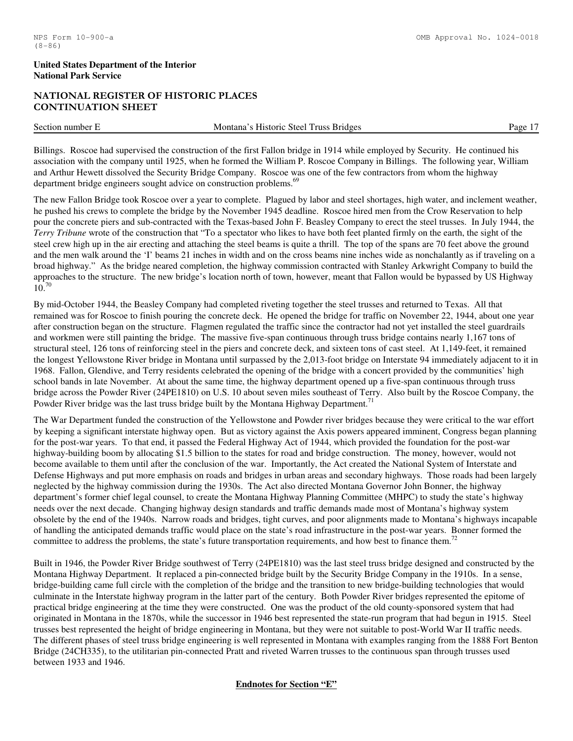Billings. Roscoe had supervised the construction of the first Fallon bridge in 1914 while employed by Security. He continued his association with the company until 1925, when he formed the William P. Roscoe Company in Billings. The following year, William and Arthur Hewett dissolved the Security Bridge Company. Roscoe was one of the few contractors from whom the highway department bridge engineers sought advice on construction problems.[69]

The new Fallon Bridge took Roscoe over a year to complete. Plagued by labor and steel shortages, high water, and inclement weather, he pushed his crews to complete the bridge by the November 1945 deadline. Roscoe hired men from the Crow Reservation to help pour the concrete piers and sub-contracted with the Texas-based John F. Beasley Company to erect the steel trusses. In July 1944, the *Terry Tribune* wrote of the construction that "To a spectator who likes to have both feet planted firmly on the earth, the sight of the steel crew high up in the air erecting and attaching the steel beams is quite a thrill. The top of the spans are 70 feet above the ground and the men walk around the 'I' beams 21 inches in width and on the cross beams nine inches wide as nonchalantly as if traveling on a broad highway." As the bridge neared completion, the highway commission contracted with Stanley Arkwright Company to build the approaches to the structure. The new bridge's location north of town, however, meant that Fallon would be bypassed by US Highway 10.[70]

By mid-October 1944, the Beasley Company had completed riveting together the steel trusses and returned to Texas. All that remained was for Roscoe to finish pouring the concrete deck. He opened the bridge for traffic on November 22, 1944, about one year after construction began on the structure. Flagmen regulated the traffic since the contractor had not yet installed the steel guardrails and workmen were still painting the bridge. The massive five-span continuous through truss bridge contains nearly 1,167 tons of structural steel, 126 tons of reinforcing steel in the piers and concrete deck, and sixteen tons of cast steel. At 1,149-feet, it remained the longest Yellowstone River bridge in Montana until surpassed by the 2,013-foot bridge on Interstate 94 immediately adjacent to it in 1968. Fallon, Glendive, and Terry residents celebrated the opening of the bridge with a concert provided by the communities' high school bands in late November. At about the same time, the highway department opened up a five-span continuous through truss bridge across the Powder River (24PE1810) on U.S. 10 about seven miles southeast of Terry. Also built by the Roscoe Company, the Powder River bridge was the last truss bridge built by the Montana Highway Department.[71]

The War Department funded the construction of the Yellowstone and Powder river bridges because they were critical to the war effort by keeping a significant interstate highway open. But as victory against the Axis powers appeared imminent, Congress began planning for the post-war years. To that end, it passed the Federal Highway Act of 1944, which provided the foundation for the post-war highway-building boom by allocating $1.5 billion to the states for road and bridge construction. The money, however, would not become available to them until after the conclusion of the war. Importantly, the Act created the National System of Interstate and Defense Highways and put more emphasis on roads and bridges in urban areas and secondary highways. Those roads had been largely neglected by the highway commission during the 1930s. The Act also directed Montana Governor John Bonner, the highway department's former chief legal counsel, to create the Montana Highway Planning Committee (MHPC) to study the state's highway needs over the next decade. Changing highway design standards and traffic demands made most of Montana's highway system obsolete by the end of the 1940s. Narrow roads and bridges, tight curves, and poor alignments made to Montana's highways incapable of handling the anticipated demands traffic would place on the state's road infrastructure in the post-war years. Bonner formed the committee to address the problems, the state's future transportation requirements, and how best to finance them.[72]

Built in 1946, the Powder River Bridge southwest of Terry (24PE1810) was the last steel truss bridge designed and constructed by the Montana Highway Department. It replaced a pin-connected bridge built by the Security Bridge Company in the 1910s. In a sense, bridge-building came full circle with the completion of the bridge and the transition to new bridge-building technologies that would culminate in the Interstate highway program in the latter part of the century. Both Powder River bridges represented the epitome of practical bridge engineering at the time they were constructed. One was the product of the old county-sponsored system that had originated in Montana in the 1870s, while the successor in 1946 best represented the state-run program that had begun in 1915. Steel trusses best represented the height of bridge engineering in Montana, but they were not suitable to post-World War II traffic needs. The different phases of steel truss bridge engineering is well represented in Montana with examples ranging from the 1888 Fort Benton Bridge (24CH335), to the utilitarian pin-connected Pratt and riveted Warren trusses to the continuous span through trusses used between 1933 and 1946.

**Endnotes for Section "E"**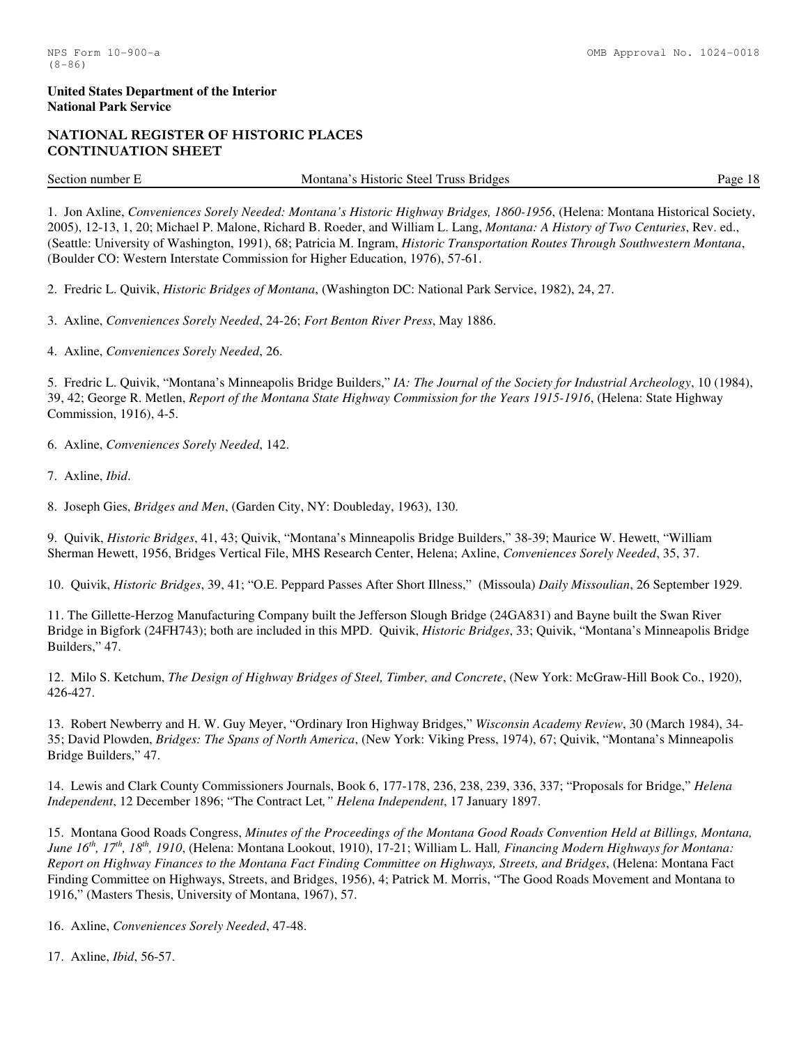1. Jon Axline, *Conveniences Sorely Needed: Montana's Historic Highway Bridges, 1860-1956*, (Helena: Montana Historical Society, 2005), 12-13, 1, 20; Michael P. Malone, Richard B. Roeder, and William L. Lang, *Montana: A History of Two Centuries*, Rev. ed., (Seattle: University of Washington, 1991), 68; Patricia M. Ingram, *Historic Transportation Routes Through Southwestern Montana*, (Boulder CO: Western Interstate Commission for Higher Education, 1976), 57-61.

2. Fredric L. Quivik, *Historic Bridges of Montana*, (Washington DC: National Park Service, 1982), 24, 27.

3. Axline, *Conveniences Sorely Needed*, 24-26; *Fort Benton River Press*, May 1886.

4. Axline, *Conveniences Sorely Needed*, 26.

5. Fredric L. Quivik, "Montana's Minneapolis Bridge Builders," *IA: The Journal of the Society for Industrial Archeology*, 10 (1984), 39, 42; George R. Metlen, *Report of the Montana State Highway Commission for the Years 1915-1916*, (Helena: State Highway Commission, 1916), 4-5.

6. Axline, *Conveniences Sorely Needed*, 142.

7. Axline, *Ibid*.

8. Joseph Gies, *Bridges and Men*, (Garden City, NY: Doubleday, 1963), 130.

9. Quivik, *Historic Bridges*, 41, 43; Quivik, "Montana's Minneapolis Bridge Builders," 38-39; Maurice W. Hewett, "William Sherman Hewett, 1956, Bridges Vertical File, MHS Research Center, Helena; Axline, *Conveniences Sorely Needed*, 35, 37.

10. Quivik, *Historic Bridges*, 39, 41; "O.E. Peppard Passes After Short Illness," (Missoula) *Daily Missoulian*, 26 September 1929.

11. The Gillette-Herzog Manufacturing Company built the Jefferson Slough Bridge (24GA831) and Bayne built the Swan River Bridge in Bigfork (24FH743); both are included in this MPD. Quivik, *Historic Bridges*, 33; Quivik, "Montana's Minneapolis Bridge Builders," 47.

12. Milo S. Ketchum, *The Design of Highway Bridges of Steel, Timber, and Concrete*, (New York: McGraw-Hill Book Co., 1920), 426-427.

13. Robert Newberry and H. W. Guy Meyer, "Ordinary Iron Highway Bridges," *Wisconsin Academy Review*, 30 (March 1984), 34-35; David Plowden, *Bridges: The Spans of North America*, (New York: Viking Press, 1974), 67; Quivik, "Montana's Minneapolis Bridge Builders," 47.

14. Lewis and Clark County Commissioners Journals, Book 6, 177-178, 236, 238, 239, 336, 337; "Proposals for Bridge," *Helena Independent*, 12 December 1896; "The Contract Let," *Helena Independent*, 17 January 1897.

15. Montana Good Roads Congress, *Minutes of the Proceedings of the Montana Good Roads Convention Held at Billings, Montana, June 16th, 17th, 18th, 1910*, (Helena: Montana Lookout, 1910), 17-21; William L. Hall, *Financing Modern Highways for Montana: Report on Highway Finances to the Montana Fact Finding Committee on Highways, Streets, and Bridges*, (Helena: Montana Fact Finding Committee on Highways, Streets, and Bridges, 1956), 4; Patrick M. Morris, "The Good Roads Movement and Montana to 1916," (Masters Thesis, University of Montana, 1967), 57.

16. Axline, *Conveniences Sorely Needed*, 47-48.

17. Axline, *Ibid*, 56-57.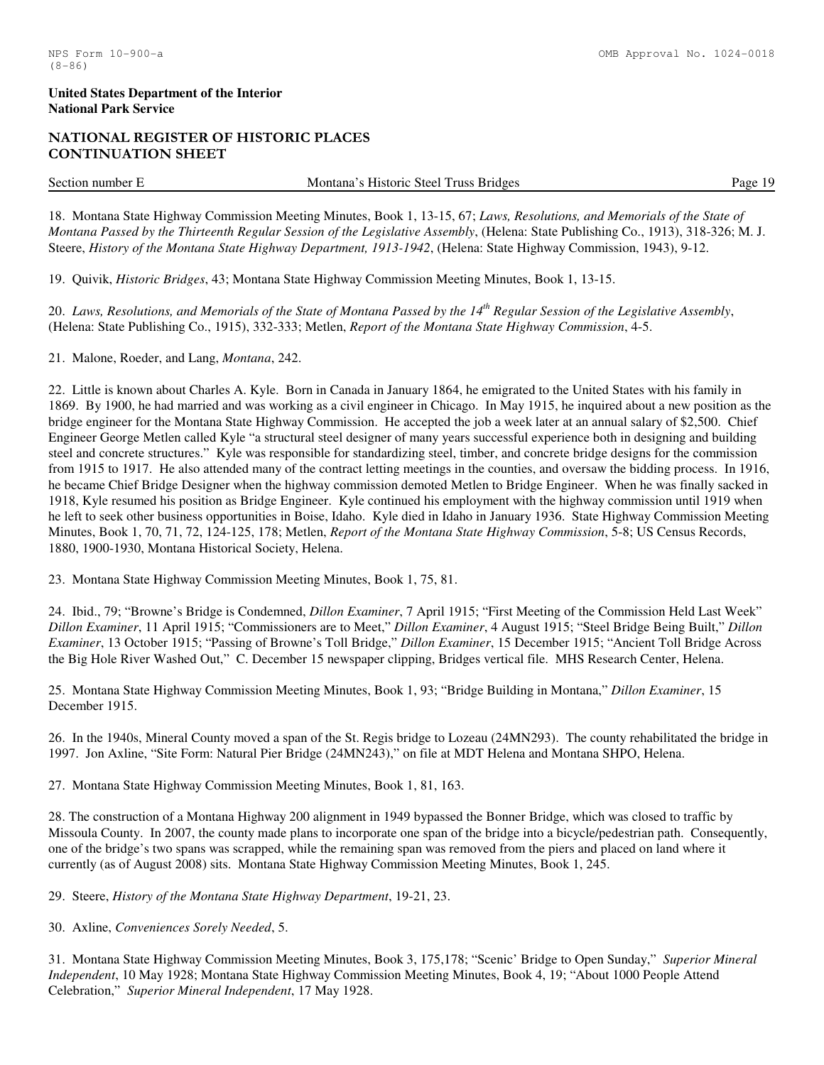18. Montana State Highway Commission Meeting Minutes, Book 1, 13-15, 67; *Laws, Resolutions, and Memorials of the State of Montana Passed by the Thirteenth Regular Session of the Legislative Assembly*, (Helena: State Publishing Co., 1913), 318-326; M. J. Steere, *History of the Montana State Highway Department, 1913-1942*, (Helena: State Highway Commission, 1943), 9-12.

19. Quivik, *Historic Bridges*, 43; Montana State Highway Commission Meeting Minutes, Book 1, 13-15.

20. *Laws, Resolutions, and Memorials of the State of Montana Passed by the 14th Regular Session of the Legislative Assembly*, (Helena: State Publishing Co., 1915), 332-333; Metlen, *Report of the Montana State Highway Commission*, 4-5.

21. Malone, Roeder, and Lang, *Montana*, 242.

22. Little is known about Charles A. Kyle. Born in Canada in January 1864, he emigrated to the United States with his family in 1869. By 1900, he had married and was working as a civil engineer in Chicago. In May 1915, he inquired about a new position as the bridge engineer for the Montana State Highway Commission. He accepted the job a week later at an annual salary of $2,500. Chief Engineer George Metlen called Kyle "a structural steel designer of many years successful experience both in designing and building steel and concrete structures." Kyle was responsible for standardizing steel, timber, and concrete bridge designs for the commission from 1915 to 1917. He also attended many of the contract letting meetings in the counties, and oversaw the bidding process. In 1916, he became Chief Bridge Designer when the highway commission demoted Metlen to Bridge Engineer. When he was finally sacked in 1918, Kyle resumed his position as Bridge Engineer. Kyle continued his employment with the highway commission until 1919 when he left to seek other business opportunities in Boise, Idaho. Kyle died in Idaho in January 1936. State Highway Commission Meeting Minutes, Book 1, 70, 71, 72, 124-125, 178; Metlen, *Report of the Montana State Highway Commission*, 5-8; US Census Records, 1880, 1900-1930, Montana Historical Society, Helena.

23. Montana State Highway Commission Meeting Minutes, Book 1, 75, 81.

24. Ibid., 79; "Browne's Bridge is Condemned, *Dillon Examiner*, 7 April 1915; "First Meeting of the Commission Held Last Week" *Dillon Examiner*, 11 April 1915; "Commissioners are to Meet," *Dillon Examiner*, 4 August 1915; "Steel Bridge Being Built," *Dillon Examiner*, 13 October 1915; "Passing of Browne's Toll Bridge," *Dillon Examiner*, 15 December 1915; "Ancient Toll Bridge Across the Big Hole River Washed Out," C. December 15 newspaper clipping, Bridges vertical file. MHS Research Center, Helena.

25. Montana State Highway Commission Meeting Minutes, Book 1, 93; "Bridge Building in Montana," *Dillon Examiner*, 15 December 1915.

26. In the 1940s, Mineral County moved a span of the St. Regis bridge to Lozeau (24MN293). The county rehabilitated the bridge in 1997. Jon Axline, "Site Form: Natural Pier Bridge (24MN243)," on file at MDT Helena and Montana SHPO, Helena.

27. Montana State Highway Commission Meeting Minutes, Book 1, 81, 163.

28. The construction of a Montana Highway 200 alignment in 1949 bypassed the Bonner Bridge, which was closed to traffic by Missoula County. In 2007, the county made plans to incorporate one span of the bridge into a bicycle/pedestrian path. Consequently, one of the bridge's two spans was scrapped, while the remaining span was removed from the piers and placed on land where it currently (as of August 2008) sits. Montana State Highway Commission Meeting Minutes, Book 1, 245.

29. Steere, *History of the Montana State Highway Department*, 19-21, 23.

30. Axline, *Conveniences Sorely Needed*, 5.

31. Montana State Highway Commission Meeting Minutes, Book 3, 175,178; "Scenic' Bridge to Open Sunday," *Superior Mineral Independent*, 10 May 1928; Montana State Highway Commission Meeting Minutes, Book 4, 19; "About 1000 People Attend Celebration," *Superior Mineral Independent*, 17 May 1928.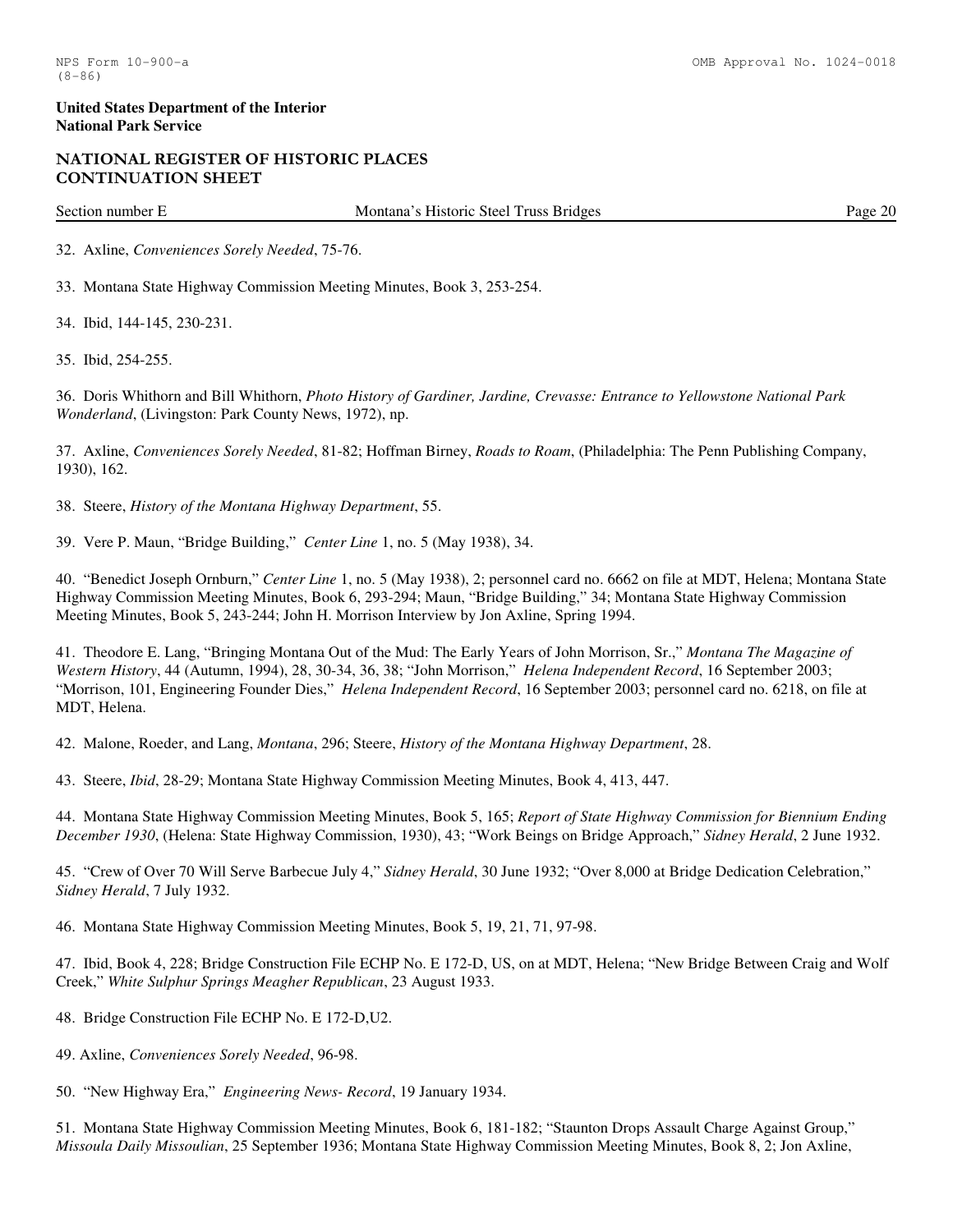32. Axline, *Conveniences Sorely Needed*, 75-76.

33. Montana State Highway Commission Meeting Minutes, Book 3, 253-254.

34. Ibid, 144-145, 230-231.

35. Ibid, 254-255.

36. Doris Whithorn and Bill Whithorn, *Photo History of Gardiner, Jardine, Crevasse: Entrance to Yellowstone National Park Wonderland*, (Livingston: Park County News, 1972), np.

37. Axline, *Conveniences Sorely Needed*, 81-82; Hoffman Birney, *Roads to Roam*, (Philadelphia: The Penn Publishing Company, 1930), 162.

38. Steere, *History of the Montana Highway Department*, 55.

39. Vere P. Maun, "Bridge Building," *Center Line* 1, no. 5 (May 1938), 34.

40. "Benedict Joseph Ornburn," *Center Line* 1, no. 5 (May 1938), 2; personnel card no. 6662 on file at MDT, Helena; Montana State Highway Commission Meeting Minutes, Book 6, 293-294; Maun, "Bridge Building," 34; Montana State Highway Commission Meeting Minutes, Book 5, 243-244; John H. Morrison Interview by Jon Axline, Spring 1994.

41. Theodore E. Lang, "Bringing Montana Out of the Mud: The Early Years of John Morrison, Sr.," *Montana The Magazine of Western History*, 44 (Autumn, 1994), 28, 30-34, 36, 38; "John Morrison," *Helena Independent Record*, 16 September 2003; "Morrison, 101, Engineering Founder Dies," *Helena Independent Record*, 16 September 2003; personnel card no. 6218, on file at MDT, Helena.

42. Malone, Roeder, and Lang, *Montana*, 296; Steere, *History of the Montana Highway Department*, 28.

43. Steere, *Ibid*, 28-29; Montana State Highway Commission Meeting Minutes, Book 4, 413, 447.

44. Montana State Highway Commission Meeting Minutes, Book 5, 165; *Report of State Highway Commission for Biennium Ending December 1930*, (Helena: State Highway Commission, 1930), 43; "Work Beings on Bridge Approach," *Sidney Herald*, 2 June 1932.

45. "Crew of Over 70 Will Serve Barbecue July 4," *Sidney Herald*, 30 June 1932; "Over 8,000 at Bridge Dedication Celebration," *Sidney Herald*, 7 July 1932.

46. Montana State Highway Commission Meeting Minutes, Book 5, 19, 21, 71, 97-98.

47. Ibid, Book 4, 228; Bridge Construction File ECHP No. E 172-D, US, on at MDT, Helena; "New Bridge Between Craig and Wolf Creek," *White Sulphur Springs Meagher Republican*, 23 August 1933.

48. Bridge Construction File ECHP No. E 172-D,U2.

49. Axline, *Conveniences Sorely Needed*, 96-98.

50. "New Highway Era," *Engineering News- Record*, 19 January 1934.

51. Montana State Highway Commission Meeting Minutes, Book 6, 181-182; "Staunton Drops Assault Charge Against Group," *Missoula Daily Missoulian*, 25 September 1936; Montana State Highway Commission Meeting Minutes, Book 8, 2; Jon Axline,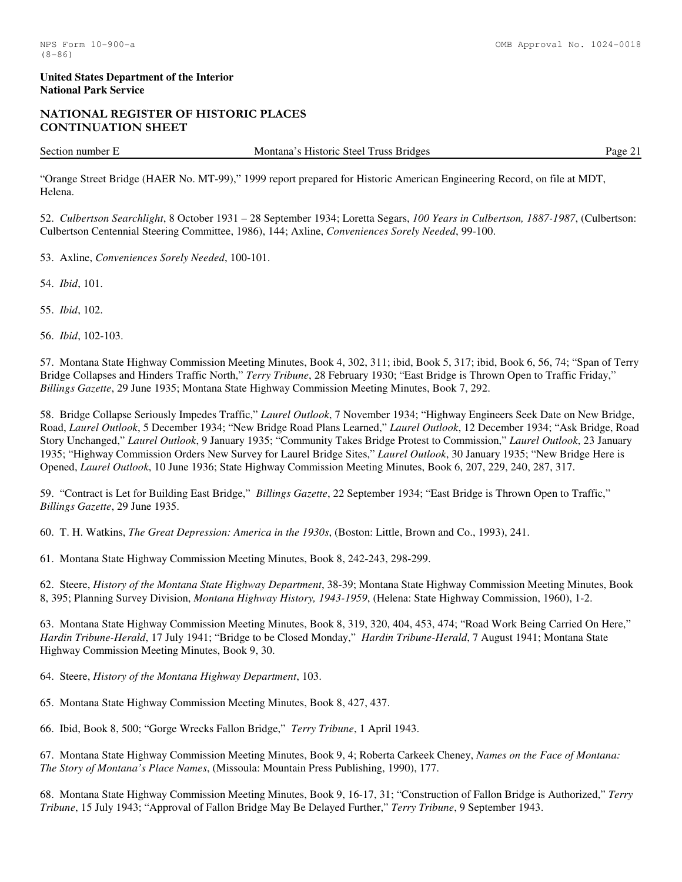"Orange Street Bridge (HAER No. MT-99)," 1999 report prepared for Historic American Engineering Record, on file at MDT, Helena.

52. *Culbertson Searchlight*, 8 October 1931 – 28 September 1934; Loretta Segars, *100 Years in Culbertson, 1887-1987*, (Culbertson: Culbertson Centennial Steering Committee, 1986), 144; Axline, *Conveniences Sorely Needed*, 99-100.

53. Axline, *Conveniences Sorely Needed*, 100-101.

54. *Ibid*, 101.

55. *Ibid*, 102.

56. *Ibid*, 102-103.

57. Montana State Highway Commission Meeting Minutes, Book 4, 302, 311; ibid, Book 5, 317; ibid, Book 6, 56, 74; "Span of Terry Bridge Collapses and Hinders Traffic North," *Terry Tribune*, 28 February 1930; "East Bridge is Thrown Open to Traffic Friday," *Billings Gazette*, 29 June 1935; Montana State Highway Commission Meeting Minutes, Book 7, 292.

58. Bridge Collapse Seriously Impedes Traffic," *Laurel Outlook*, 7 November 1934; "Highway Engineers Seek Date on New Bridge, Road, *Laurel Outlook*, 5 December 1934; "New Bridge Road Plans Learned," *Laurel Outlook*, 12 December 1934; "Ask Bridge, Road Story Unchanged," *Laurel Outlook*, 9 January 1935; "Community Takes Bridge Protest to Commission," *Laurel Outlook*, 23 January 1935; "Highway Commission Orders New Survey for Laurel Bridge Sites," *Laurel Outlook*, 30 January 1935; "New Bridge Here is Opened, *Laurel Outlook*, 10 June 1936; State Highway Commission Meeting Minutes, Book 6, 207, 229, 240, 287, 317.

59. "Contract is Let for Building East Bridge," *Billings Gazette*, 22 September 1934; "East Bridge is Thrown Open to Traffic," *Billings Gazette*, 29 June 1935.

60. T. H. Watkins, *The Great Depression: America in the 1930s*, (Boston: Little, Brown and Co., 1993), 241.

61. Montana State Highway Commission Meeting Minutes, Book 8, 242-243, 298-299.

62. Steere, *History of the Montana State Highway Department*, 38-39; Montana State Highway Commission Meeting Minutes, Book 8, 395; Planning Survey Division, *Montana Highway History, 1943-1959*, (Helena: State Highway Commission, 1960), 1-2.

63. Montana State Highway Commission Meeting Minutes, Book 8, 319, 320, 404, 453, 474; "Road Work Being Carried On Here," *Hardin Tribune-Herald*, 17 July 1941; "Bridge to be Closed Monday," *Hardin Tribune-Herald*, 7 August 1941; Montana State Highway Commission Meeting Minutes, Book 9, 30.

64. Steere, *History of the Montana Highway Department*, 103.

65. Montana State Highway Commission Meeting Minutes, Book 8, 427, 437.

66. Ibid, Book 8, 500; "Gorge Wrecks Fallon Bridge," *Terry Tribune*, 1 April 1943.

67. Montana State Highway Commission Meeting Minutes, Book 9, 4; Roberta Carkeek Cheney, *Names on the Face of Montana: The Story of Montana's Place Names*, (Missoula: Mountain Press Publishing, 1990), 177.

68. Montana State Highway Commission Meeting Minutes, Book 9, 16-17, 31; "Construction of Fallon Bridge is Authorized," *Terry Tribune*, 15 July 1943; "Approval of Fallon Bridge May Be Delayed Further," *Terry Tribune*, 9 September 1943.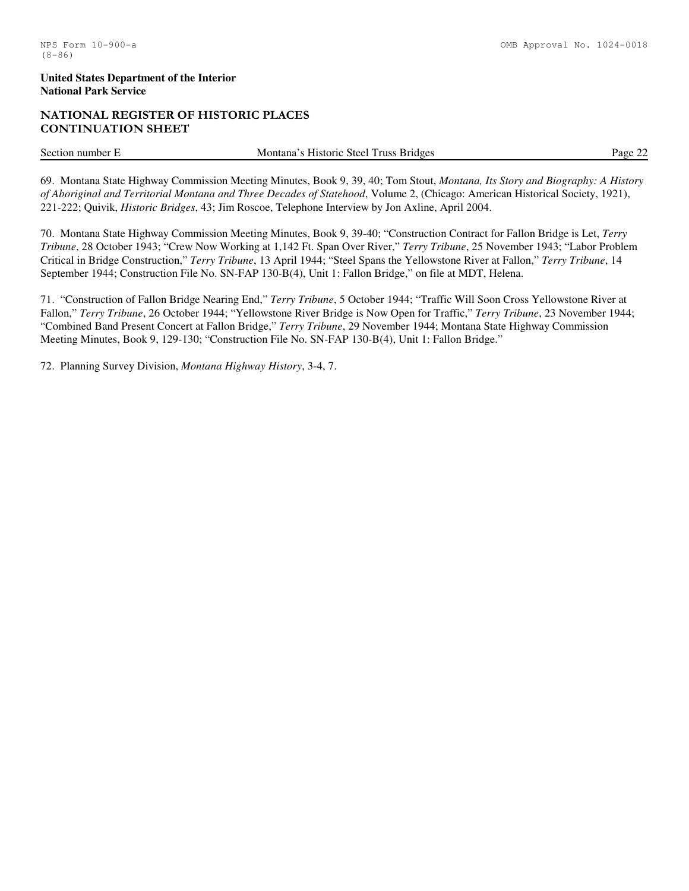69. Montana State Highway Commission Meeting Minutes, Book 9, 39, 40; Tom Stout, *Montana, Its Story and Biography: A History of Aboriginal and Territorial Montana and Three Decades of Statehood*, Volume 2, (Chicago: American Historical Society, 1921), 221-222; Quivik, *Historic Bridges*, 43; Jim Roscoe, Telephone Interview by Jon Axline, April 2004.

70. Montana State Highway Commission Meeting Minutes, Book 9, 39-40; "Construction Contract for Fallon Bridge is Let, *Terry Tribune*, 28 October 1943; "Crew Now Working at 1,142 Ft. Span Over River," *Terry Tribune*, 25 November 1943; "Labor Problem Critical in Bridge Construction," *Terry Tribune*, 13 April 1944; "Steel Spans the Yellowstone River at Fallon," *Terry Tribune*, 14 September 1944; Construction File No. SN-FAP 130-B(4), Unit 1: Fallon Bridge," on file at MDT, Helena.

71. "Construction of Fallon Bridge Nearing End," *Terry Tribune*, 5 October 1944; "Traffic Will Soon Cross Yellowstone River at Fallon," *Terry Tribune*, 26 October 1944; "Yellowstone River Bridge is Now Open for Traffic," *Terry Tribune*, 23 November 1944; "Combined Band Present Concert at Fallon Bridge," *Terry Tribune*, 29 November 1944; Montana State Highway Commission Meeting Minutes, Book 9, 129-130; "Construction File No. SN-FAP 130-B(4), Unit 1: Fallon Bridge."

72. Planning Survey Division, *Montana Highway History*, 3-4, 7.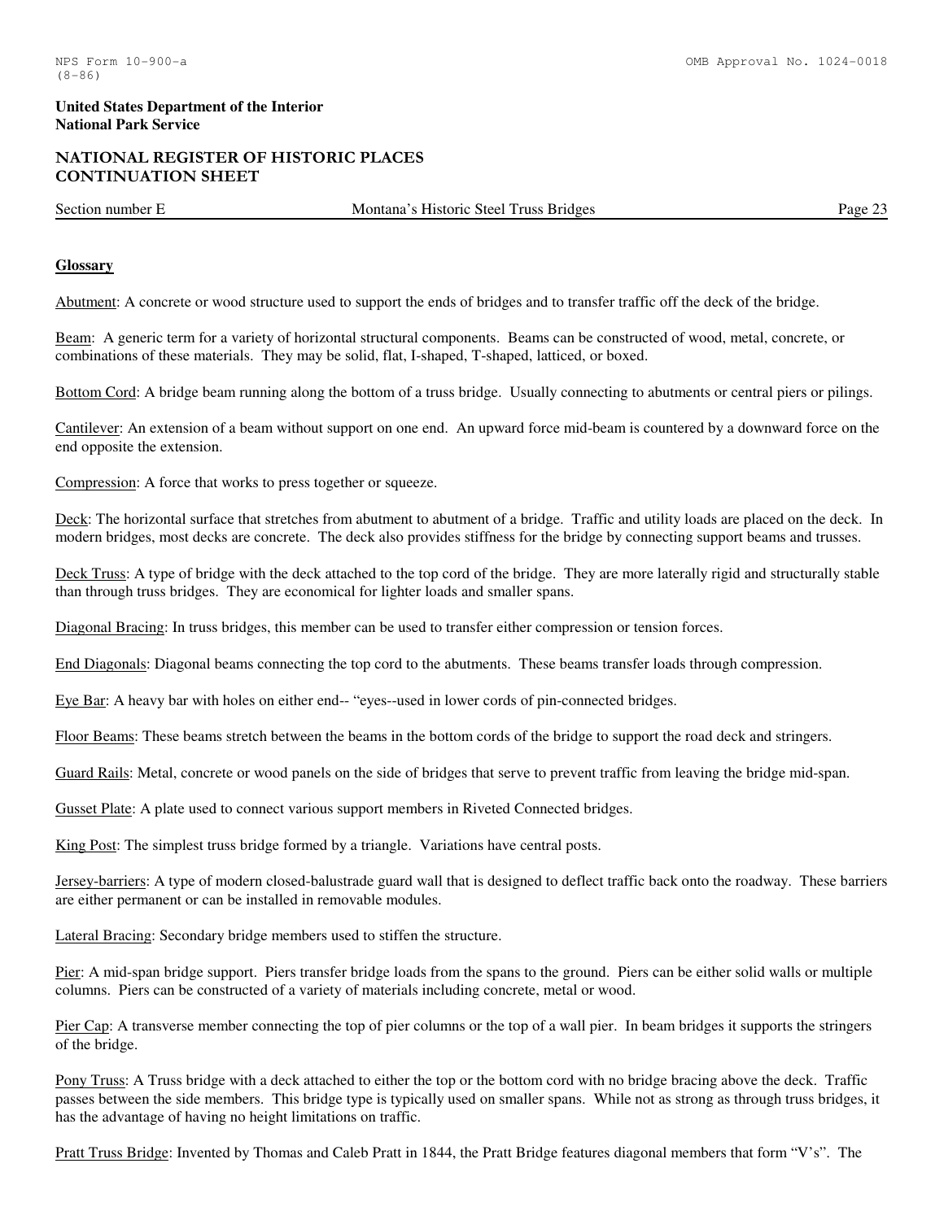**Glossary**

Abutment: A concrete or wood structure used to support the ends of bridges and to transfer traffic off the deck of the bridge.

Beam: A generic term for a variety of horizontal structural components. Beams can be constructed of wood, metal, concrete, or combinations of these materials. They may be solid, flat, I-shaped, T-shaped, latticed, or boxed.

Bottom Cord: A bridge beam running along the bottom of a truss bridge. Usually connecting to abutments or central piers or pilings.

Cantilever: An extension of a beam without support on one end. An upward force mid-beam is countered by a downward force on the end opposite the extension.

Compression: A force that works to press together or squeeze.

Deck: The horizontal surface that stretches from abutment to abutment of a bridge. Traffic and utility loads are placed on the deck. In modern bridges, most decks are concrete. The deck also provides stiffness for the bridge by connecting support beams and trusses.

Deck Truss: A type of bridge with the deck attached to the top cord of the bridge. They are more laterally rigid and structurally stable than through truss bridges. They are economical for lighter loads and smaller spans.

Diagonal Bracing: In truss bridges, this member can be used to transfer either compression or tension forces.

End Diagonals: Diagonal beams connecting the top cord to the abutments. These beams transfer loads through compression.

Eye Bar: A heavy bar with holes on either end-- "eyes--used in lower cords of pin-connected bridges.

Floor Beams: These beams stretch between the beams in the bottom cords of the bridge to support the road deck and stringers.

Guard Rails: Metal, concrete or wood panels on the side of bridges that serve to prevent traffic from leaving the bridge mid-span.

Gusset Plate: A plate used to connect various support members in Riveted Connected bridges.

King Post: The simplest truss bridge formed by a triangle. Variations have central posts.

Jersey-barriers: A type of modern closed-balustrade guard wall that is designed to deflect traffic back onto the roadway. These barriers are either permanent or can be installed in removable modules.

Lateral Bracing: Secondary bridge members used to stiffen the structure.

Pier: A mid-span bridge support. Piers transfer bridge loads from the spans to the ground. Piers can be either solid walls or multiple columns. Piers can be constructed of a variety of materials including concrete, metal or wood.

Pier Cap: A transverse member connecting the top of pier columns or the top of a wall pier. In beam bridges it supports the stringers of the bridge.

Pony Truss: A Truss bridge with a deck attached to either the top or the bottom cord with no bridge bracing above the deck. Traffic passes between the side members. This bridge type is typically used on smaller spans. While not as strong as through truss bridges, it has the advantage of having no height limitations on traffic.

Pratt Truss Bridge: Invented by Thomas and Caleb Pratt in 1844, the Pratt Bridge features diagonal members that form "V's". The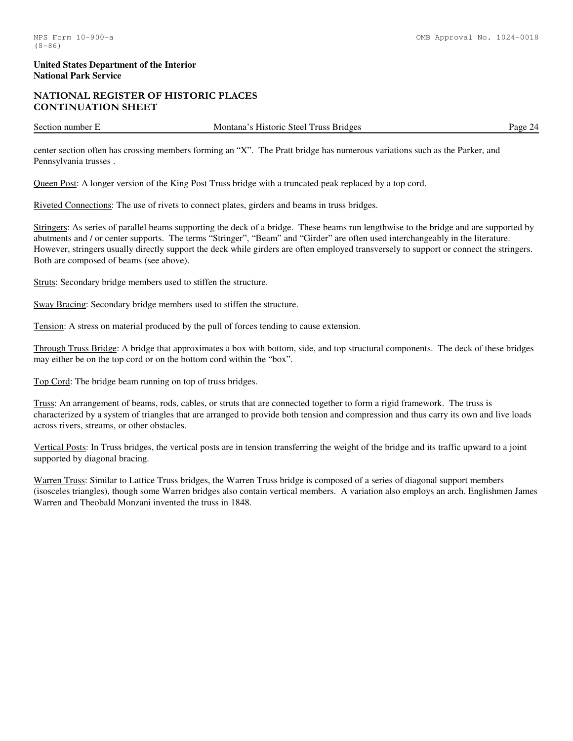center section often has crossing members forming an "X". The Pratt bridge has numerous variations such as the Parker, and Pennsylvania trusses .

Queen Post: A longer version of the King Post Truss bridge with a truncated peak replaced by a top cord.

Riveted Connections: The use of rivets to connect plates, girders and beams in truss bridges.

Stringers: As series of parallel beams supporting the deck of a bridge. These beams run lengthwise to the bridge and are supported by abutments and / or center supports. The terms "Stringer", "Beam" and "Girder" are often used interchangeably in the literature. However, stringers usually directly support the deck while girders are often employed transversely to support or connect the stringers. Both are composed of beams (see above).

Struts: Secondary bridge members used to stiffen the structure.

Sway Bracing: Secondary bridge members used to stiffen the structure.

Tension: A stress on material produced by the pull of forces tending to cause extension.

Through Truss Bridge: A bridge that approximates a box with bottom, side, and top structural components. The deck of these bridges may either be on the top cord or on the bottom cord within the "box".

Top Cord: The bridge beam running on top of truss bridges.

Truss: An arrangement of beams, rods, cables, or struts that are connected together to form a rigid framework. The truss is characterized by a system of triangles that are arranged to provide both tension and compression and thus carry its own and live loads across rivers, streams, or other obstacles.

Vertical Posts: In Truss bridges, the vertical posts are in tension transferring the weight of the bridge and its traffic upward to a joint supported by diagonal bracing.

Warren Truss: Similar to Lattice Truss bridges, the Warren Truss bridge is composed of a series of diagonal support members (isosceles triangles), though some Warren bridges also contain vertical members. A variation also employs an arch. Englishmen James Warren and Theobald Monzani invented the truss in 1848.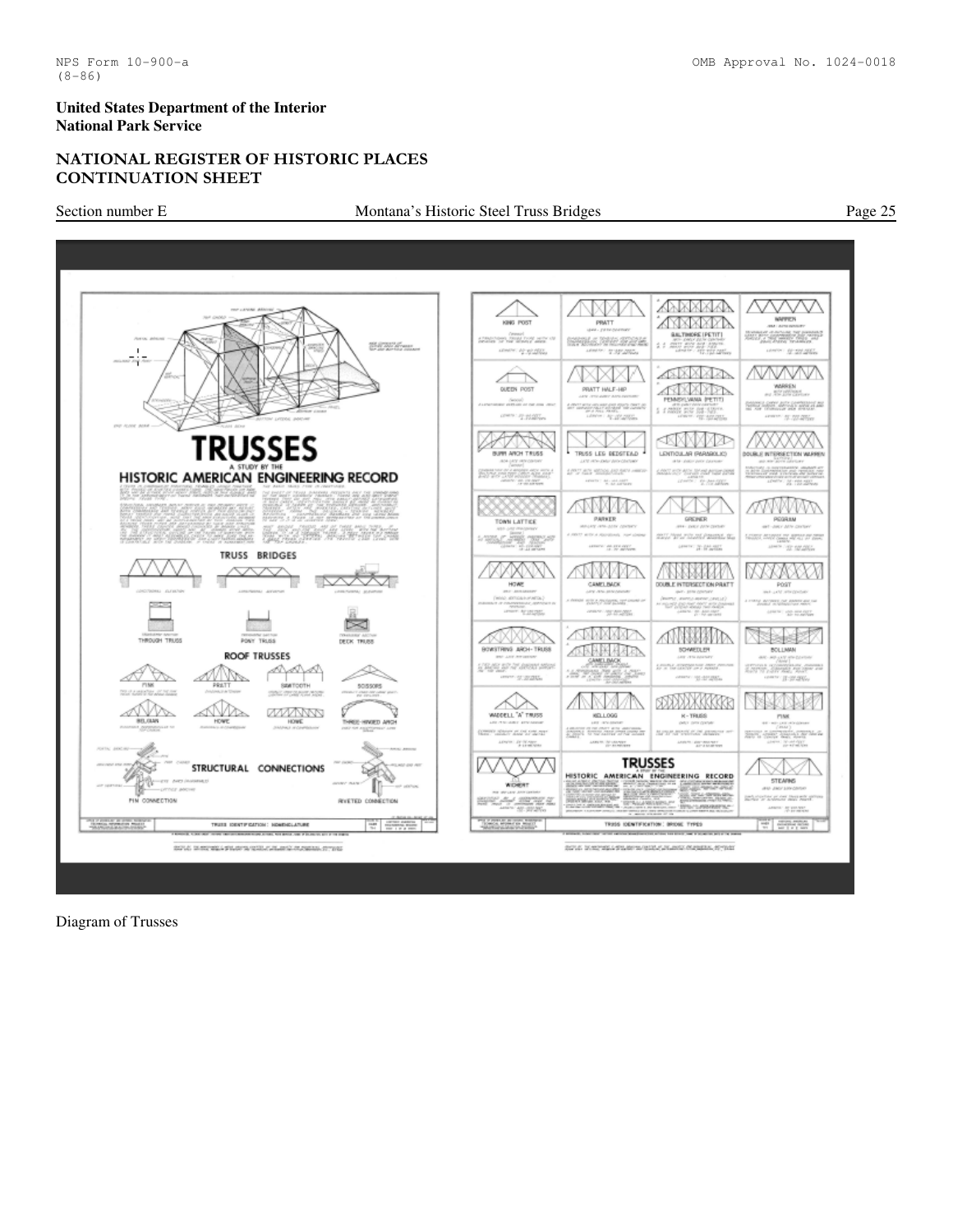United States Department of the Interior
National Park Service

NATIONAL REGISTER OF HISTORIC PLACES
CONTINUATION SHEET

Section number E | Montana's Historic Steel Truss Bridges

Diagram of Trusses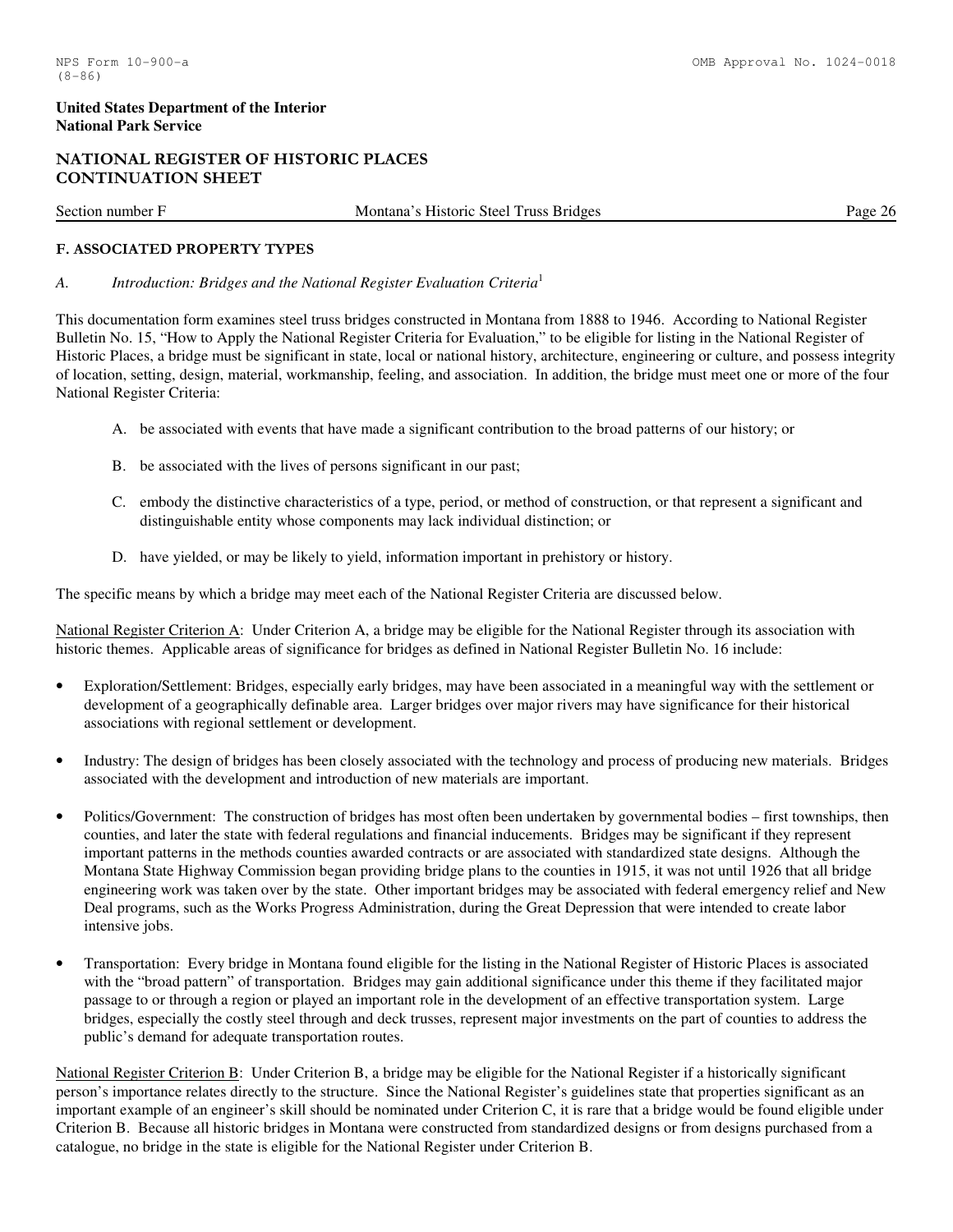## F. ASSOCIATED PROPERTY TYPES

### *A. Introduction: Bridges and the National Register Evaluation Criteria*[1]

This documentation form examines steel truss bridges constructed in Montana from 1888 to 1946. According to National Register Bulletin No. 15, "How to Apply the National Register Criteria for Evaluation," to be eligible for listing in the National Register of Historic Places, a bridge must be significant in state, local or national history, architecture, engineering or culture, and possess integrity of location, setting, design, material, workmanship, feeling, and association. In addition, the bridge must meet one or more of the four National Register Criteria:

A. be associated with events that have made a significant contribution to the broad patterns of our history; or

B. be associated with the lives of persons significant in our past;

C. embody the distinctive characteristics of a type, period, or method of construction, or that represent a significant and distinguishable entity whose components may lack individual distinction; or

D. have yielded, or may be likely to yield, information important in prehistory or history.

The specific means by which a bridge may meet each of the National Register Criteria are discussed below.

National Register Criterion A: Under Criterion A, a bridge may be eligible for the National Register through its association with historic themes. Applicable areas of significance for bridges as defined in National Register Bulletin No. 16 include:

- Exploration/Settlement: Bridges, especially early bridges, may have been associated in a meaningful way with the settlement or development of a geographically definable area. Larger bridges over major rivers may have significance for their historical associations with regional settlement or development.

- Industry: The design of bridges has been closely associated with the technology and process of producing new materials. Bridges associated with the development and introduction of new materials are important.

- Politics/Government: The construction of bridges has most often been undertaken by governmental bodies – first townships, then counties, and later the state with federal regulations and financial inducements. Bridges may be significant if they represent important patterns in the methods counties awarded contracts or are associated with standardized state designs. Although the Montana State Highway Commission began providing bridge plans to the counties in 1915, it was not until 1926 that all bridge engineering work was taken over by the state. Other important bridges may be associated with federal emergency relief and New Deal programs, such as the Works Progress Administration, during the Great Depression that were intended to create labor intensive jobs.

- Transportation: Every bridge in Montana found eligible for the listing in the National Register of Historic Places is associated with the "broad pattern" of transportation. Bridges may gain additional significance under this theme if they facilitated major passage to or through a region or played an important role in the development of an effective transportation system. Large bridges, especially the costly steel through and deck trusses, represent major investments on the part of counties to address the public's demand for adequate transportation routes.

National Register Criterion B: Under Criterion B, a bridge may be eligible for the National Register if a historically significant person's importance relates directly to the structure. Since the National Register's guidelines state that properties significant as an important example of an engineer's skill should be nominated under Criterion C, it is rare that a bridge would be found eligible under Criterion B. Because all historic bridges in Montana were constructed from standardized designs or from designs purchased from a catalogue, no bridge in the state is eligible for the National Register under Criterion B.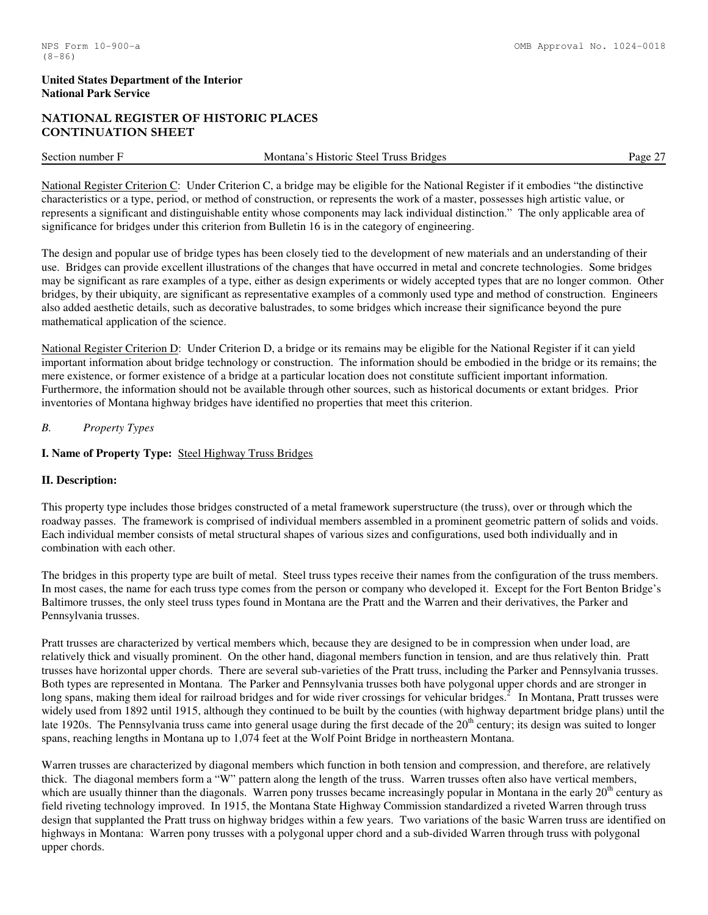National Register Criterion C: Under Criterion C, a bridge may be eligible for the National Register if it embodies "the distinctive characteristics or a type, period, or method of construction, or represents the work of a master, possesses high artistic value, or represents a significant and distinguishable entity whose components may lack individual distinction." The only applicable area of significance for bridges under this criterion from Bulletin 16 is in the category of engineering.

The design and popular use of bridge types has been closely tied to the development of new materials and an understanding of their use. Bridges can provide excellent illustrations of the changes that have occurred in metal and concrete technologies. Some bridges may be significant as rare examples of a type, either as design experiments or widely accepted types that are no longer common. Other bridges, by their ubiquity, are significant as representative examples of a commonly used type and method of construction. Engineers also added aesthetic details, such as decorative balustrades, to some bridges which increase their significance beyond the pure mathematical application of the science.

National Register Criterion D: Under Criterion D, a bridge or its remains may be eligible for the National Register if it can yield important information about bridge technology or construction. The information should be embodied in the bridge or its remains; the mere existence, or former existence of a bridge at a particular location does not constitute sufficient important information. Furthermore, the information should not be available through other sources, such as historical documents or extant bridges. Prior inventories of Montana highway bridges have identified no properties that meet this criterion.

*B. Property Types*

**I. Name of Property Type:** Steel Highway Truss Bridges

**II. Description:**

This property type includes those bridges constructed of a metal framework superstructure (the truss), over or through which the roadway passes. The framework is comprised of individual members assembled in a prominent geometric pattern of solids and voids. Each individual member consists of metal structural shapes of various sizes and configurations, used both individually and in combination with each other.

The bridges in this property type are built of metal. Steel truss types receive their names from the configuration of the truss members. In most cases, the name for each truss type comes from the person or company who developed it. Except for the Fort Benton Bridge's Baltimore trusses, the only steel truss types found in Montana are the Pratt and the Warren and their derivatives, the Parker and Pennsylvania trusses.

Pratt trusses are characterized by vertical members which, because they are designed to be in compression when under load, are relatively thick and visually prominent. On the other hand, diagonal members function in tension, and are thus relatively thin. Pratt trusses have horizontal upper chords. There are several sub-varieties of the Pratt truss, including the Parker and Pennsylvania trusses. Both types are represented in Montana. The Parker and Pennsylvania trusses both have polygonal upper chords and are stronger in long spans, making them ideal for railroad bridges and for wide river crossings for vehicular bridges.[2] In Montana, Pratt trusses were widely used from 1892 until 1915, although they continued to be built by the counties (with highway department bridge plans) until the late 1920s. The Pennsylvania truss came into general usage during the first decade of the 20th century; its design was suited to longer spans, reaching lengths in Montana up to 1,074 feet at the Wolf Point Bridge in northeastern Montana.

Warren trusses are characterized by diagonal members which function in both tension and compression, and therefore, are relatively thick. The diagonal members form a "W" pattern along the length of the truss. Warren trusses often also have vertical members, which are usually thinner than the diagonals. Warren pony trusses became increasingly popular in Montana in the early 20th century as field riveting technology improved. In 1915, the Montana State Highway Commission standardized a riveted Warren through truss design that supplanted the Pratt truss on highway bridges within a few years. Two variations of the basic Warren truss are identified on highways in Montana: Warren pony trusses with a polygonal upper chord and a sub-divided Warren through truss with polygonal upper chords.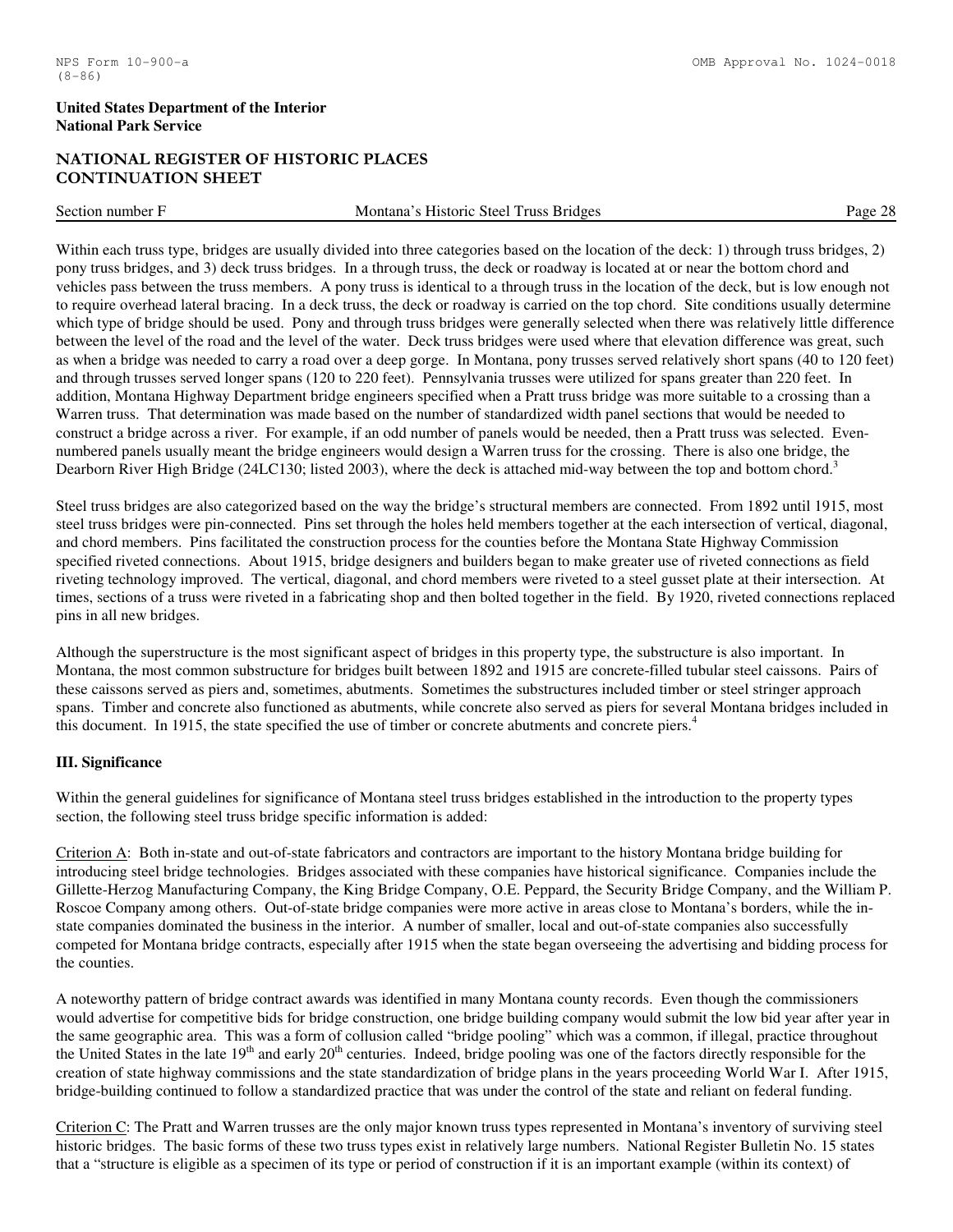Within each truss type, bridges are usually divided into three categories based on the location of the deck: 1) through truss bridges, 2) pony truss bridges, and 3) deck truss bridges. In a through truss, the deck or roadway is located at or near the bottom chord and vehicles pass between the truss members. A pony truss is identical to a through truss in the location of the deck, but is low enough not to require overhead lateral bracing. In a deck truss, the deck or roadway is carried on the top chord. Site conditions usually determine which type of bridge should be used. Pony and through truss bridges were generally selected when there was relatively little difference between the level of the road and the level of the water. Deck truss bridges were used where that elevation difference was great, such as when a bridge was needed to carry a road over a deep gorge. In Montana, pony trusses served relatively short spans (40 to 120 feet) and through trusses served longer spans (120 to 220 feet). Pennsylvania trusses were utilized for spans greater than 220 feet. In addition, Montana Highway Department bridge engineers specified when a Pratt truss bridge was more suitable to a crossing than a Warren truss. That determination was made based on the number of standardized width panel sections that would be needed to construct a bridge across a river. For example, if an odd number of panels would be needed, then a Pratt truss was selected. Even-numbered panels usually meant the bridge engineers would design a Warren truss for the crossing. There is also one bridge, the Dearborn River High Bridge (24LC130; listed 2003), where the deck is attached mid-way between the top and bottom chord.[3]

Steel truss bridges are also categorized based on the way the bridge's structural members are connected. From 1892 until 1915, most steel truss bridges were pin-connected. Pins set through the holes held members together at the each intersection of vertical, diagonal, and chord members. Pins facilitated the construction process for the counties before the Montana State Highway Commission specified riveted connections. About 1915, bridge designers and builders began to make greater use of riveted connections as field riveting technology improved. The vertical, diagonal, and chord members were riveted to a steel gusset plate at their intersection. At times, sections of a truss were riveted in a fabricating shop and then bolted together in the field. By 1920, riveted connections replaced pins in all new bridges.

Although the superstructure is the most significant aspect of bridges in this property type, the substructure is also important. In Montana, the most common substructure for bridges built between 1892 and 1915 are concrete-filled tubular steel caissons. Pairs of these caissons served as piers and, sometimes, abutments. Sometimes the substructures included timber or steel stringer approach spans. Timber and concrete also functioned as abutments, while concrete also served as piers for several Montana bridges included in this document. In 1915, the state specified the use of timber or concrete abutments and concrete piers.[4]

### III. Significance

Within the general guidelines for significance of Montana steel truss bridges established in the introduction to the property types section, the following steel truss bridge specific information is added:

Criterion A: Both in-state and out-of-state fabricators and contractors are important to the history Montana bridge building for introducing steel bridge technologies. Bridges associated with these companies have historical significance. Companies include the Gillette-Herzog Manufacturing Company, the King Bridge Company, O.E. Peppard, the Security Bridge Company, and the William P. Roscoe Company among others. Out-of-state bridge companies were more active in areas close to Montana's borders, while the in-state companies dominated the business in the interior. A number of smaller, local and out-of-state companies also successfully competed for Montana bridge contracts, especially after 1915 when the state began overseeing the advertising and bidding process for the counties.

A noteworthy pattern of bridge contract awards was identified in many Montana county records. Even though the commissioners would advertise for competitive bids for bridge construction, one bridge building company would submit the low bid year after year in the same geographic area. This was a form of collusion called "bridge pooling" which was a common, if illegal, practice throughout the United States in the late 19th and early 20th centuries. Indeed, bridge pooling was one of the factors directly responsible for the creation of state highway commissions and the state standardization of bridge plans in the years proceeding World War I. After 1915, bridge-building continued to follow a standardized practice that was under the control of the state and reliant on federal funding.

Criterion C: The Pratt and Warren trusses are the only major known truss types represented in Montana's inventory of surviving steel historic bridges. The basic forms of these two truss types exist in relatively large numbers. National Register Bulletin No. 15 states that a "structure is eligible as a specimen of its type or period of construction if it is an important example (within its context) of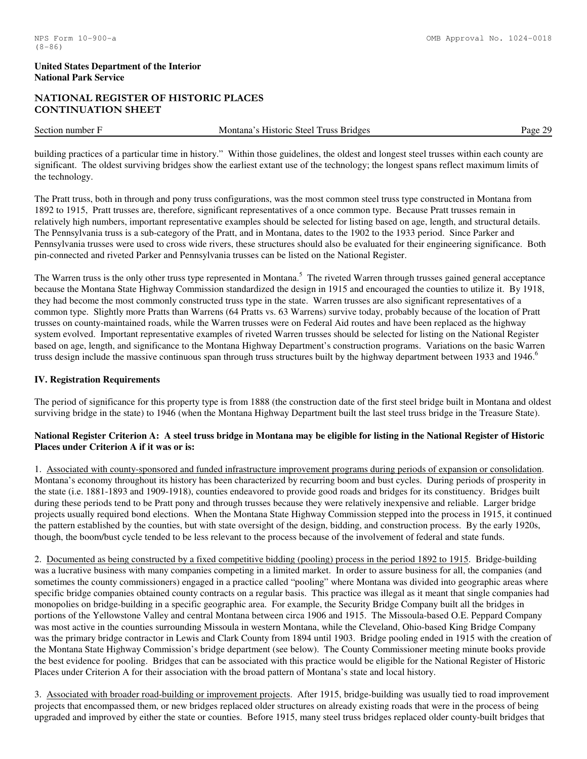building practices of a particular time in history." Within those guidelines, the oldest and longest steel trusses within each county are significant. The oldest surviving bridges show the earliest extant use of the technology; the longest spans reflect maximum limits of the technology.

The Pratt truss, both in through and pony truss configurations, was the most common steel truss type constructed in Montana from 1892 to 1915, Pratt trusses are, therefore, significant representatives of a once common type. Because Pratt trusses remain in relatively high numbers, important representative examples should be selected for listing based on age, length, and structural details. The Pennsylvania truss is a sub-category of the Pratt, and in Montana, dates to the 1902 to the 1933 period. Since Parker and Pennsylvania trusses were used to cross wide rivers, these structures should also be evaluated for their engineering significance. Both pin-connected and riveted Parker and Pennsylvania trusses can be listed on the National Register.

The Warren truss is the only other truss type represented in Montana.[5] The riveted Warren through trusses gained general acceptance because the Montana State Highway Commission standardized the design in 1915 and encouraged the counties to utilize it. By 1918, they had become the most commonly constructed truss type in the state. Warren trusses are also significant representatives of a common type. Slightly more Pratts than Warrens (64 Pratts vs. 63 Warrens) survive today, probably because of the location of Pratt trusses on county-maintained roads, while the Warren trusses were on Federal Aid routes and have been replaced as the highway system evolved. Important representative examples of riveted Warren trusses should be selected for listing on the National Register based on age, length, and significance to the Montana Highway Department's construction programs. Variations on the basic Warren truss design include the massive continuous span through truss structures built by the highway department between 1933 and 1946.[6]

## IV. Registration Requirements

The period of significance for this property type is from 1888 (the construction date of the first steel bridge built in Montana and oldest surviving bridge in the state) to 1946 (when the Montana Highway Department built the last steel truss bridge in the Treasure State).

**National Register Criterion A: A steel truss bridge in Montana may be eligible for listing in the National Register of Historic Places under Criterion A if it was or is:**

1. Associated with county-sponsored and funded infrastructure improvement programs during periods of expansion or consolidation. Montana's economy throughout its history has been characterized by recurring boom and bust cycles. During periods of prosperity in the state (i.e. 1881-1893 and 1909-1918), counties endeavored to provide good roads and bridges for its constituency. Bridges built during these periods tend to be Pratt pony and through trusses because they were relatively inexpensive and reliable. Larger bridge projects usually required bond elections. When the Montana State Highway Commission stepped into the process in 1915, it continued the pattern established by the counties, but with state oversight of the design, bidding, and construction process. By the early 1920s, though, the boom/bust cycle tended to be less relevant to the process because of the involvement of federal and state funds.

2. Documented as being constructed by a fixed competitive bidding (pooling) process in the period 1892 to 1915. Bridge-building was a lucrative business with many companies competing in a limited market. In order to assure business for all, the companies (and sometimes the county commissioners) engaged in a practice called "pooling" where Montana was divided into geographic areas where specific bridge companies obtained county contracts on a regular basis. This practice was illegal as it meant that single companies had monopolies on bridge-building in a specific geographic area. For example, the Security Bridge Company built all the bridges in portions of the Yellowstone Valley and central Montana between circa 1906 and 1915. The Missoula-based O.E. Peppard Company was most active in the counties surrounding Missoula in western Montana, while the Cleveland, Ohio-based King Bridge Company was the primary bridge contractor in Lewis and Clark County from 1894 until 1903. Bridge pooling ended in 1915 with the creation of the Montana State Highway Commission's bridge department (see below). The County Commissioner meeting minute books provide the best evidence for pooling. Bridges that can be associated with this practice would be eligible for the National Register of Historic Places under Criterion A for their association with the broad pattern of Montana's state and local history.

3. Associated with broader road-building or improvement projects. After 1915, bridge-building was usually tied to road improvement projects that encompassed them, or new bridges replaced older structures on already existing roads that were in the process of being upgraded and improved by either the state or counties. Before 1915, many steel truss bridges replaced older county-built bridges that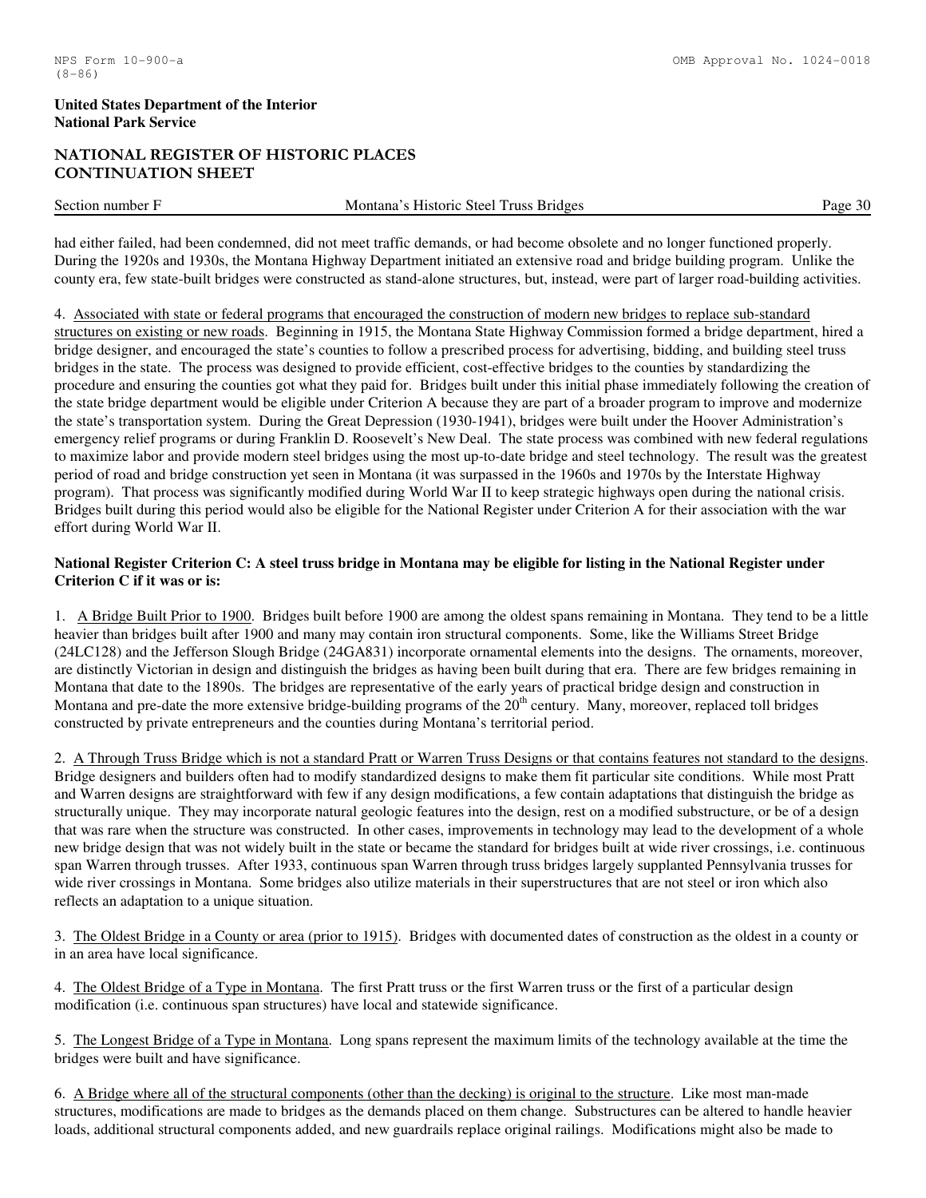had either failed, had been condemned, did not meet traffic demands, or had become obsolete and no longer functioned properly. During the 1920s and 1930s, the Montana Highway Department initiated an extensive road and bridge building program. Unlike the county era, few state-built bridges were constructed as stand-alone structures, but, instead, were part of larger road-building activities.

4. Associated with state or federal programs that encouraged the construction of modern new bridges to replace sub-standard structures on existing or new roads. Beginning in 1915, the Montana State Highway Commission formed a bridge department, hired a bridge designer, and encouraged the state's counties to follow a prescribed process for advertising, bidding, and building steel truss bridges in the state. The process was designed to provide efficient, cost-effective bridges to the counties by standardizing the procedure and ensuring the counties got what they paid for. Bridges built under this initial phase immediately following the creation of the state bridge department would be eligible under Criterion A because they are part of a broader program to improve and modernize the state's transportation system. During the Great Depression (1930-1941), bridges were built under the Hoover Administration's emergency relief programs or during Franklin D. Roosevelt's New Deal. The state process was combined with new federal regulations to maximize labor and provide modern steel bridges using the most up-to-date bridge and steel technology. The result was the greatest period of road and bridge construction yet seen in Montana (it was surpassed in the 1960s and 1970s by the Interstate Highway program). That process was significantly modified during World War II to keep strategic highways open during the national crisis. Bridges built during this period would also be eligible for the National Register under Criterion A for their association with the war effort during World War II.

**National Register Criterion C: A steel truss bridge in Montana may be eligible for listing in the National Register under Criterion C if it was or is:**

1. A Bridge Built Prior to 1900. Bridges built before 1900 are among the oldest spans remaining in Montana. They tend to be a little heavier than bridges built after 1900 and many may contain iron structural components. Some, like the Williams Street Bridge (24LC128) and the Jefferson Slough Bridge (24GA831) incorporate ornamental elements into the designs. The ornaments, moreover, are distinctly Victorian in design and distinguish the bridges as having been built during that era. There are few bridges remaining in Montana that date to the 1890s. The bridges are representative of the early years of practical bridge design and construction in Montana and pre-date the more extensive bridge-building programs of the 20th century. Many, moreover, replaced toll bridges constructed by private entrepreneurs and the counties during Montana's territorial period.

2. A Through Truss Bridge which is not a standard Pratt or Warren Truss Designs or that contains features not standard to the designs. Bridge designers and builders often had to modify standardized designs to make them fit particular site conditions. While most Pratt and Warren designs are straightforward with few if any design modifications, a few contain adaptations that distinguish the bridge as structurally unique. They may incorporate natural geologic features into the design, rest on a modified substructure, or be of a design that was rare when the structure was constructed. In other cases, improvements in technology may lead to the development of a whole new bridge design that was not widely built in the state or became the standard for bridges built at wide river crossings, i.e. continuous span Warren through trusses. After 1933, continuous span Warren through truss bridges largely supplanted Pennsylvania trusses for wide river crossings in Montana. Some bridges also utilize materials in their superstructures that are not steel or iron which also reflects an adaptation to a unique situation.

3. The Oldest Bridge in a County or area (prior to 1915). Bridges with documented dates of construction as the oldest in a county or in an area have local significance.

4. The Oldest Bridge of a Type in Montana. The first Pratt truss or the first Warren truss or the first of a particular design modification (i.e. continuous span structures) have local and statewide significance.

5. The Longest Bridge of a Type in Montana. Long spans represent the maximum limits of the technology available at the time the bridges were built and have significance.

6. A Bridge where all of the structural components (other than the decking) is original to the structure. Like most man-made structures, modifications are made to bridges as the demands placed on them change. Substructures can be altered to handle heavier loads, additional structural components added, and new guardrails replace original railings. Modifications might also be made to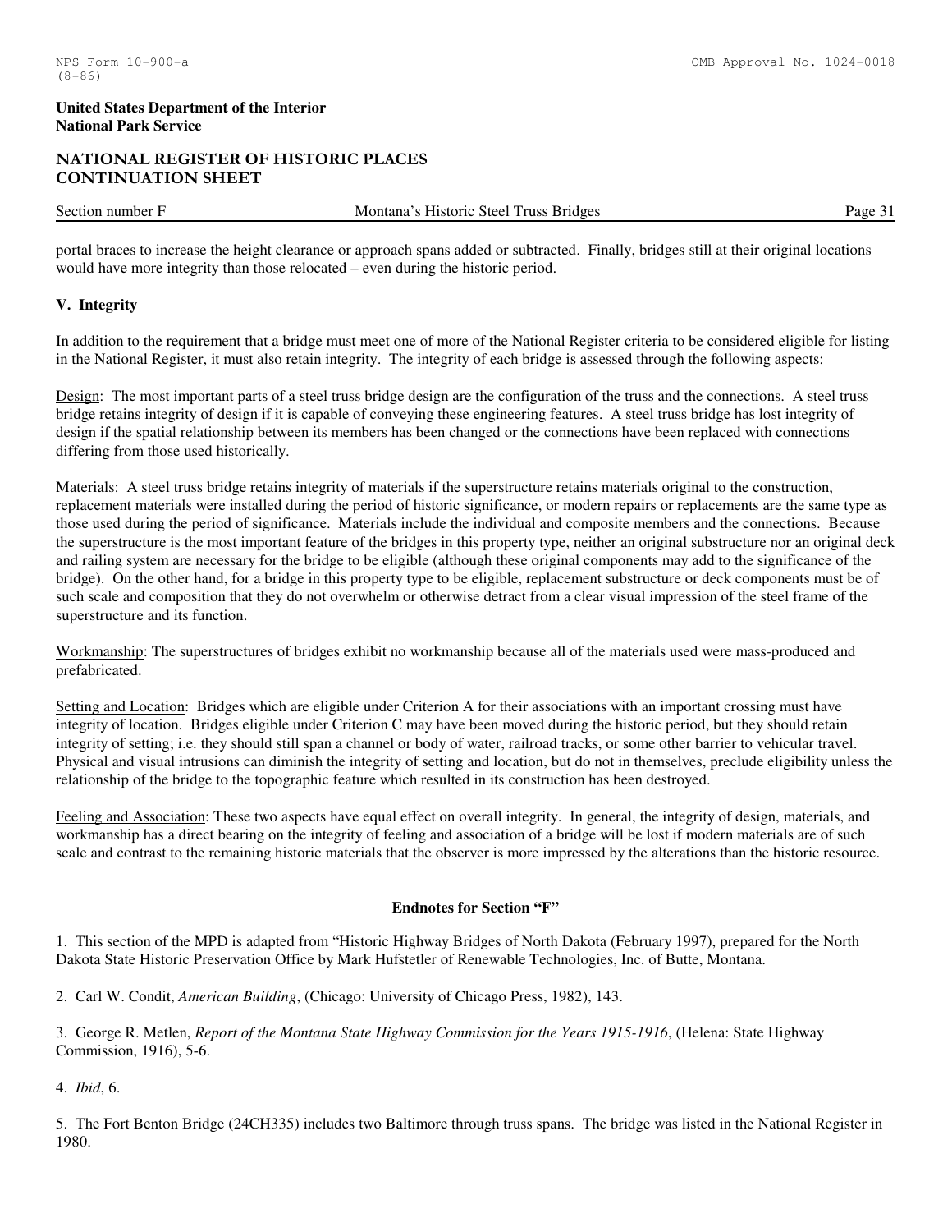portal braces to increase the height clearance or approach spans added or subtracted. Finally, bridges still at their original locations would have more integrity than those relocated – even during the historic period.

### V. Integrity

In addition to the requirement that a bridge must meet one of more of the National Register criteria to be considered eligible for listing in the National Register, it must also retain integrity. The integrity of each bridge is assessed through the following aspects:

Design: The most important parts of a steel truss bridge design are the configuration of the truss and the connections. A steel truss bridge retains integrity of design if it is capable of conveying these engineering features. A steel truss bridge has lost integrity of design if the spatial relationship between its members has been changed or the connections have been replaced with connections differing from those used historically.

Materials: A steel truss bridge retains integrity of materials if the superstructure retains materials original to the construction, replacement materials were installed during the period of historic significance, or modern repairs or replacements are the same type as those used during the period of significance. Materials include the individual and composite members and the connections. Because the superstructure is the most important feature of the bridges in this property type, neither an original substructure nor an original deck and railing system are necessary for the bridge to be eligible (although these original components may add to the significance of the bridge). On the other hand, for a bridge in this property type to be eligible, replacement substructure or deck components must be of such scale and composition that they do not overwhelm or otherwise detract from a clear visual impression of the steel frame of the superstructure and its function.

Workmanship: The superstructures of bridges exhibit no workmanship because all of the materials used were mass-produced and prefabricated.

Setting and Location: Bridges which are eligible under Criterion A for their associations with an important crossing must have integrity of location. Bridges eligible under Criterion C may have been moved during the historic period, but they should retain integrity of setting; i.e. they should still span a channel or body of water, railroad tracks, or some other barrier to vehicular travel. Physical and visual intrusions can diminish the integrity of setting and location, but do not in themselves, preclude eligibility unless the relationship of the bridge to the topographic feature which resulted in its construction has been destroyed.

Feeling and Association: These two aspects have equal effect on overall integrity. In general, the integrity of design, materials, and workmanship has a direct bearing on the integrity of feeling and association of a bridge will be lost if modern materials are of such scale and contrast to the remaining historic materials that the observer is more impressed by the alterations than the historic resource.

### Endnotes for Section "F"

1. This section of the MPD is adapted from "Historic Highway Bridges of North Dakota (February 1997), prepared for the North Dakota State Historic Preservation Office by Mark Hufstetler of Renewable Technologies, Inc. of Butte, Montana.

2. Carl W. Condit, *American Building*, (Chicago: University of Chicago Press, 1982), 143.

3. George R. Metlen, *Report of the Montana State Highway Commission for the Years 1915-1916*, (Helena: State Highway Commission, 1916), 5-6.

4. *Ibid*, 6.

5. The Fort Benton Bridge (24CH335) includes two Baltimore through truss spans. The bridge was listed in the National Register in 1980.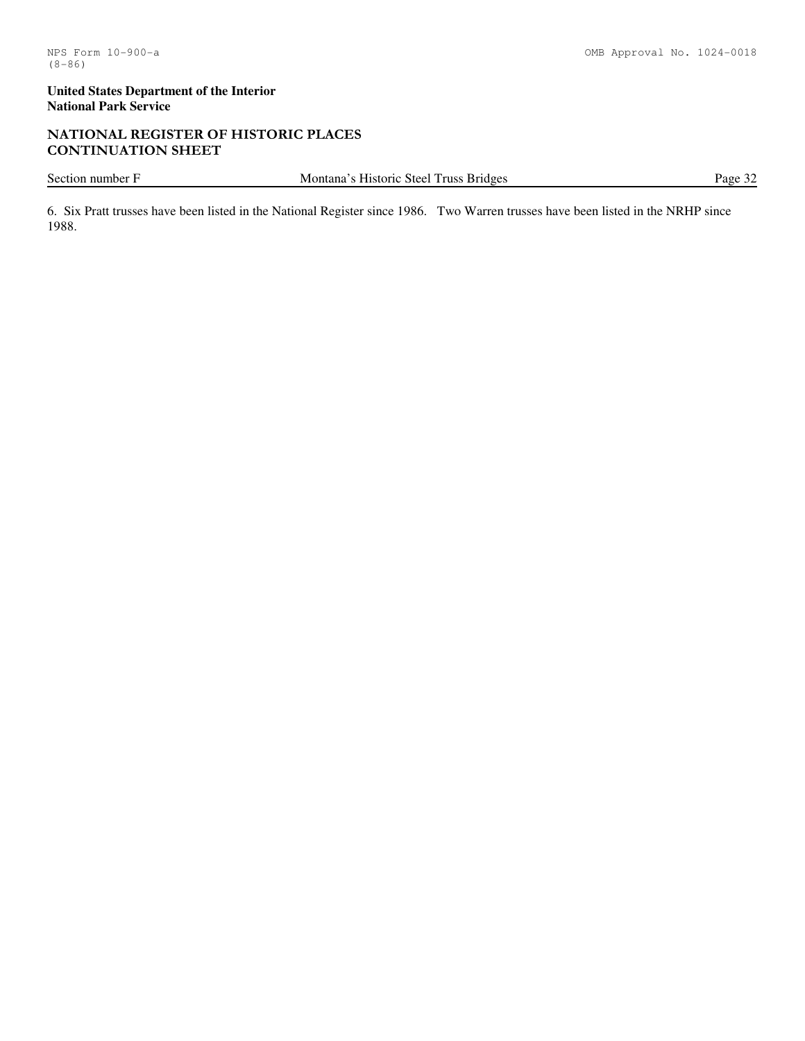6. Six Pratt trusses have been listed in the National Register since 1986. Two Warren trusses have been listed in the NRHP since 1988.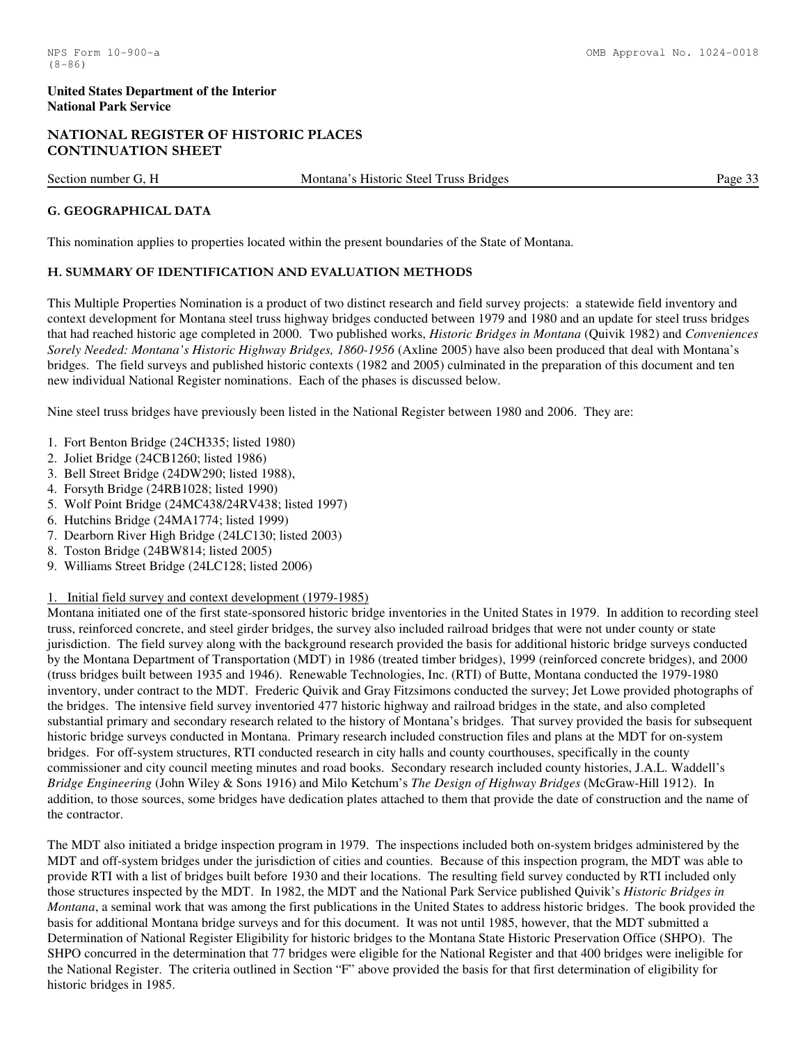## G. GEOGRAPHICAL DATA

This nomination applies to properties located within the present boundaries of the State of Montana.

## H. SUMMARY OF IDENTIFICATION AND EVALUATION METHODS

This Multiple Properties Nomination is a product of two distinct research and field survey projects: a statewide field inventory and context development for Montana steel truss highway bridges conducted between 1979 and 1980 and an update for steel truss bridges that had reached historic age completed in 2000. Two published works, *Historic Bridges in Montana* (Quivik 1982) and *Conveniences Sorely Needed: Montana's Historic Highway Bridges, 1860-1956* (Axline 2005) have also been produced that deal with Montana's bridges. The field surveys and published historic contexts (1982 and 2005) culminated in the preparation of this document and ten new individual National Register nominations. Each of the phases is discussed below.

Nine steel truss bridges have previously been listed in the National Register between 1980 and 2006. They are:

1. Fort Benton Bridge (24CH335; listed 1980)
2. Joliet Bridge (24CB1260; listed 1986)
3. Bell Street Bridge (24DW290; listed 1988),
4. Forsyth Bridge (24RB1028; listed 1990)
5. Wolf Point Bridge (24MC438/24RV438; listed 1997)
6. Hutchins Bridge (24MA1774; listed 1999)
7. Dearborn River High Bridge (24LC130; listed 2003)
8. Toston Bridge (24BW814; listed 2005)
9. Williams Street Bridge (24LC128; listed 2006)

1. Initial field survey and context development (1979-1985)

Montana initiated one of the first state-sponsored historic bridge inventories in the United States in 1979. In addition to recording steel truss, reinforced concrete, and steel girder bridges, the survey also included railroad bridges that were not under county or state jurisdiction. The field survey along with the background research provided the basis for additional historic bridge surveys conducted by the Montana Department of Transportation (MDT) in 1986 (treated timber bridges), 1999 (reinforced concrete bridges), and 2000 (truss bridges built between 1935 and 1946). Renewable Technologies, Inc. (RTI) of Butte, Montana conducted the 1979-1980 inventory, under contract to the MDT. Frederic Quivik and Gray Fitzsimons conducted the survey; Jet Lowe provided photographs of the bridges. The intensive field survey inventoried 477 historic highway and railroad bridges in the state, and also completed substantial primary and secondary research related to the history of Montana's bridges. That survey provided the basis for subsequent historic bridge surveys conducted in Montana. Primary research included construction files and plans at the MDT for on-system bridges. For off-system structures, RTI conducted research in city halls and county courthouses, specifically in the county commissioner and city council meeting minutes and road books. Secondary research included county histories, J.A.L. Waddell's *Bridge Engineering* (John Wiley & Sons 1916) and Milo Ketchum's *The Design of Highway Bridges* (McGraw-Hill 1912). In addition, to those sources, some bridges have dedication plates attached to them that provide the date of construction and the name of the contractor.

The MDT also initiated a bridge inspection program in 1979. The inspections included both on-system bridges administered by the MDT and off-system bridges under the jurisdiction of cities and counties. Because of this inspection program, the MDT was able to provide RTI with a list of bridges built before 1930 and their locations. The resulting field survey conducted by RTI included only those structures inspected by the MDT. In 1982, the MDT and the National Park Service published Quivik's *Historic Bridges in Montana*, a seminal work that was among the first publications in the United States to address historic bridges. The book provided the basis for additional Montana bridge surveys and for this document. It was not until 1985, however, that the MDT submitted a Determination of National Register Eligibility for historic bridges to the Montana State Historic Preservation Office (SHPO). The SHPO concurred in the determination that 77 bridges were eligible for the National Register and that 400 bridges were ineligible for the National Register. The criteria outlined in Section "F" above provided the basis for that first determination of eligibility for historic bridges in 1985.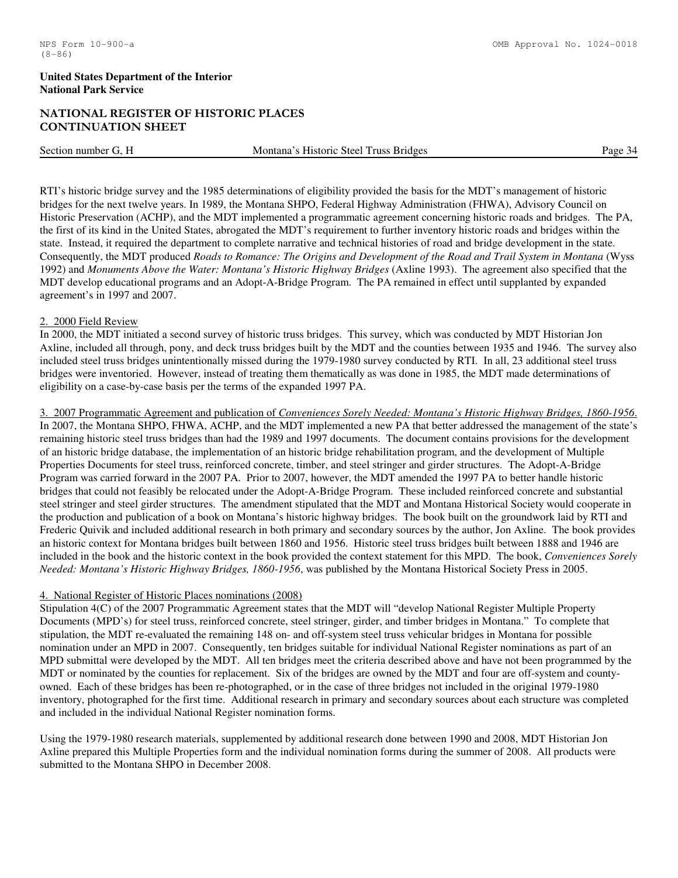RTI's historic bridge survey and the 1985 determinations of eligibility provided the basis for the MDT's management of historic bridges for the next twelve years. In 1989, the Montana SHPO, Federal Highway Administration (FHWA), Advisory Council on Historic Preservation (ACHP), and the MDT implemented a programmatic agreement concerning historic roads and bridges. The PA, the first of its kind in the United States, abrogated the MDT's requirement to further inventory historic roads and bridges within the state. Instead, it required the department to complete narrative and technical histories of road and bridge development in the state. Consequently, the MDT produced *Roads to Romance: The Origins and Development of the Road and Trail System in Montana* (Wyss 1992) and *Monuments Above the Water: Montana's Historic Highway Bridges* (Axline 1993). The agreement also specified that the MDT develop educational programs and an Adopt-A-Bridge Program. The PA remained in effect until supplanted by expanded agreement's in 1997 and 2007.

2. 2000 Field Review

In 2000, the MDT initiated a second survey of historic truss bridges. This survey, which was conducted by MDT Historian Jon Axline, included all through, pony, and deck truss bridges built by the MDT and the counties between 1935 and 1946. The survey also included steel truss bridges unintentionally missed during the 1979-1980 survey conducted by RTI. In all, 23 additional steel truss bridges were inventoried. However, instead of treating them thematically as was done in 1985, the MDT made determinations of eligibility on a case-by-case basis per the terms of the expanded 1997 PA.

3. 2007 Programmatic Agreement and publication of *Conveniences Sorely Needed: Montana's Historic Highway Bridges, 1860-1956*.

In 2007, the Montana SHPO, FHWA, ACHP, and the MDT implemented a new PA that better addressed the management of the state's remaining historic steel truss bridges than had the 1989 and 1997 documents. The document contains provisions for the development of an historic bridge database, the implementation of an historic bridge rehabilitation program, and the development of Multiple Properties Documents for steel truss, reinforced concrete, timber, and steel stringer and girder structures. The Adopt-A-Bridge Program was carried forward in the 2007 PA. Prior to 2007, however, the MDT amended the 1997 PA to better handle historic bridges that could not feasibly be relocated under the Adopt-A-Bridge Program. These included reinforced concrete and substantial steel stringer and steel girder structures. The amendment stipulated that the MDT and Montana Historical Society would cooperate in the production and publication of a book on Montana's historic highway bridges. The book built on the groundwork laid by RTI and Frederic Quivik and included additional research in both primary and secondary sources by the author, Jon Axline. The book provides an historic context for Montana bridges built between 1860 and 1956. Historic steel truss bridges built between 1888 and 1946 are included in the book and the historic context in the book provided the context statement for this MPD. The book, *Conveniences Sorely Needed: Montana's Historic Highway Bridges, 1860-1956*, was published by the Montana Historical Society Press in 2005.

4. National Register of Historic Places nominations (2008)

Stipulation 4(C) of the 2007 Programmatic Agreement states that the MDT will "develop National Register Multiple Property Documents (MPD's) for steel truss, reinforced concrete, steel stringer, girder, and timber bridges in Montana." To complete that stipulation, the MDT re-evaluated the remaining 148 on- and off-system steel truss vehicular bridges in Montana for possible nomination under an MPD in 2007. Consequently, ten bridges suitable for individual National Register nominations as part of an MPD submittal were developed by the MDT. All ten bridges meet the criteria described above and have not been programmed by the MDT or nominated by the counties for replacement. Six of the bridges are owned by the MDT and four are off-system and county-owned. Each of these bridges has been re-photographed, or in the case of three bridges not included in the original 1979-1980 inventory, photographed for the first time. Additional research in primary and secondary sources about each structure was completed and included in the individual National Register nomination forms.

Using the 1979-1980 research materials, supplemented by additional research done between 1990 and 2008, MDT Historian Jon Axline prepared this Multiple Properties form and the individual nomination forms during the summer of 2008. All products were submitted to the Montana SHPO in December 2008.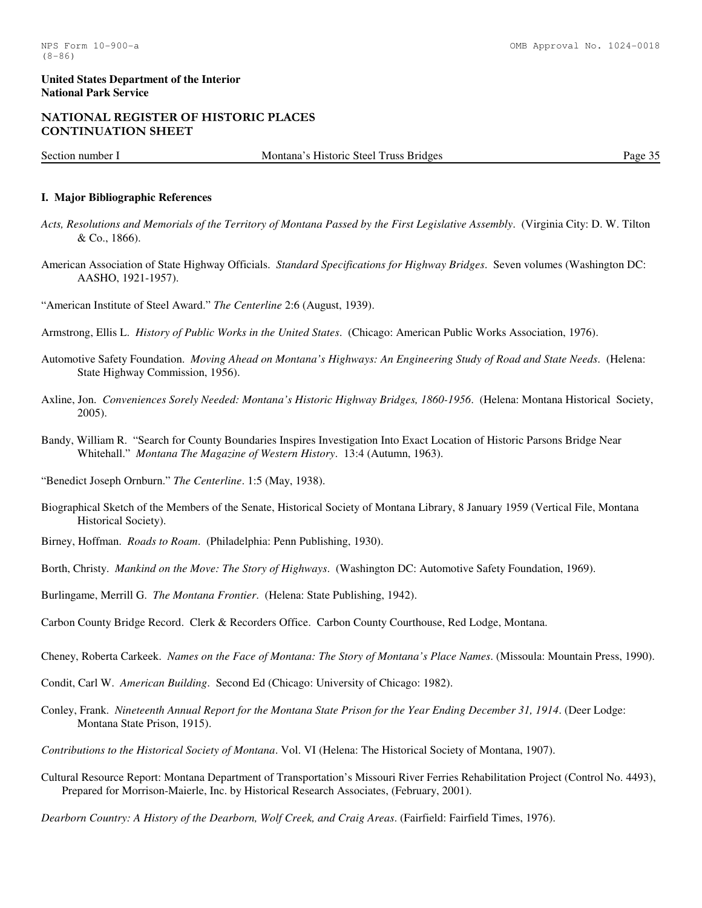## I. Major Bibliographic References

*Acts, Resolutions and Memorials of the Territory of Montana Passed by the First Legislative Assembly*. (Virginia City: D. W. Tilton & Co., 1866).

American Association of State Highway Officials. *Standard Specifications for Highway Bridges*. Seven volumes (Washington DC: AASHO, 1921-1957).

"American Institute of Steel Award." *The Centerline* 2:6 (August, 1939).

Armstrong, Ellis L. *History of Public Works in the United States*. (Chicago: American Public Works Association, 1976).

Automotive Safety Foundation. *Moving Ahead on Montana's Highways: An Engineering Study of Road and State Needs*. (Helena: State Highway Commission, 1956).

Axline, Jon. *Conveniences Sorely Needed: Montana's Historic Highway Bridges, 1860-1956*. (Helena: Montana Historical Society, 2005).

Bandy, William R. "Search for County Boundaries Inspires Investigation Into Exact Location of Historic Parsons Bridge Near Whitehall." *Montana The Magazine of Western History*. 13:4 (Autumn, 1963).

"Benedict Joseph Ornburn." *The Centerline*. 1:5 (May, 1938).

Biographical Sketch of the Members of the Senate, Historical Society of Montana Library, 8 January 1959 (Vertical File, Montana Historical Society).

Birney, Hoffman. *Roads to Roam*. (Philadelphia: Penn Publishing, 1930).

Borth, Christy. *Mankind on the Move: The Story of Highways*. (Washington DC: Automotive Safety Foundation, 1969).

Burlingame, Merrill G. *The Montana Frontier*. (Helena: State Publishing, 1942).

Carbon County Bridge Record. Clerk & Recorders Office. Carbon County Courthouse, Red Lodge, Montana.

Cheney, Roberta Carkeek. *Names on the Face of Montana: The Story of Montana's Place Names*. (Missoula: Mountain Press, 1990).

Condit, Carl W. *American Building*. Second Ed (Chicago: University of Chicago: 1982).

Conley, Frank. *Nineteenth Annual Report for the Montana State Prison for the Year Ending December 31, 1914*. (Deer Lodge: Montana State Prison, 1915).

*Contributions to the Historical Society of Montana*. Vol. VI (Helena: The Historical Society of Montana, 1907).

Cultural Resource Report: Montana Department of Transportation's Missouri River Ferries Rehabilitation Project (Control No. 4493), Prepared for Morrison-Maierle, Inc. by Historical Research Associates, (February, 2001).

*Dearborn Country: A History of the Dearborn, Wolf Creek, and Craig Areas*. (Fairfield: Fairfield Times, 1976).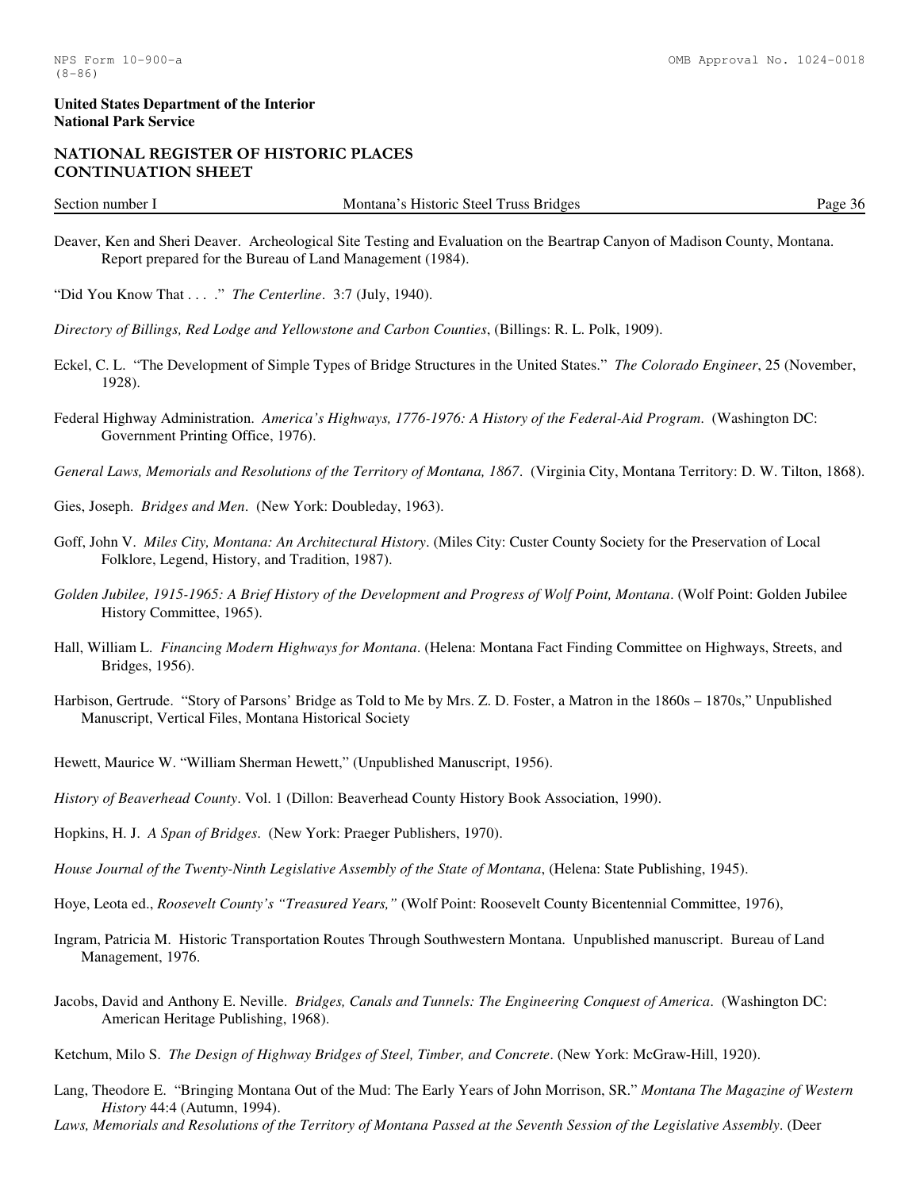Deaver, Ken and Sheri Deaver. Archeological Site Testing and Evaluation on the Beartrap Canyon of Madison County, Montana. Report prepared for the Bureau of Land Management (1984).

"Did You Know That . . . ." *The Centerline*. 3:7 (July, 1940).

*Directory of Billings, Red Lodge and Yellowstone and Carbon Counties*, (Billings: R. L. Polk, 1909).

Eckel, C. L. "The Development of Simple Types of Bridge Structures in the United States." *The Colorado Engineer*, 25 (November, 1928).

Federal Highway Administration. *America's Highways, 1776-1976: A History of the Federal-Aid Program*. (Washington DC: Government Printing Office, 1976).

*General Laws, Memorials and Resolutions of the Territory of Montana, 1867*. (Virginia City, Montana Territory: D. W. Tilton, 1868).

Gies, Joseph. *Bridges and Men*. (New York: Doubleday, 1963).

Goff, John V. *Miles City, Montana: An Architectural History*. (Miles City: Custer County Society for the Preservation of Local Folklore, Legend, History, and Tradition, 1987).

*Golden Jubilee, 1915-1965: A Brief History of the Development and Progress of Wolf Point, Montana*. (Wolf Point: Golden Jubilee History Committee, 1965).

Hall, William L. *Financing Modern Highways for Montana*. (Helena: Montana Fact Finding Committee on Highways, Streets, and Bridges, 1956).

Harbison, Gertrude. "Story of Parsons' Bridge as Told to Me by Mrs. Z. D. Foster, a Matron in the 1860s – 1870s," Unpublished Manuscript, Vertical Files, Montana Historical Society

Hewett, Maurice W. "William Sherman Hewett," (Unpublished Manuscript, 1956).

*History of Beaverhead County*. Vol. 1 (Dillon: Beaverhead County History Book Association, 1990).

Hopkins, H. J. *A Span of Bridges*. (New York: Praeger Publishers, 1970).

*House Journal of the Twenty-Ninth Legislative Assembly of the State of Montana*, (Helena: State Publishing, 1945).

Hoye, Leota ed., *Roosevelt County's "Treasured Years,"* (Wolf Point: Roosevelt County Bicentennial Committee, 1976),

Ingram, Patricia M. Historic Transportation Routes Through Southwestern Montana. Unpublished manuscript. Bureau of Land Management, 1976.

Jacobs, David and Anthony E. Neville. *Bridges, Canals and Tunnels: The Engineering Conquest of America*. (Washington DC: American Heritage Publishing, 1968).

Ketchum, Milo S. *The Design of Highway Bridges of Steel, Timber, and Concrete*. (New York: McGraw-Hill, 1920).

Lang, Theodore E. "Bringing Montana Out of the Mud: The Early Years of John Morrison, SR." *Montana The Magazine of Western History* 44:4 (Autumn, 1994).

*Laws, Memorials and Resolutions of the Territory of Montana Passed at the Seventh Session of the Legislative Assembly*. (Deer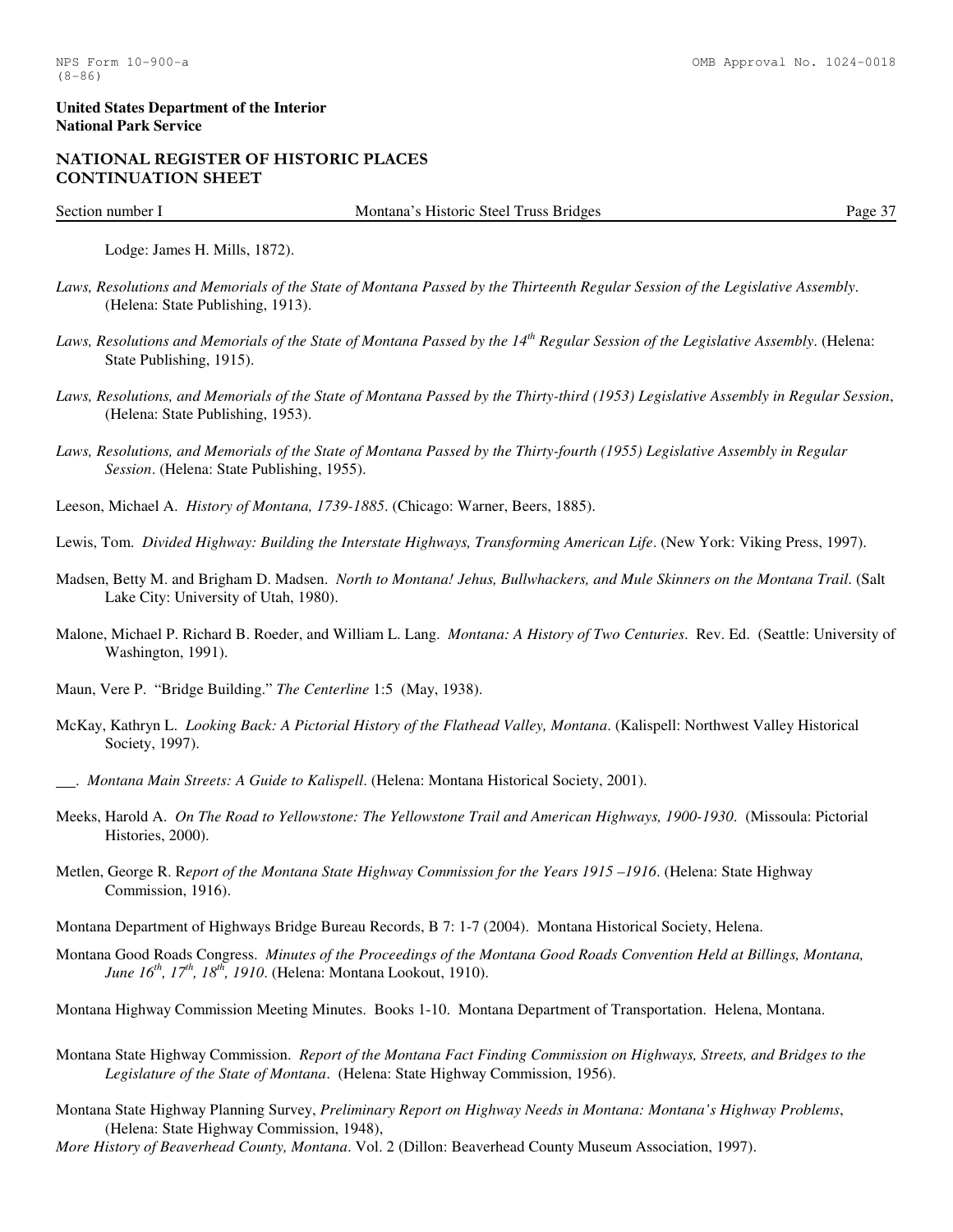Lodge: James H. Mills, 1872).

*Laws, Resolutions and Memorials of the State of Montana Passed by the Thirteenth Regular Session of the Legislative Assembly*. (Helena: State Publishing, 1913).

*Laws, Resolutions and Memorials of the State of Montana Passed by the 14th Regular Session of the Legislative Assembly*. (Helena: State Publishing, 1915).

*Laws, Resolutions, and Memorials of the State of Montana Passed by the Thirty-third (1953) Legislative Assembly in Regular Session*, (Helena: State Publishing, 1953).

*Laws, Resolutions, and Memorials of the State of Montana Passed by the Thirty-fourth (1955) Legislative Assembly in Regular Session*. (Helena: State Publishing, 1955).

Leeson, Michael A. *History of Montana, 1739-1885*. (Chicago: Warner, Beers, 1885).

Lewis, Tom. *Divided Highway: Building the Interstate Highways, Transforming American Life*. (New York: Viking Press, 1997).

Madsen, Betty M. and Brigham D. Madsen. *North to Montana! Jehus, Bullwhackers, and Mule Skinners on the Montana Trail*. (Salt Lake City: University of Utah, 1980).

Malone, Michael P. Richard B. Roeder, and William L. Lang. *Montana: A History of Two Centuries*. Rev. Ed. (Seattle: University of Washington, 1991).

Maun, Vere P. "Bridge Building." *The Centerline* 1:5 (May, 1938).

McKay, Kathryn L. *Looking Back: A Pictorial History of the Flathead Valley, Montana*. (Kalispell: Northwest Valley Historical Society, 1997).

\_\_\_. *Montana Main Streets: A Guide to Kalispell*. (Helena: Montana Historical Society, 2001).

Meeks, Harold A. *On The Road to Yellowstone: The Yellowstone Trail and American Highways, 1900-1930*. (Missoula: Pictorial Histories, 2000).

Metlen, George R. R*eport of the Montana State Highway Commission for the Years 1915 –1916*. (Helena: State Highway Commission, 1916).

Montana Department of Highways Bridge Bureau Records, B 7: 1-7 (2004). Montana Historical Society, Helena.

Montana Good Roads Congress. *Minutes of the Proceedings of the Montana Good Roads Convention Held at Billings, Montana, June 16th, 17th, 18th, 1910*. (Helena: Montana Lookout, 1910).

Montana Highway Commission Meeting Minutes. Books 1-10. Montana Department of Transportation. Helena, Montana.

Montana State Highway Commission. *Report of the Montana Fact Finding Commission on Highways, Streets, and Bridges to the Legislature of the State of Montana*. (Helena: State Highway Commission, 1956).

Montana State Highway Planning Survey, *Preliminary Report on Highway Needs in Montana: Montana's Highway Problems*, (Helena: State Highway Commission, 1948),

*More History of Beaverhead County, Montana*. Vol. 2 (Dillon: Beaverhead County Museum Association, 1997).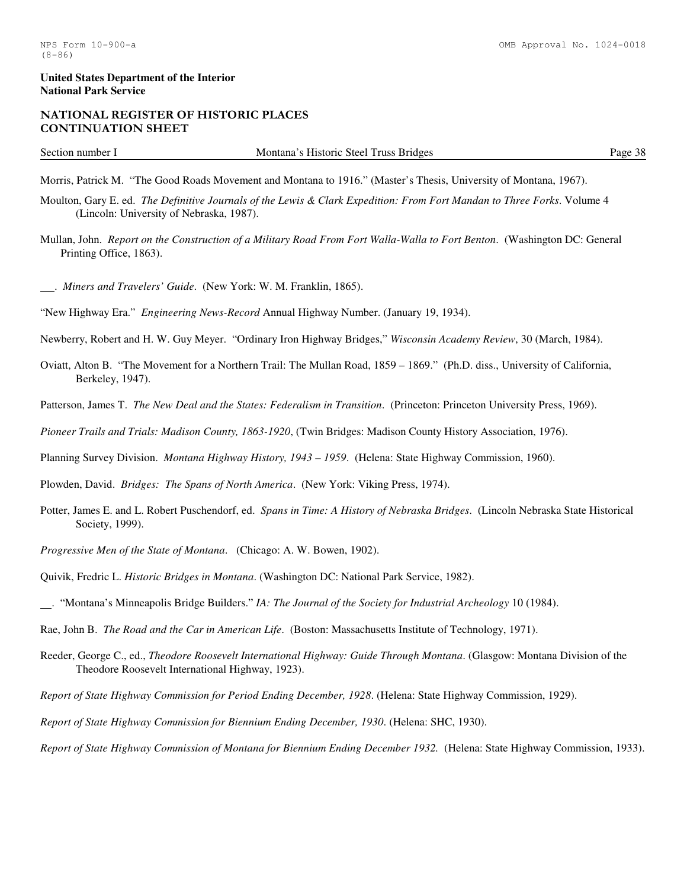Morris, Patrick M. "The Good Roads Movement and Montana to 1916." (Master's Thesis, University of Montana, 1967).

Moulton, Gary E. ed. *The Definitive Journals of the Lewis & Clark Expedition: From Fort Mandan to Three Forks*. Volume 4 (Lincoln: University of Nebraska, 1987).

Mullan, John. *Report on the Construction of a Military Road From Fort Walla-Walla to Fort Benton*. (Washington DC: General Printing Office, 1863).

___. *Miners and Travelers' Guide*. (New York: W. M. Franklin, 1865).

"New Highway Era." *Engineering News-Record* Annual Highway Number. (January 19, 1934).

Newberry, Robert and H. W. Guy Meyer. "Ordinary Iron Highway Bridges," *Wisconsin Academy Review*, 30 (March, 1984).

Oviatt, Alton B. "The Movement for a Northern Trail: The Mullan Road, 1859 – 1869." (Ph.D. diss., University of California, Berkeley, 1947).

Patterson, James T. *The New Deal and the States: Federalism in Transition*. (Princeton: Princeton University Press, 1969).

*Pioneer Trails and Trials: Madison County, 1863-1920*, (Twin Bridges: Madison County History Association, 1976).

Planning Survey Division. *Montana Highway History, 1943 – 1959*. (Helena: State Highway Commission, 1960).

Plowden, David. *Bridges: The Spans of North America*. (New York: Viking Press, 1974).

Potter, James E. and L. Robert Puschendorf, ed. *Spans in Time: A History of Nebraska Bridges*. (Lincoln Nebraska State Historical Society, 1999).

*Progressive Men of the State of Montana*. (Chicago: A. W. Bowen, 1902).

Quivik, Fredric L. *Historic Bridges in Montana*. (Washington DC: National Park Service, 1982).

__. "Montana's Minneapolis Bridge Builders." *IA: The Journal of the Society for Industrial Archeology* 10 (1984).

Rae, John B. *The Road and the Car in American Life*. (Boston: Massachusetts Institute of Technology, 1971).

Reeder, George C., ed., *Theodore Roosevelt International Highway: Guide Through Montana*. (Glasgow: Montana Division of the Theodore Roosevelt International Highway, 1923).

*Report of State Highway Commission for Period Ending December, 1928*. (Helena: State Highway Commission, 1929).

*Report of State Highway Commission for Biennium Ending December, 1930*. (Helena: SHC, 1930).

*Report of State Highway Commission of Montana for Biennium Ending December 1932.* (Helena: State Highway Commission, 1933).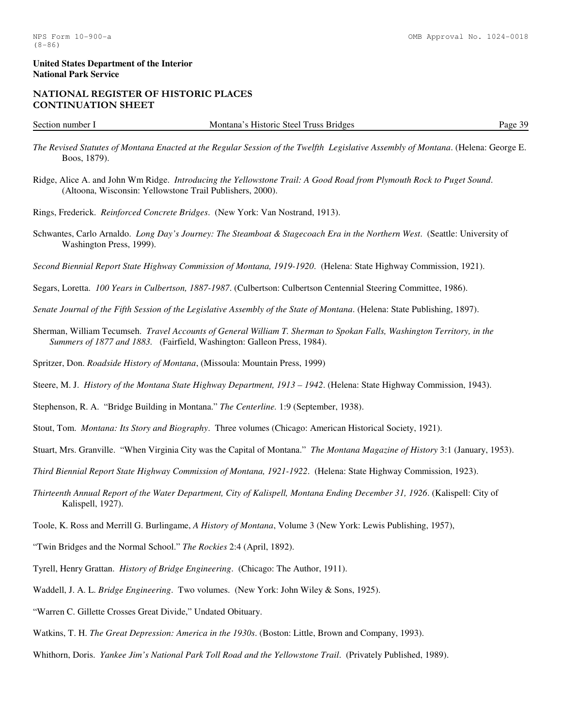*The Revised Statutes of Montana Enacted at the Regular Session of the Twelfth Legislative Assembly of Montana*. (Helena: George E. Boos, 1879).

Ridge, Alice A. and John Wm Ridge. *Introducing the Yellowstone Trail: A Good Road from Plymouth Rock to Puget Sound*. (Altoona, Wisconsin: Yellowstone Trail Publishers, 2000).

Rings, Frederick. *Reinforced Concrete Bridges*. (New York: Van Nostrand, 1913).

Schwantes, Carlo Arnaldo. *Long Day's Journey: The Steamboat & Stagecoach Era in the Northern West*. (Seattle: University of Washington Press, 1999).

*Second Biennial Report State Highway Commission of Montana, 1919-1920*. (Helena: State Highway Commission, 1921).

Segars, Loretta. *100 Years in Culbertson, 1887-1987*. (Culbertson: Culbertson Centennial Steering Committee, 1986).

*Senate Journal of the Fifth Session of the Legislative Assembly of the State of Montana*. (Helena: State Publishing, 1897).

Sherman, William Tecumseh. *Travel Accounts of General William T. Sherman to Spokan Falls, Washington Territory, in the Summers of 1877 and 1883.* (Fairfield, Washington: Galleon Press, 1984).

Spritzer, Don. *Roadside History of Montana*, (Missoula: Mountain Press, 1999)

Steere, M. J. *History of the Montana State Highway Department, 1913 – 1942*. (Helena: State Highway Commission, 1943).

Stephenson, R. A. "Bridge Building in Montana." *The Centerline.* 1:9 (September, 1938).

Stout, Tom. *Montana: Its Story and Biography*. Three volumes (Chicago: American Historical Society, 1921).

Stuart, Mrs. Granville. "When Virginia City was the Capital of Montana." *The Montana Magazine of History* 3:1 (January, 1953).

*Third Biennial Report State Highway Commission of Montana, 1921-1922*. (Helena: State Highway Commission, 1923).

*Thirteenth Annual Report of the Water Department, City of Kalispell, Montana Ending December 31, 1926*. (Kalispell: City of Kalispell, 1927).

Toole, K. Ross and Merrill G. Burlingame, *A History of Montana*, Volume 3 (New York: Lewis Publishing, 1957),

"Twin Bridges and the Normal School." *The Rockies* 2:4 (April, 1892).

Tyrell, Henry Grattan. *History of Bridge Engineering*. (Chicago: The Author, 1911).

Waddell, J. A. L. *Bridge Engineering*. Two volumes. (New York: John Wiley & Sons, 1925).

"Warren C. Gillette Crosses Great Divide," Undated Obituary.

Watkins, T. H. *The Great Depression: America in the 1930s*. (Boston: Little, Brown and Company, 1993).

Whithorn, Doris. *Yankee Jim's National Park Toll Road and the Yellowstone Trail*. (Privately Published, 1989).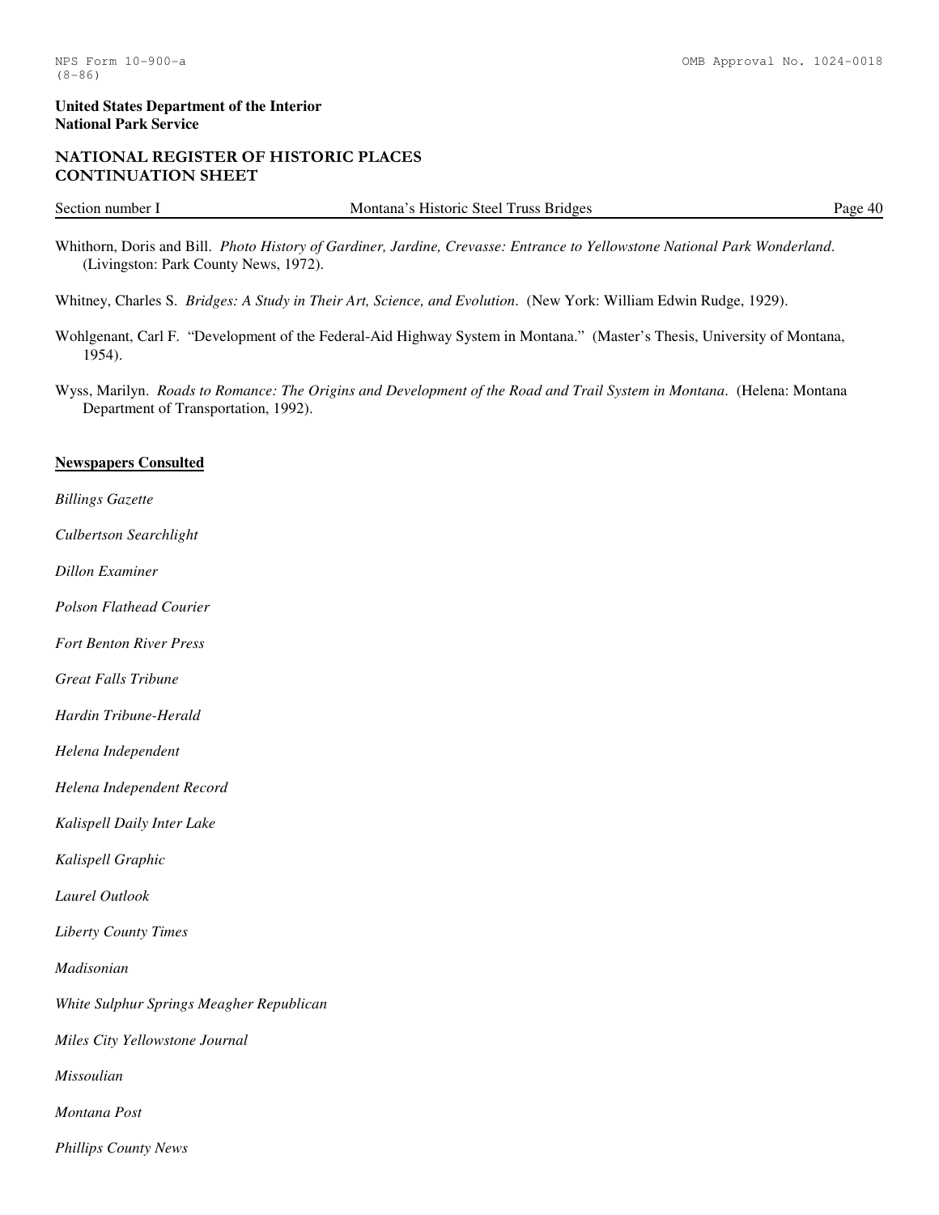Whithorn, Doris and Bill. *Photo History of Gardiner, Jardine, Crevasse: Entrance to Yellowstone National Park Wonderland*. (Livingston: Park County News, 1972).

Whitney, Charles S. *Bridges: A Study in Their Art, Science, and Evolution*. (New York: William Edwin Rudge, 1929).

Wohlgenant, Carl F. "Development of the Federal-Aid Highway System in Montana." (Master's Thesis, University of Montana, 1954).

Wyss, Marilyn. *Roads to Romance: The Origins and Development of the Road and Trail System in Montana*. (Helena: Montana Department of Transportation, 1992).

**Newspapers Consulted**

*Billings Gazette*

*Culbertson Searchlight*

*Dillon Examiner*

*Polson Flathead Courier*

*Fort Benton River Press*

*Great Falls Tribune*

*Hardin Tribune-Herald*

*Helena Independent*

*Helena Independent Record*

*Kalispell Daily Inter Lake*

*Kalispell Graphic*

*Laurel Outlook*

*Liberty County Times*

*Madisonian*

*White Sulphur Springs Meagher Republican*

*Miles City Yellowstone Journal*

*Missoulian*

*Montana Post*

*Phillips County News*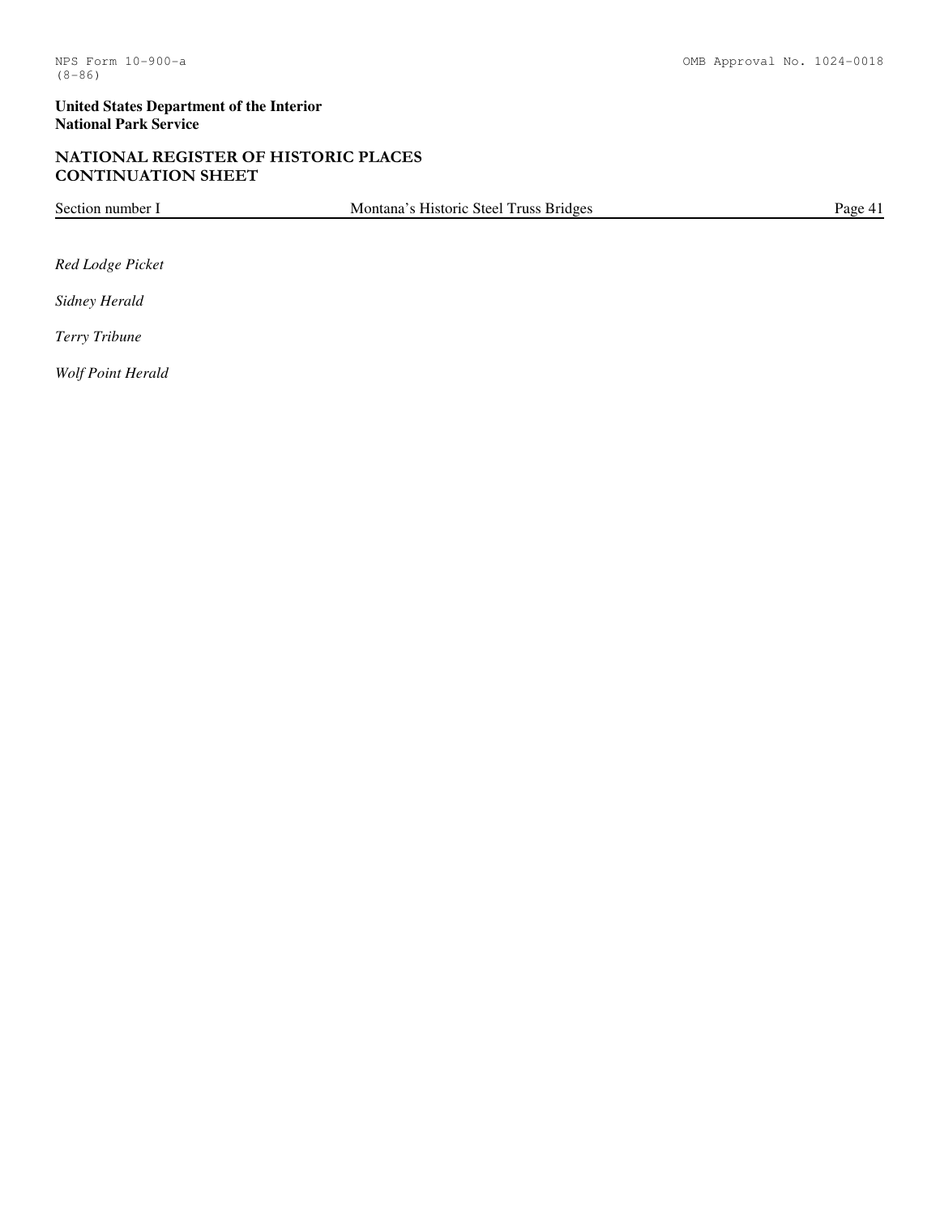*Red Lodge Picket*

*Sidney Herald*

*Terry Tribune*

*Wolf Point Herald*